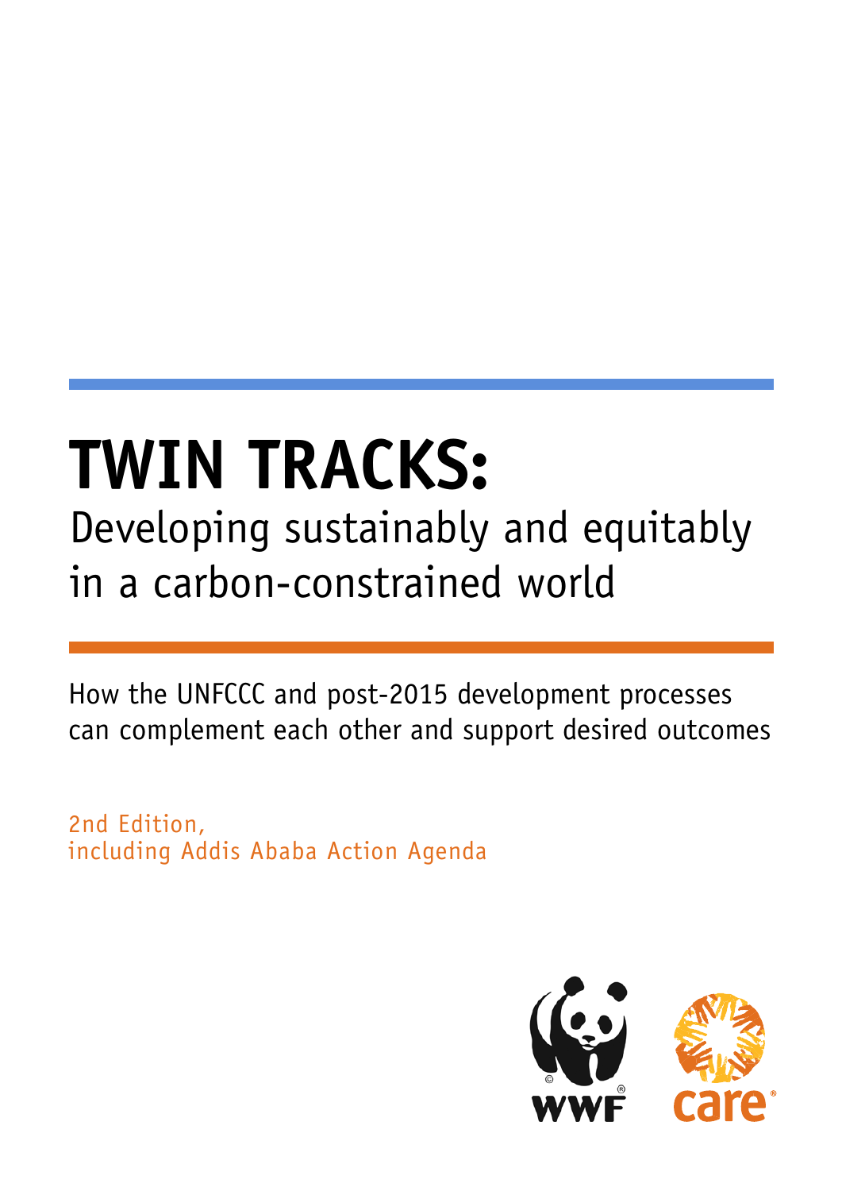# TWIN TRACKS:

## Developing sustainably and equitably in a carbon-constrained world

How the UNFCCC and post-2015 development processes can complement each other and support desired outcomes

2nd Edition,
including Addis Ababa Action Agenda

WWF

care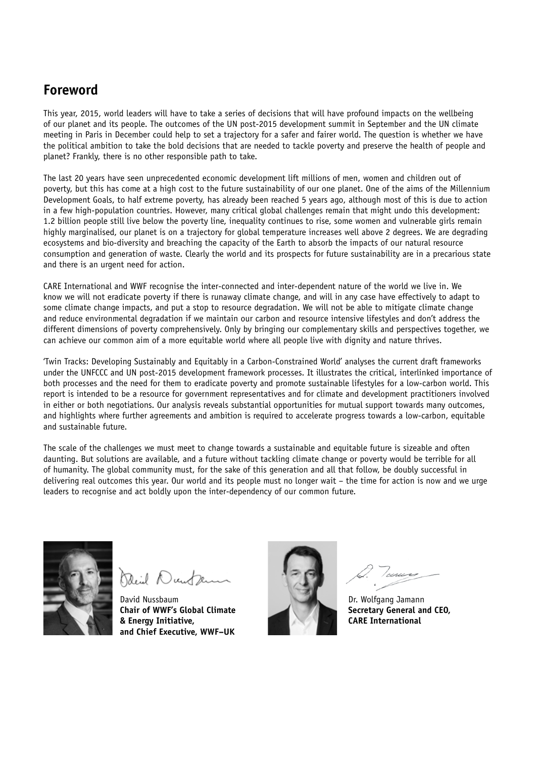## Foreword

This year, 2015, world leaders will have to take a series of decisions that will have profound impacts on the wellbeing of our planet and its people. The outcomes of the UN post-2015 development summit in September and the UN climate meeting in Paris in December could help to set a trajectory for a safer and fairer world. The question is whether we have the political ambition to take the bold decisions that are needed to tackle poverty and preserve the health of people and planet? Frankly, there is no other responsible path to take.

The last 20 years have seen unprecedented economic development lift millions of men, women and children out of poverty, but this has come at a high cost to the future sustainability of our one planet. One of the aims of the Millennium Development Goals, to half extreme poverty, has already been reached 5 years ago, although most of this is due to action in a few high-population countries. However, many critical global challenges remain that might undo this development: 1.2 billion people still live below the poverty line, inequality continues to rise, some women and vulnerable girls remain highly marginalised, our planet is on a trajectory for global temperature increases well above 2 degrees. We are degrading ecosystems and bio-diversity and breaching the capacity of the Earth to absorb the impacts of our natural resource consumption and generation of waste. Clearly the world and its prospects for future sustainability are in a precarious state and there is an urgent need for action.

CARE International and WWF recognise the inter-connected and inter-dependent nature of the world we live in. We know we will not eradicate poverty if there is runaway climate change, and will in any case have effectively to adapt to some climate change impacts, and put a stop to resource degradation. We will not be able to mitigate climate change and reduce environmental degradation if we maintain our carbon and resource intensive lifestyles and don't address the different dimensions of poverty comprehensively. Only by bringing our complementary skills and perspectives together, we can achieve our common aim of a more equitable world where all people live with dignity and nature thrives.

'Twin Tracks: Developing Sustainably and Equitably in a Carbon-Constrained World' analyses the current draft frameworks under the UNFCCC and UN post-2015 development framework processes. It illustrates the critical, interlinked importance of both processes and the need for them to eradicate poverty and promote sustainable lifestyles for a low-carbon world. This report is intended to be a resource for government representatives and for climate and development practitioners involved in either or both negotiations. Our analysis reveals substantial opportunities for mutual support towards many outcomes, and highlights where further agreements and ambition is required to accelerate progress towards a low-carbon, equitable and sustainable future.

The scale of the challenges we must meet to change towards a sustainable and equitable future is sizeable and often daunting. But solutions are available, and a future without tackling climate change or poverty would be terrible for all of humanity. The global community must, for the sake of this generation and all that follow, be doubly successful in delivering real outcomes this year. Our world and its people must no longer wait – the time for action is now and we urge leaders to recognise and act boldly upon the inter-dependency of our common future.

David Nussbaum
**Chair of WWF's Global Climate & Energy Initiative, and Chief Executive, WWF–UK**

Dr. Wolfgang Jamann
**Secretary General and CEO, CARE International**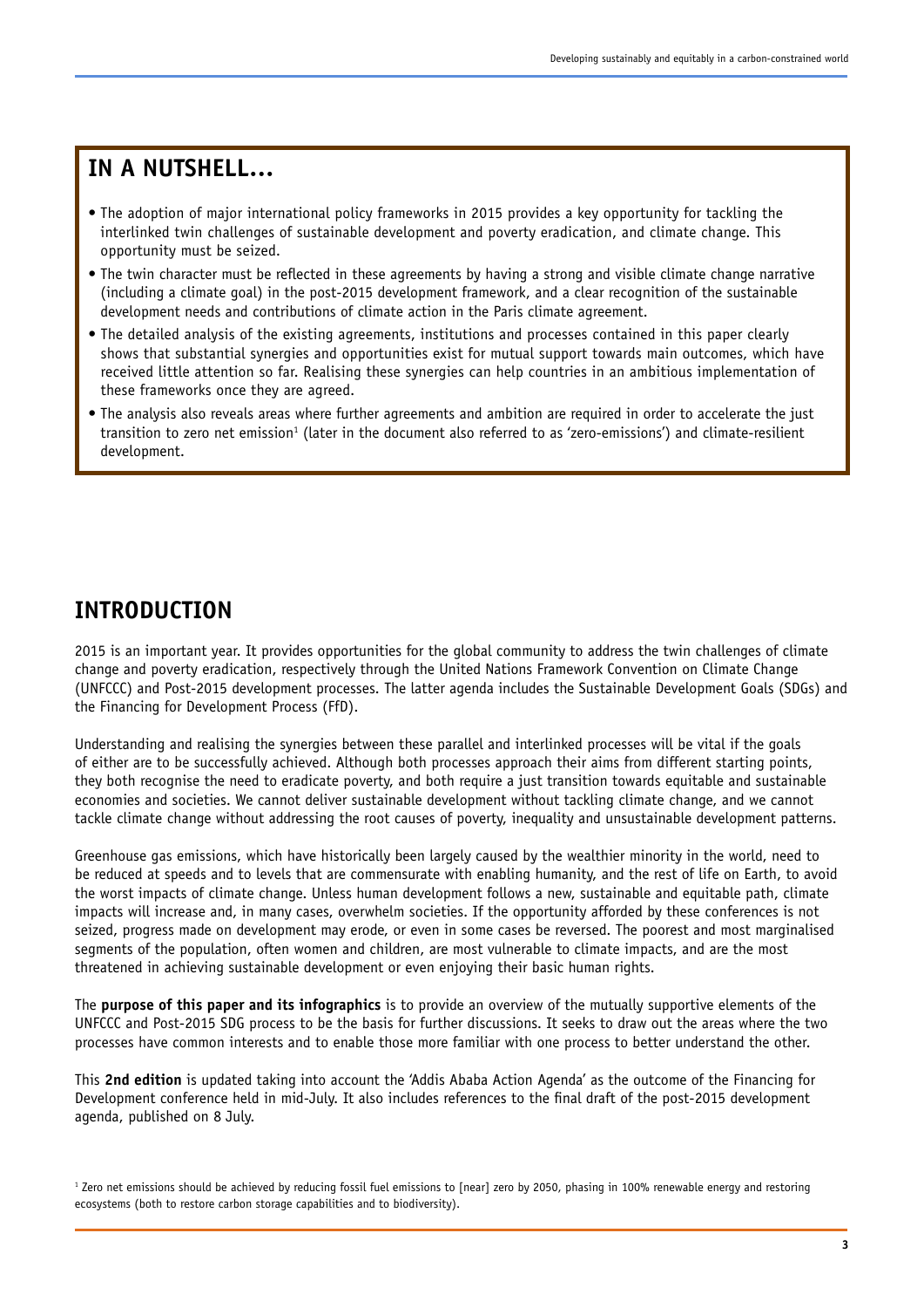## IN A NUTSHELL...

- The adoption of major international policy frameworks in 2015 provides a key opportunity for tackling the interlinked twin challenges of sustainable development and poverty eradication, and climate change. This opportunity must be seized.
- The twin character must be reflected in these agreements by having a strong and visible climate change narrative (including a climate goal) in the post-2015 development framework, and a clear recognition of the sustainable development needs and contributions of climate action in the Paris climate agreement.
- The detailed analysis of the existing agreements, institutions and processes contained in this paper clearly shows that substantial synergies and opportunities exist for mutual support towards main outcomes, which have received little attention so far. Realising these synergies can help countries in an ambitious implementation of these frameworks once they are agreed.
- The analysis also reveals areas where further agreements and ambition are required in order to accelerate the just transition to zero net emission[1] (later in the document also referred to as 'zero-emissions') and climate-resilient development.

## INTRODUCTION

2015 is an important year. It provides opportunities for the global community to address the twin challenges of climate change and poverty eradication, respectively through the United Nations Framework Convention on Climate Change (UNFCCC) and Post-2015 development processes. The latter agenda includes the Sustainable Development Goals (SDGs) and the Financing for Development Process (FfD).

Understanding and realising the synergies between these parallel and interlinked processes will be vital if the goals of either are to be successfully achieved. Although both processes approach their aims from different starting points, they both recognise the need to eradicate poverty, and both require a just transition towards equitable and sustainable economies and societies. We cannot deliver sustainable development without tackling climate change, and we cannot tackle climate change without addressing the root causes of poverty, inequality and unsustainable development patterns.

Greenhouse gas emissions, which have historically been largely caused by the wealthier minority in the world, need to be reduced at speeds and to levels that are commensurate with enabling humanity, and the rest of life on Earth, to avoid the worst impacts of climate change. Unless human development follows a new, sustainable and equitable path, climate impacts will increase and, in many cases, overwhelm societies. If the opportunity afforded by these conferences is not seized, progress made on development may erode, or even in some cases be reversed. The poorest and most marginalised segments of the population, often women and children, are most vulnerable to climate impacts, and are the most threatened in achieving sustainable development or even enjoying their basic human rights.

The **purpose of this paper and its infographics** is to provide an overview of the mutually supportive elements of the UNFCCC and Post-2015 SDG process to be the basis for further discussions. It seeks to draw out the areas where the two processes have common interests and to enable those more familiar with one process to better understand the other.

This **2nd edition** is updated taking into account the 'Addis Ababa Action Agenda' as the outcome of the Financing for Development conference held in mid-July. It also includes references to the final draft of the post-2015 development agenda, published on 8 July.

[1] Zero net emissions should be achieved by reducing fossil fuel emissions to [near] zero by 2050, phasing in 100% renewable energy and restoring ecosystems (both to restore carbon storage capabilities and to biodiversity).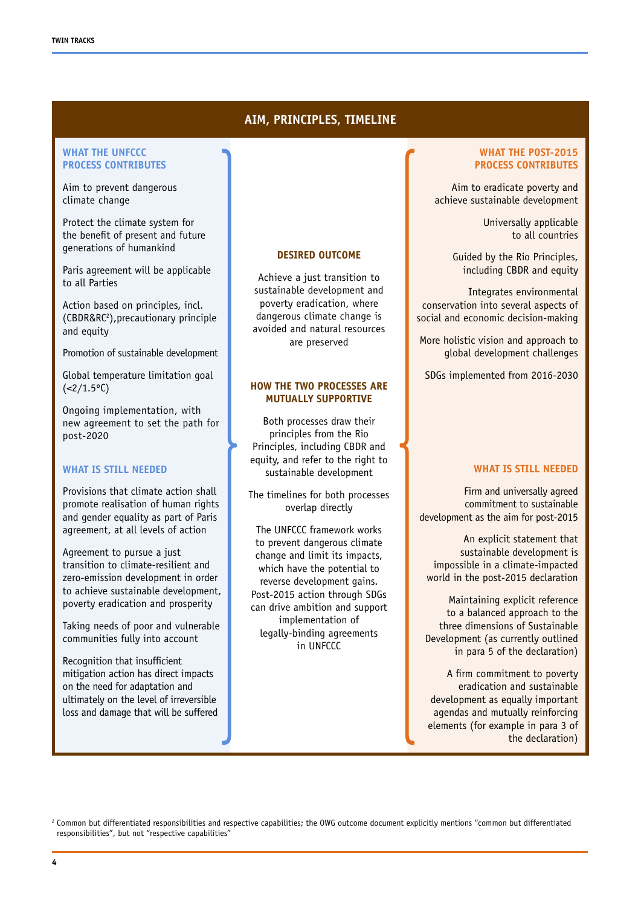## AIM, PRINCIPLES, TIMELINE

### WHAT THE UNFCCC PROCESS CONTRIBUTES

Aim to prevent dangerous climate change

Protect the climate system for the benefit of present and future generations of humankind

Paris agreement will be applicable to all Parties

Action based on principles, incl. (CBDR&RC[2]),precautionary principle and equity

Promotion of sustainable development

Global temperature limitation goal (<2/1.5°C)

Ongoing implementation, with new agreement to set the path for post-2020

### WHAT IS STILL NEEDED

Provisions that climate action shall promote realisation of human rights and gender equality as part of Paris agreement, at all levels of action

Agreement to pursue a just transition to climate-resilient and zero-emission development in order to achieve sustainable development, poverty eradication and prosperity

Taking needs of poor and vulnerable communities fully into account

Recognition that insufficient mitigation action has direct impacts on the need for adaptation and ultimately on the level of irreversible loss and damage that will be suffered

### DESIRED OUTCOME

Achieve a just transition to sustainable development and poverty eradication, where dangerous climate change is avoided and natural resources are preserved

### HOW THE TWO PROCESSES ARE MUTUALLY SUPPORTIVE

Both processes draw their principles from the Rio Principles, including CBDR and equity, and refer to the right to sustainable development

The timelines for both processes overlap directly

The UNFCCC framework works to prevent dangerous climate change and limit its impacts, which have the potential to reverse development gains. Post-2015 action through SDGs can drive ambition and support implementation of legally-binding agreements in UNFCCC

### WHAT THE POST-2015 PROCESS CONTRIBUTES

Aim to eradicate poverty and achieve sustainable development

Universally applicable to all countries

Guided by the Rio Principles, including CBDR and equity

Integrates environmental conservation into several aspects of social and economic decision-making

More holistic vision and approach to global development challenges

SDGs implemented from 2016-2030

### WHAT IS STILL NEEDED

Firm and universally agreed commitment to sustainable development as the aim for post-2015

An explicit statement that sustainable development is impossible in a climate-impacted world in the post-2015 declaration

Maintaining explicit reference to a balanced approach to the three dimensions of Sustainable Development (as currently outlined in para 5 of the declaration)

A firm commitment to poverty eradication and sustainable development as equally important agendas and mutually reinforcing elements (for example in para 3 of the declaration)

---

[2] Common but differentiated responsibilities and respective capabilities; the OWG outcome document explicitly mentions "common but differentiated responsibilities", but not "respective capabilities"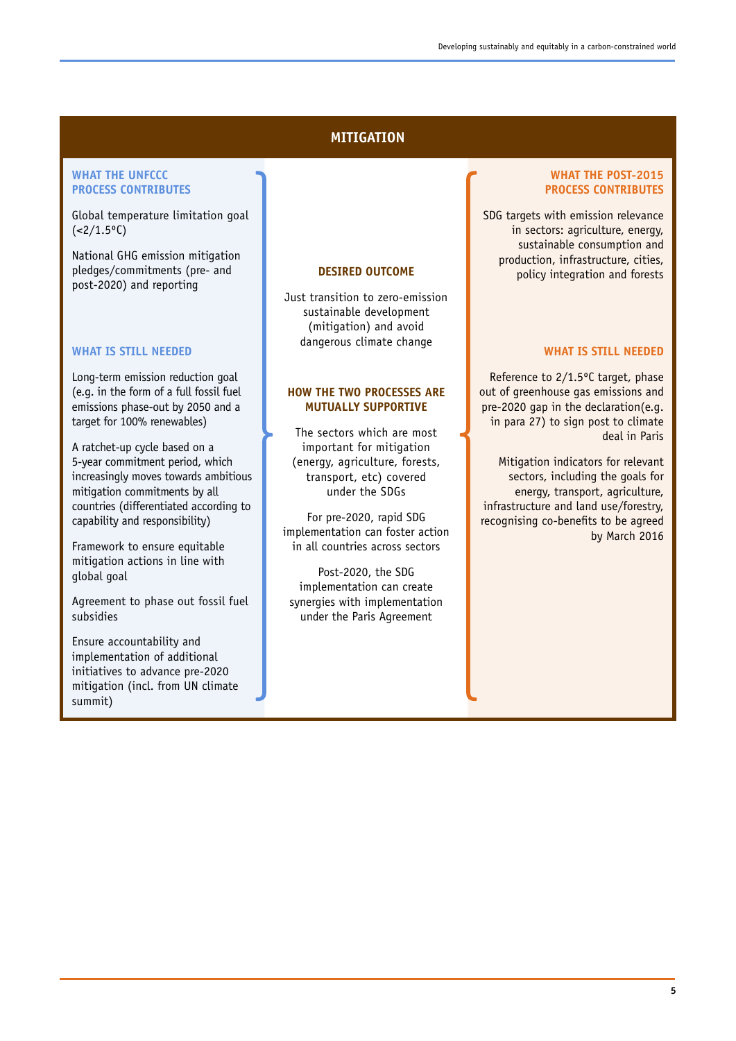## MITIGATION

### WHAT THE UNFCCC PROCESS CONTRIBUTES

Global temperature limitation goal (<2/1.5°C)

National GHG emission mitigation pledges/commitments (pre- and post-2020) and reporting

### WHAT IS STILL NEEDED

Long-term emission reduction goal (e.g. in the form of a full fossil fuel emissions phase-out by 2050 and a target for 100% renewables)

A ratchet-up cycle based on a 5-year commitment period, which increasingly moves towards ambitious mitigation commitments by all countries (differentiated according to capability and responsibility)

Framework to ensure equitable mitigation actions in line with global goal

Agreement to phase out fossil fuel subsidies

Ensure accountability and implementation of additional initiatives to advance pre-2020 mitigation (incl. from UN climate summit)

### DESIRED OUTCOME

Just transition to zero-emission sustainable development (mitigation) and avoid dangerous climate change

### HOW THE TWO PROCESSES ARE MUTUALLY SUPPORTIVE

The sectors which are most important for mitigation (energy, agriculture, forests, transport, etc) covered under the SDGs

For pre-2020, rapid SDG implementation can foster action in all countries across sectors

Post-2020, the SDG implementation can create synergies with implementation under the Paris Agreement

### WHAT THE POST-2015 PROCESS CONTRIBUTES

SDG targets with emission relevance in sectors: agriculture, energy, sustainable consumption and production, infrastructure, cities, policy integration and forests

### WHAT IS STILL NEEDED

Reference to 2/1.5°C target, phase out of greenhouse gas emissions and pre-2020 gap in the declaration(e.g. in para 27) to sign post to climate deal in Paris

Mitigation indicators for relevant sectors, including the goals for energy, transport, agriculture, infrastructure and land use/forestry, recognising co-benefits to be agreed by March 2016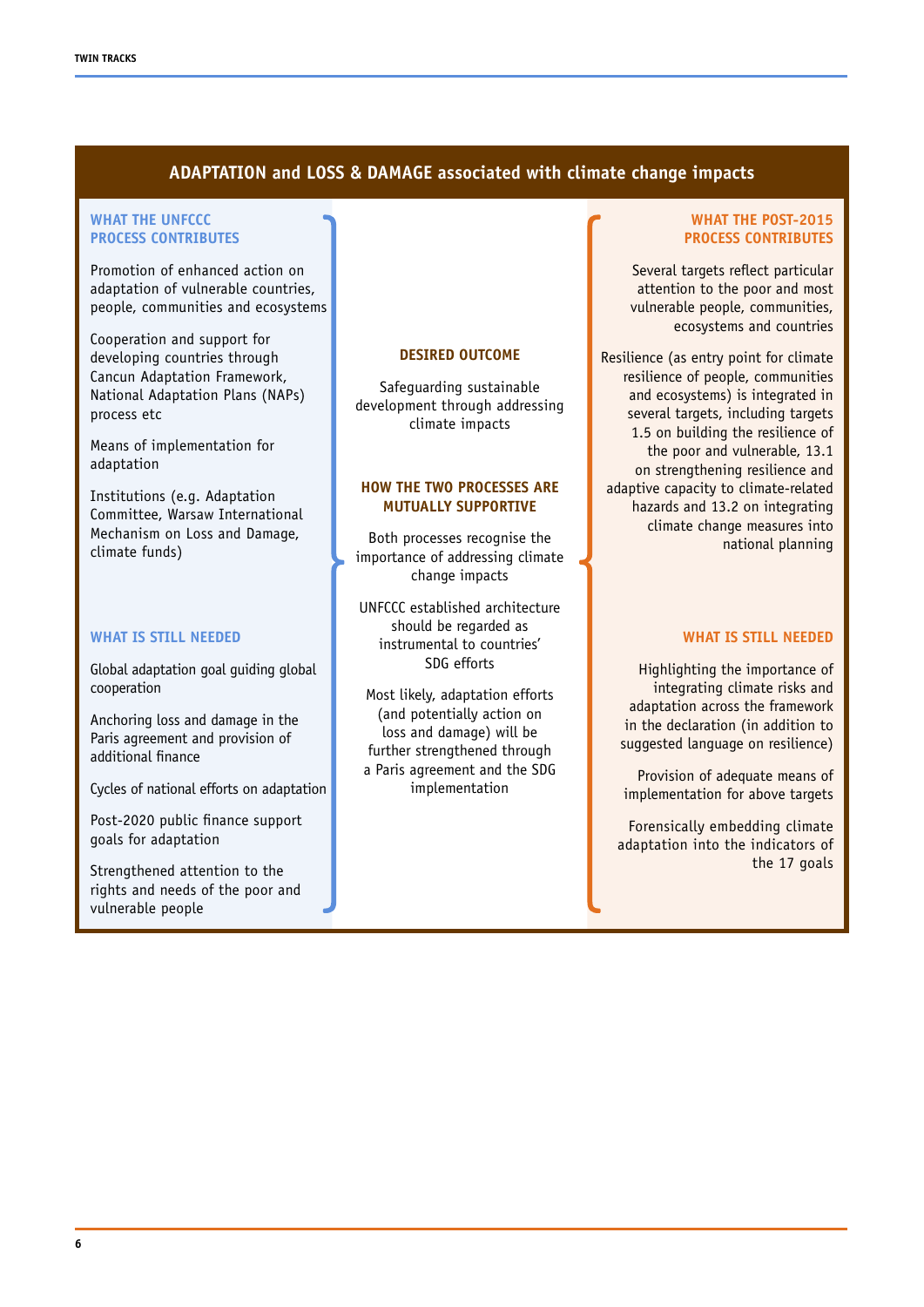## ADAPTATION and LOSS & DAMAGE associated with climate change impacts

### WHAT THE UNFCCC PROCESS CONTRIBUTES

Promotion of enhanced action on adaptation of vulnerable countries, people, communities and ecosystems

Cooperation and support for developing countries through Cancun Adaptation Framework, National Adaptation Plans (NAPs) process etc

Means of implementation for adaptation

Institutions (e.g. Adaptation Committee, Warsaw International Mechanism on Loss and Damage, climate funds)

### WHAT IS STILL NEEDED

Global adaptation goal guiding global cooperation

Anchoring loss and damage in the Paris agreement and provision of additional finance

Cycles of national efforts on adaptation

Post-2020 public finance support goals for adaptation

Strengthened attention to the rights and needs of the poor and vulnerable people

### DESIRED OUTCOME

Safeguarding sustainable development through addressing climate impacts

### HOW THE TWO PROCESSES ARE MUTUALLY SUPPORTIVE

Both processes recognise the importance of addressing climate change impacts

UNFCCC established architecture should be regarded as instrumental to countries' SDG efforts

Most likely, adaptation efforts (and potentially action on loss and damage) will be further strengthened through a Paris agreement and the SDG implementation

### WHAT THE POST-2015 PROCESS CONTRIBUTES

Several targets reflect particular attention to the poor and most vulnerable people, communities, ecosystems and countries

Resilience (as entry point for climate resilience of people, communities and ecosystems) is integrated in several targets, including targets 1.5 on building the resilience of the poor and vulnerable, 13.1 on strengthening resilience and adaptive capacity to climate-related hazards and 13.2 on integrating climate change measures into national planning

### WHAT IS STILL NEEDED

Highlighting the importance of integrating climate risks and adaptation across the framework in the declaration (in addition to suggested language on resilience)

Provision of adequate means of implementation for above targets

Forensically embedding climate adaptation into the indicators of the 17 goals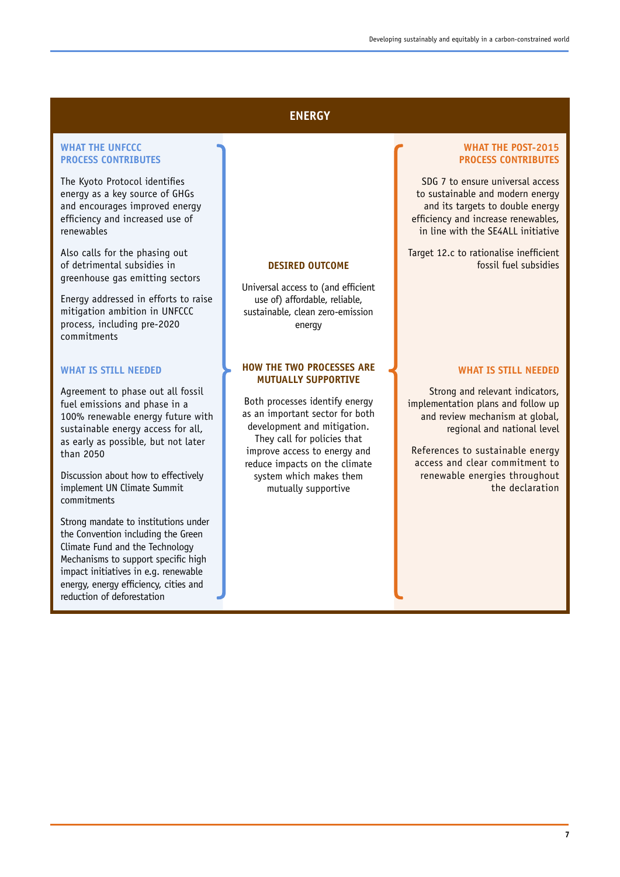## ENERGY

### WHAT THE UNFCCC PROCESS CONTRIBUTES

The Kyoto Protocol identifies energy as a key source of GHGs and encourages improved energy efficiency and increased use of renewables

Also calls for the phasing out of detrimental subsidies in greenhouse gas emitting sectors

Energy addressed in efforts to raise mitigation ambition in UNFCCC process, including pre-2020 commitments

### WHAT IS STILL NEEDED

Agreement to phase out all fossil fuel emissions and phase in a 100% renewable energy future with sustainable energy access for all, as early as possible, but not later than 2050

Discussion about how to effectively implement UN Climate Summit commitments

Strong mandate to institutions under the Convention including the Green Climate Fund and the Technology Mechanisms to support specific high impact initiatives in e.g. renewable energy, energy efficiency, cities and reduction of deforestation

### DESIRED OUTCOME

Universal access to (and efficient use of) affordable, reliable, sustainable, clean zero-emission energy

### HOW THE TWO PROCESSES ARE MUTUALLY SUPPORTIVE

Both processes identify energy as an important sector for both development and mitigation. They call for policies that improve access to energy and reduce impacts on the climate system which makes them mutually supportive

### WHAT THE POST-2015 PROCESS CONTRIBUTES

SDG 7 to ensure universal access to sustainable and modern energy and its targets to double energy efficiency and increase renewables, in line with the SE4ALL initiative

Target 12.c to rationalise inefficient fossil fuel subsidies

### WHAT IS STILL NEEDED

Strong and relevant indicators, implementation plans and follow up and review mechanism at global, regional and national level

References to sustainable energy access and clear commitment to renewable energies throughout the declaration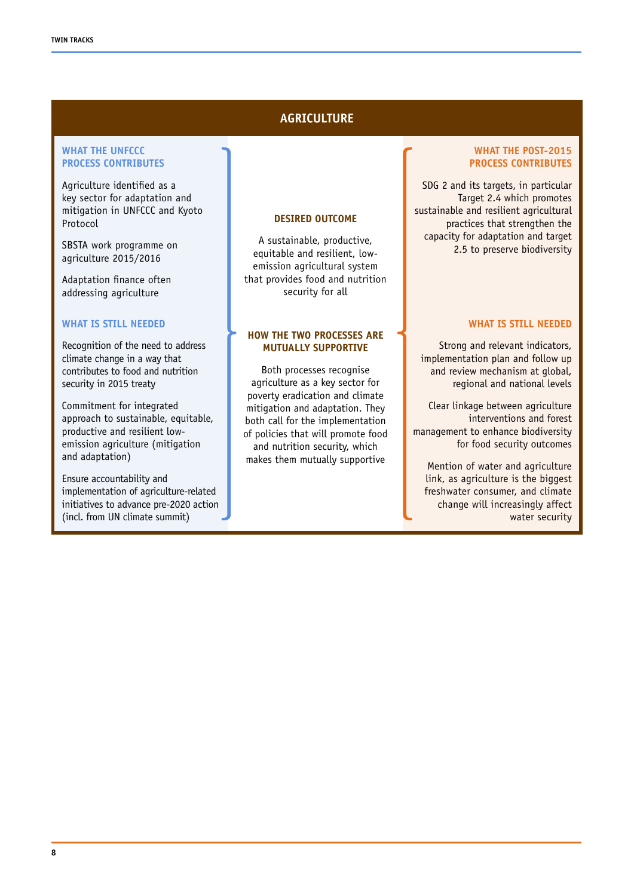## AGRICULTURE

### WHAT THE UNFCCC PROCESS CONTRIBUTES

Agriculture identified as a key sector for adaptation and mitigation in UNFCCC and Kyoto Protocol

SBSTA work programme on agriculture 2015/2016

Adaptation finance often addressing agriculture

### WHAT IS STILL NEEDED

Recognition of the need to address climate change in a way that contributes to food and nutrition security in 2015 treaty

Commitment for integrated approach to sustainable, equitable, productive and resilient low-emission agriculture (mitigation and adaptation)

Ensure accountability and implementation of agriculture-related initiatives to advance pre-2020 action (incl. from UN climate summit)

### DESIRED OUTCOME

A sustainable, productive, equitable and resilient, low-emission agricultural system that provides food and nutrition security for all

### HOW THE TWO PROCESSES ARE MUTUALLY SUPPORTIVE

Both processes recognise agriculture as a key sector for poverty eradication and climate mitigation and adaptation. They both call for the implementation of policies that will promote food and nutrition security, which makes them mutually supportive

### WHAT THE POST-2015 PROCESS CONTRIBUTES

SDG 2 and its targets, in particular Target 2.4 which promotes sustainable and resilient agricultural practices that strengthen the capacity for adaptation and target 2.5 to preserve biodiversity

### WHAT IS STILL NEEDED

Strong and relevant indicators, implementation plan and follow up and review mechanism at global, regional and national levels

Clear linkage between agriculture interventions and forest management to enhance biodiversity for food security outcomes

Mention of water and agriculture link, as agriculture is the biggest freshwater consumer, and climate change will increasingly affect water security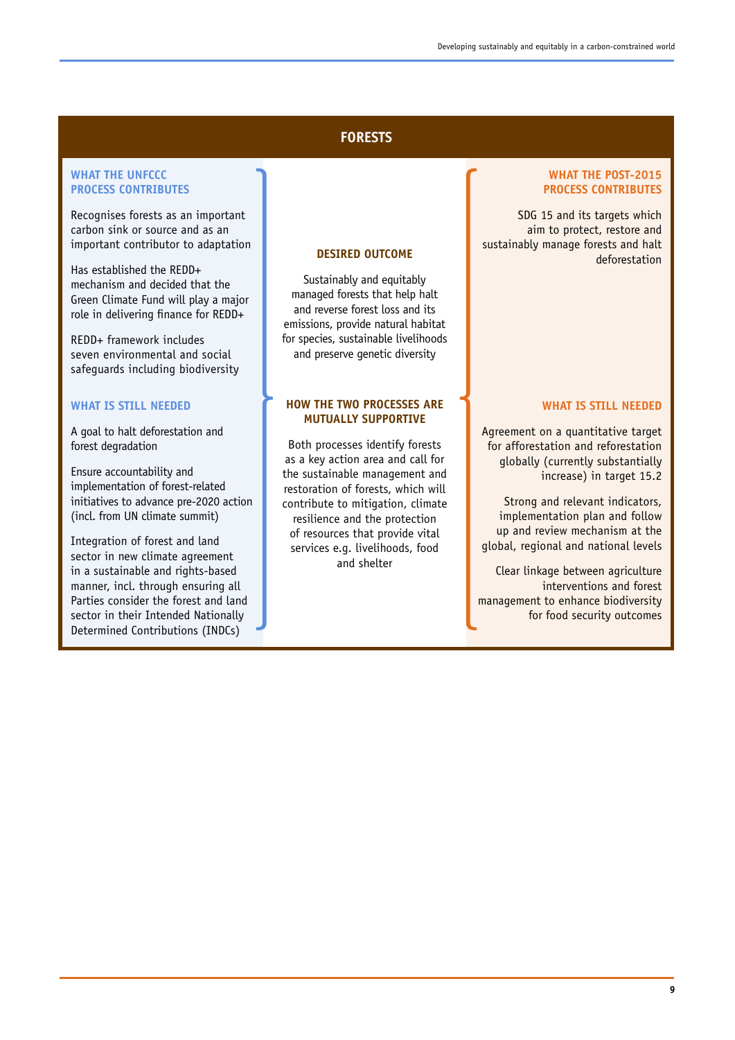## FORESTS

### WHAT THE UNFCCC PROCESS CONTRIBUTES

Recognises forests as an important carbon sink or source and as an important contributor to adaptation

Has established the REDD+ mechanism and decided that the Green Climate Fund will play a major role in delivering finance for REDD+

REDD+ framework includes seven environmental and social safeguards including biodiversity

### WHAT IS STILL NEEDED

A goal to halt deforestation and forest degradation

Ensure accountability and implementation of forest-related initiatives to advance pre-2020 action (incl. from UN climate summit)

Integration of forest and land sector in new climate agreement in a sustainable and rights-based manner, incl. through ensuring all Parties consider the forest and land sector in their Intended Nationally Determined Contributions (INDCs)

### DESIRED OUTCOME

Sustainably and equitably managed forests that help halt and reverse forest loss and its emissions, provide natural habitat for species, sustainable livelihoods and preserve genetic diversity

### HOW THE TWO PROCESSES ARE MUTUALLY SUPPORTIVE

Both processes identify forests as a key action area and call for the sustainable management and restoration of forests, which will contribute to mitigation, climate resilience and the protection of resources that provide vital services e.g. livelihoods, food and shelter

### WHAT THE POST-2015 PROCESS CONTRIBUTES

SDG 15 and its targets which aim to protect, restore and sustainably manage forests and halt deforestation

### WHAT IS STILL NEEDED

Agreement on a quantitative target for afforestation and reforestation globally (currently substantially increase) in target 15.2

Strong and relevant indicators, implementation plan and follow up and review mechanism at the global, regional and national levels

Clear linkage between agriculture interventions and forest management to enhance biodiversity for food security outcomes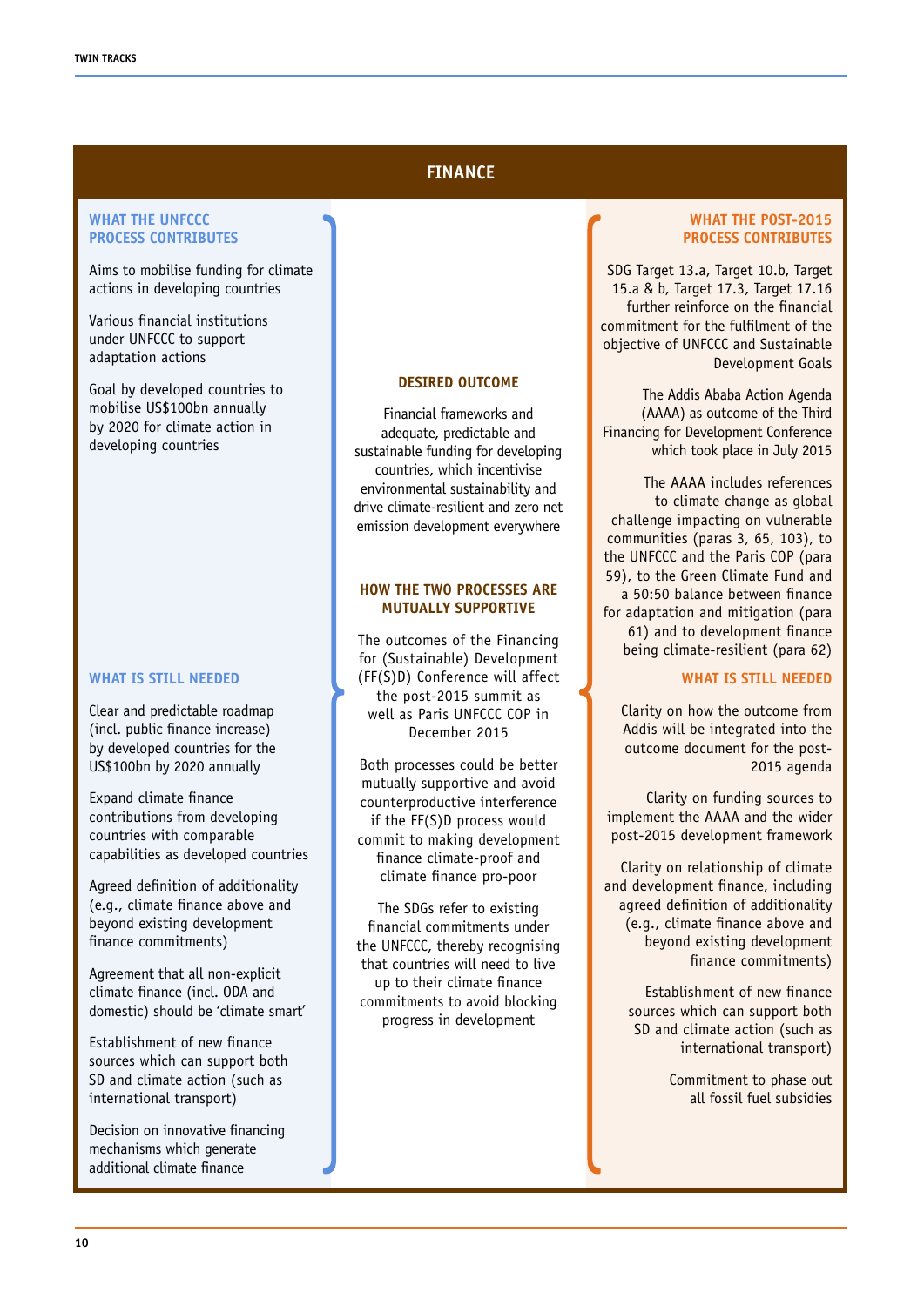## FINANCE

### WHAT THE UNFCCC PROCESS CONTRIBUTES

Aims to mobilise funding for climate actions in developing countries

Various financial institutions under UNFCCC to support adaptation actions

Goal by developed countries to mobilise US$100bn annually by 2020 for climate action in developing countries

### WHAT IS STILL NEEDED

Clear and predictable roadmap (incl. public finance increase) by developed countries for the US$100bn by 2020 annually

Expand climate finance contributions from developing countries with comparable capabilities as developed countries

Agreed definition of additionality (e.g., climate finance above and beyond existing development finance commitments)

Agreement that all non-explicit climate finance (incl. ODA and domestic) should be 'climate smart'

Establishment of new finance sources which can support both SD and climate action (such as international transport)

Decision on innovative financing mechanisms which generate additional climate finance

### DESIRED OUTCOME

Financial frameworks and adequate, predictable and sustainable funding for developing countries, which incentivise environmental sustainability and drive climate-resilient and zero net emission development everywhere

### HOW THE TWO PROCESSES ARE MUTUALLY SUPPORTIVE

The outcomes of the Financing for (Sustainable) Development (FF(S)D) Conference will affect the post-2015 summit as well as Paris UNFCCC COP in December 2015

Both processes could be better mutually supportive and avoid counterproductive interference if the FF(S)D process would commit to making development finance climate-proof and climate finance pro-poor

The SDGs refer to existing financial commitments under the UNFCCC, thereby recognising that countries will need to live up to their climate finance commitments to avoid blocking progress in development

### WHAT THE POST-2015 PROCESS CONTRIBUTES

SDG Target 13.a, Target 10.b, Target 15.a & b, Target 17.3, Target 17.16 further reinforce on the financial commitment for the fulfilment of the objective of UNFCCC and Sustainable Development Goals

The Addis Ababa Action Agenda (AAAA) as outcome of the Third Financing for Development Conference which took place in July 2015

The AAAA includes references to climate change as global challenge impacting on vulnerable communities (paras 3, 65, 103), to the UNFCCC and the Paris COP (para 59), to the Green Climate Fund and a 50:50 balance between finance for adaptation and mitigation (para 61) and to development finance being climate-resilient (para 62)

### WHAT IS STILL NEEDED

Clarity on how the outcome from Addis will be integrated into the outcome document for the post-2015 agenda

Clarity on funding sources to implement the AAAA and the wider post-2015 development framework

Clarity on relationship of climate and development finance, including agreed definition of additionality (e.g., climate finance above and beyond existing development finance commitments)

Establishment of new finance sources which can support both SD and climate action (such as international transport)

Commitment to phase out all fossil fuel subsidies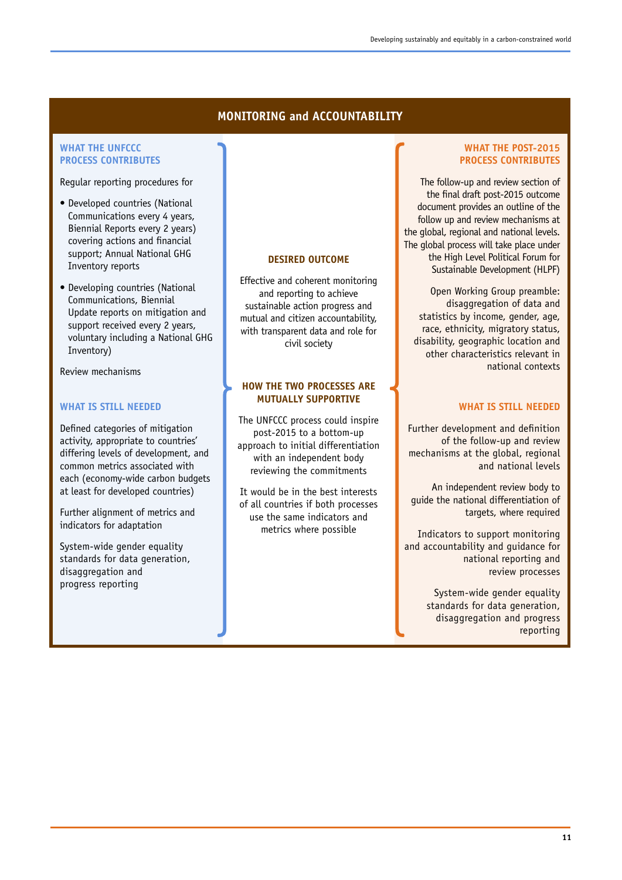## MONITORING and ACCOUNTABILITY

### WHAT THE UNFCCC PROCESS CONTRIBUTES

Regular reporting procedures for

- Developed countries (National Communications every 4 years, Biennial Reports every 2 years) covering actions and financial support; Annual National GHG Inventory reports
- Developing countries (National Communications, Biennial Update reports on mitigation and support received every 2 years, voluntary including a National GHG Inventory)

Review mechanisms

### WHAT IS STILL NEEDED

Defined categories of mitigation activity, appropriate to countries' differing levels of development, and common metrics associated with each (economy-wide carbon budgets at least for developed countries)

Further alignment of metrics and indicators for adaptation

System-wide gender equality standards for data generation, disaggregation and progress reporting

### DESIRED OUTCOME

Effective and coherent monitoring and reporting to achieve sustainable action progress and mutual and citizen accountability, with transparent data and role for civil society

### HOW THE TWO PROCESSES ARE MUTUALLY SUPPORTIVE

The UNFCCC process could inspire post-2015 to a bottom-up approach to initial differentiation with an independent body reviewing the commitments

It would be in the best interests of all countries if both processes use the same indicators and metrics where possible

### WHAT THE POST-2015 PROCESS CONTRIBUTES

The follow-up and review section of the final draft post-2015 outcome document provides an outline of the follow up and review mechanisms at the global, regional and national levels. The global process will take place under the High Level Political Forum for Sustainable Development (HLPF)

Open Working Group preamble: disaggregation of data and statistics by income, gender, age, race, ethnicity, migratory status, disability, geographic location and other characteristics relevant in national contexts

### WHAT IS STILL NEEDED

Further development and definition of the follow-up and review mechanisms at the global, regional and national levels

An independent review body to guide the national differentiation of targets, where required

Indicators to support monitoring and accountability and guidance for national reporting and review processes

System-wide gender equality standards for data generation, disaggregation and progress reporting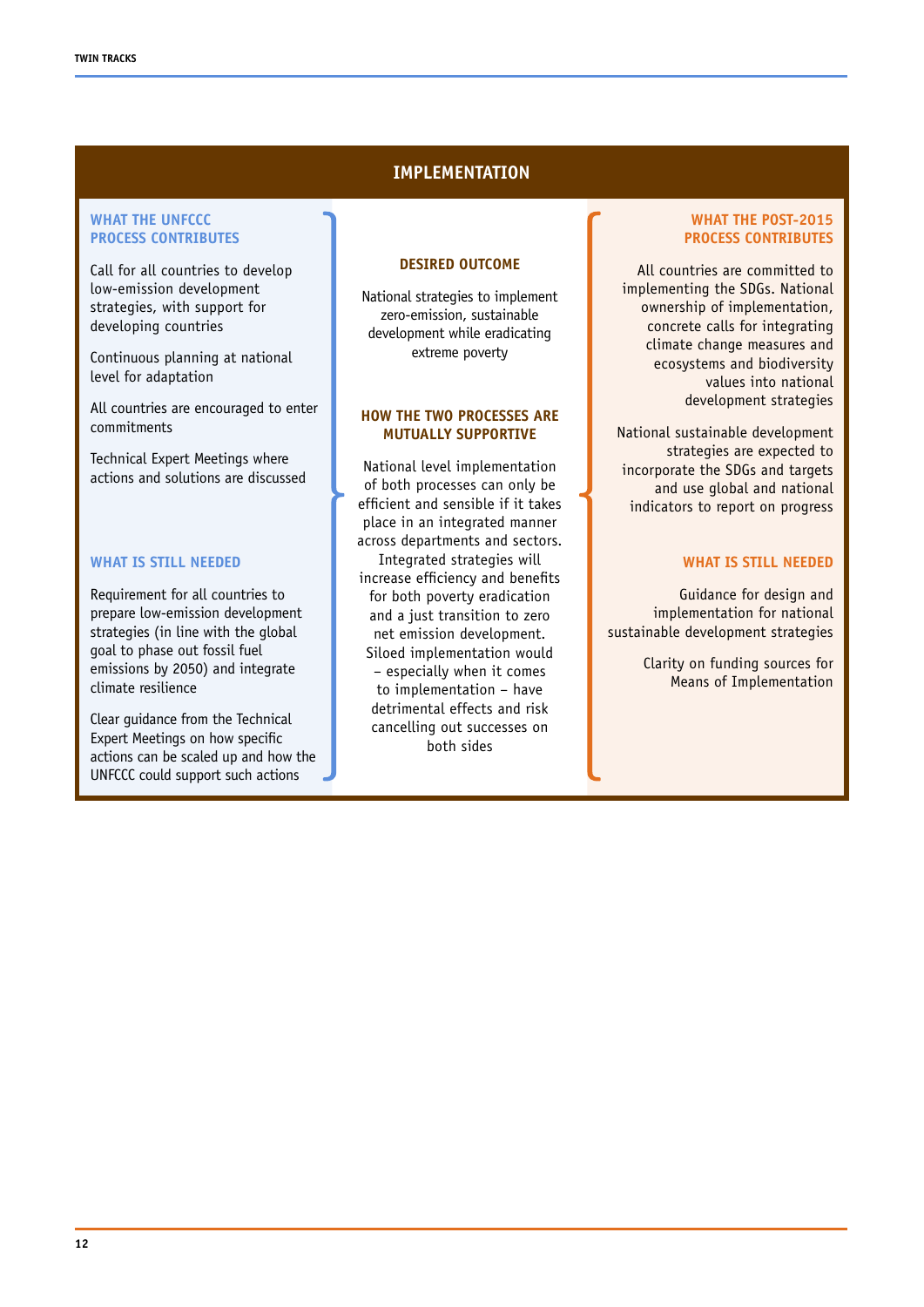## IMPLEMENTATION

### WHAT THE UNFCCC PROCESS CONTRIBUTES

Call for all countries to develop low-emission development strategies, with support for developing countries

Continuous planning at national level for adaptation

All countries are encouraged to enter commitments

Technical Expert Meetings where actions and solutions are discussed

### WHAT IS STILL NEEDED

Requirement for all countries to prepare low-emission development strategies (in line with the global goal to phase out fossil fuel emissions by 2050) and integrate climate resilience

Clear guidance from the Technical Expert Meetings on how specific actions can be scaled up and how the UNFCCC could support such actions

### DESIRED OUTCOME

National strategies to implement zero-emission, sustainable development while eradicating extreme poverty

### HOW THE TWO PROCESSES ARE MUTUALLY SUPPORTIVE

National level implementation of both processes can only be efficient and sensible if it takes place in an integrated manner across departments and sectors. Integrated strategies will increase efficiency and benefits for both poverty eradication and a just transition to zero net emission development. Siloed implementation would – especially when it comes to implementation – have detrimental effects and risk cancelling out successes on both sides

### WHAT THE POST-2015 PROCESS CONTRIBUTES

All countries are committed to implementing the SDGs. National ownership of implementation, concrete calls for integrating climate change measures and ecosystems and biodiversity values into national development strategies

National sustainable development strategies are expected to incorporate the SDGs and targets and use global and national indicators to report on progress

### WHAT IS STILL NEEDED

Guidance for design and implementation for national sustainable development strategies

Clarity on funding sources for Means of Implementation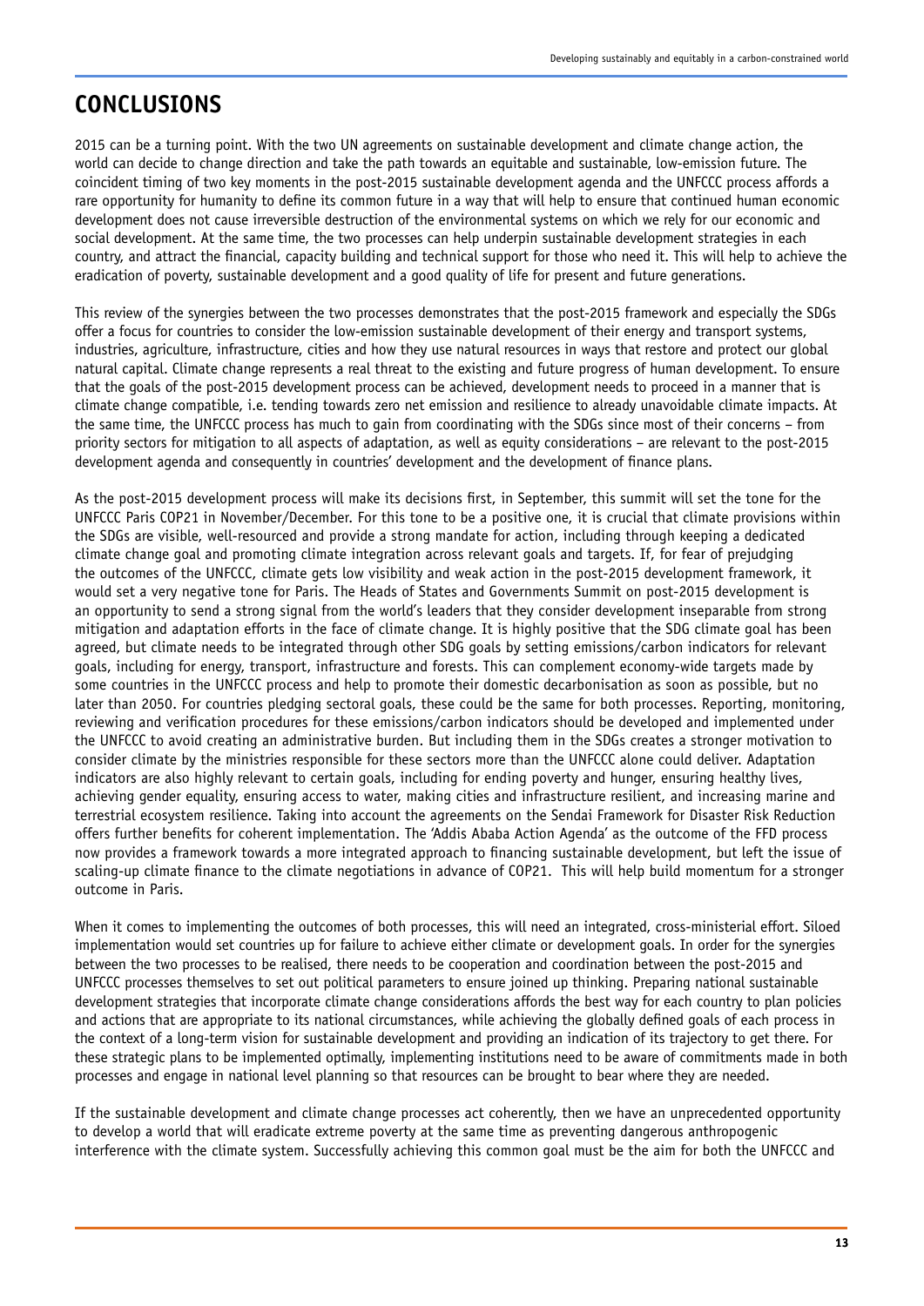## CONCLUSIONS

2015 can be a turning point. With the two UN agreements on sustainable development and climate change action, the world can decide to change direction and take the path towards an equitable and sustainable, low-emission future. The coincident timing of two key moments in the post-2015 sustainable development agenda and the UNFCCC process affords a rare opportunity for humanity to define its common future in a way that will help to ensure that continued human economic development does not cause irreversible destruction of the environmental systems on which we rely for our economic and social development. At the same time, the two processes can help underpin sustainable development strategies in each country, and attract the financial, capacity building and technical support for those who need it. This will help to achieve the eradication of poverty, sustainable development and a good quality of life for present and future generations.

This review of the synergies between the two processes demonstrates that the post-2015 framework and especially the SDGs offer a focus for countries to consider the low-emission sustainable development of their energy and transport systems, industries, agriculture, infrastructure, cities and how they use natural resources in ways that restore and protect our global natural capital. Climate change represents a real threat to the existing and future progress of human development. To ensure that the goals of the post-2015 development process can be achieved, development needs to proceed in a manner that is climate change compatible, i.e. tending towards zero net emission and resilience to already unavoidable climate impacts. At the same time, the UNFCCC process has much to gain from coordinating with the SDGs since most of their concerns – from priority sectors for mitigation to all aspects of adaptation, as well as equity considerations – are relevant to the post-2015 development agenda and consequently in countries' development and the development of finance plans.

As the post-2015 development process will make its decisions first, in September, this summit will set the tone for the UNFCCC Paris COP21 in November/December. For this tone to be a positive one, it is crucial that climate provisions within the SDGs are visible, well-resourced and provide a strong mandate for action, including through keeping a dedicated climate change goal and promoting climate integration across relevant goals and targets. If, for fear of prejudging the outcomes of the UNFCCC, climate gets low visibility and weak action in the post-2015 development framework, it would set a very negative tone for Paris. The Heads of States and Governments Summit on post-2015 development is an opportunity to send a strong signal from the world's leaders that they consider development inseparable from strong mitigation and adaptation efforts in the face of climate change. It is highly positive that the SDG climate goal has been agreed, but climate needs to be integrated through other SDG goals by setting emissions/carbon indicators for relevant goals, including for energy, transport, infrastructure and forests. This can complement economy-wide targets made by some countries in the UNFCCC process and help to promote their domestic decarbonisation as soon as possible, but no later than 2050. For countries pledging sectoral goals, these could be the same for both processes. Reporting, monitoring, reviewing and verification procedures for these emissions/carbon indicators should be developed and implemented under the UNFCCC to avoid creating an administrative burden. But including them in the SDGs creates a stronger motivation to consider climate by the ministries responsible for these sectors more than the UNFCCC alone could deliver. Adaptation indicators are also highly relevant to certain goals, including for ending poverty and hunger, ensuring healthy lives, achieving gender equality, ensuring access to water, making cities and infrastructure resilient, and increasing marine and terrestrial ecosystem resilience. Taking into account the agreements on the Sendai Framework for Disaster Risk Reduction offers further benefits for coherent implementation. The 'Addis Ababa Action Agenda' as the outcome of the FFD process now provides a framework towards a more integrated approach to financing sustainable development, but left the issue of scaling-up climate finance to the climate negotiations in advance of COP21. This will help build momentum for a stronger outcome in Paris.

When it comes to implementing the outcomes of both processes, this will need an integrated, cross-ministerial effort. Siloed implementation would set countries up for failure to achieve either climate or development goals. In order for the synergies between the two processes to be realised, there needs to be cooperation and coordination between the post-2015 and UNFCCC processes themselves to set out political parameters to ensure joined up thinking. Preparing national sustainable development strategies that incorporate climate change considerations affords the best way for each country to plan policies and actions that are appropriate to its national circumstances, while achieving the globally defined goals of each process in the context of a long-term vision for sustainable development and providing an indication of its trajectory to get there. For these strategic plans to be implemented optimally, implementing institutions need to be aware of commitments made in both processes and engage in national level planning so that resources can be brought to bear where they are needed.

If the sustainable development and climate change processes act coherently, then we have an unprecedented opportunity to develop a world that will eradicate extreme poverty at the same time as preventing dangerous anthropogenic interference with the climate system. Successfully achieving this common goal must be the aim for both the UNFCCC and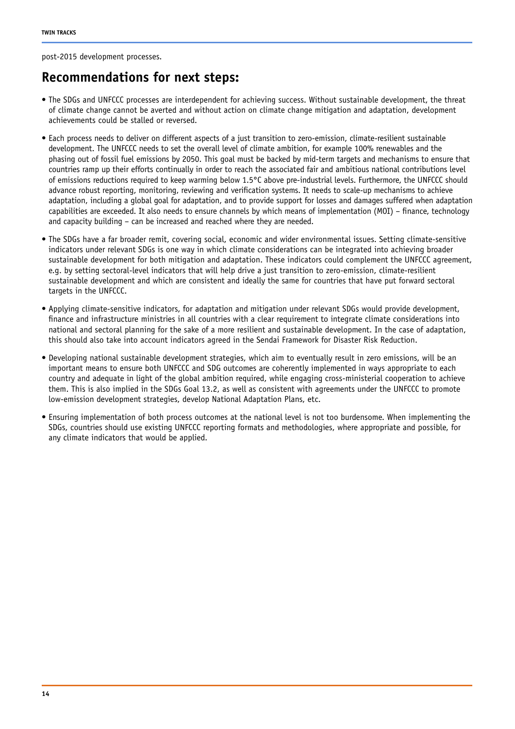post-2015 development processes.

## Recommendations for next steps:

- The SDGs and UNFCCC processes are interdependent for achieving success. Without sustainable development, the threat of climate change cannot be averted and without action on climate change mitigation and adaptation, development achievements could be stalled or reversed.
- Each process needs to deliver on different aspects of a just transition to zero-emission, climate-resilient sustainable development. The UNFCCC needs to set the overall level of climate ambition, for example 100% renewables and the phasing out of fossil fuel emissions by 2050. This goal must be backed by mid-term targets and mechanisms to ensure that countries ramp up their efforts continually in order to reach the associated fair and ambitious national contributions level of emissions reductions required to keep warming below 1.5°C above pre-industrial levels. Furthermore, the UNFCCC should advance robust reporting, monitoring, reviewing and verification systems. It needs to scale-up mechanisms to achieve adaptation, including a global goal for adaptation, and to provide support for losses and damages suffered when adaptation capabilities are exceeded. It also needs to ensure channels by which means of implementation (MOI) – finance, technology and capacity building – can be increased and reached where they are needed.
- The SDGs have a far broader remit, covering social, economic and wider environmental issues. Setting climate-sensitive indicators under relevant SDGs is one way in which climate considerations can be integrated into achieving broader sustainable development for both mitigation and adaptation. These indicators could complement the UNFCCC agreement, e.g. by setting sectoral-level indicators that will help drive a just transition to zero-emission, climate-resilient sustainable development and which are consistent and ideally the same for countries that have put forward sectoral targets in the UNFCCC.
- Applying climate-sensitive indicators, for adaptation and mitigation under relevant SDGs would provide development, finance and infrastructure ministries in all countries with a clear requirement to integrate climate considerations into national and sectoral planning for the sake of a more resilient and sustainable development. In the case of adaptation, this should also take into account indicators agreed in the Sendai Framework for Disaster Risk Reduction.
- Developing national sustainable development strategies, which aim to eventually result in zero emissions, will be an important means to ensure both UNFCCC and SDG outcomes are coherently implemented in ways appropriate to each country and adequate in light of the global ambition required, while engaging cross-ministerial cooperation to achieve them. This is also implied in the SDGs Goal 13.2, as well as consistent with agreements under the UNFCCC to promote low-emission development strategies, develop National Adaptation Plans, etc.
- Ensuring implementation of both process outcomes at the national level is not too burdensome. When implementing the SDGs, countries should use existing UNFCCC reporting formats and methodologies, where appropriate and possible, for any climate indicators that would be applied.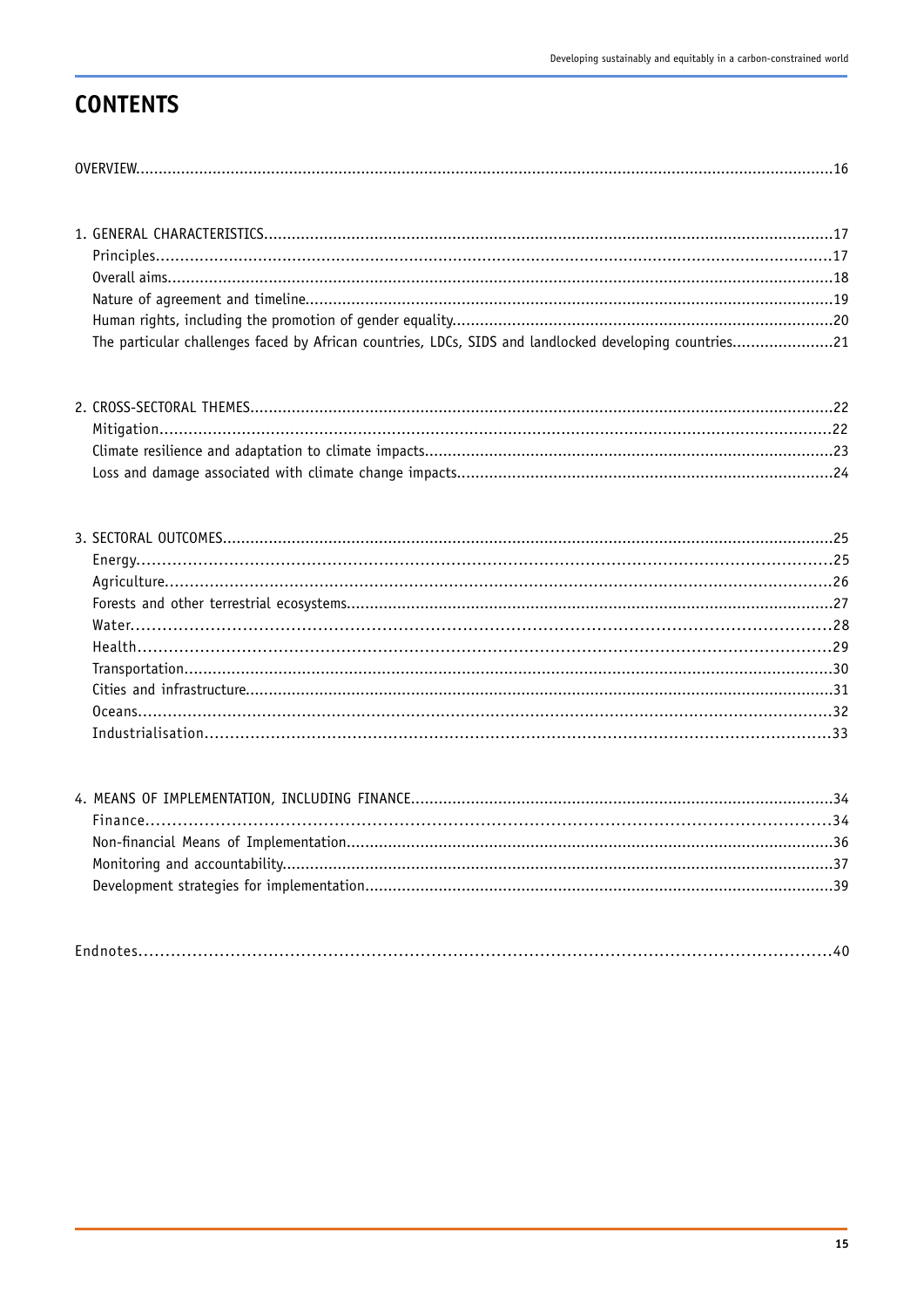# CONTENTS

OVERVIEW....................16

1. GENERAL CHARACTERISTICS....................17
   - Principles....................17
   - Overall aims....................18
   - Nature of agreement and timeline....................19
   - Human rights, including the promotion of gender equality....................20
   - The particular challenges faced by African countries, LDCs, SIDS and landlocked developing countries....................21

2. CROSS-SECTORAL THEMES....................22
   - Mitigation....................22
   - Climate resilience and adaptation to climate impacts....................23
   - Loss and damage associated with climate change impacts....................24

3. SECTORAL OUTCOMES....................25
   - Energy....................25
   - Agriculture....................26
   - Forests and other terrestrial ecosystems....................27
   - Water....................28
   - Health....................29
   - Transportation....................30
   - Cities and infrastructure....................31
   - Oceans....................32
   - Industrialisation....................33

4. MEANS OF IMPLEMENTATION, INCLUDING FINANCE....................34
   - Finance....................34
   - Non-financial Means of Implementation....................36
   - Monitoring and accountability....................37
   - Development strategies for implementation....................39

Endnotes....................40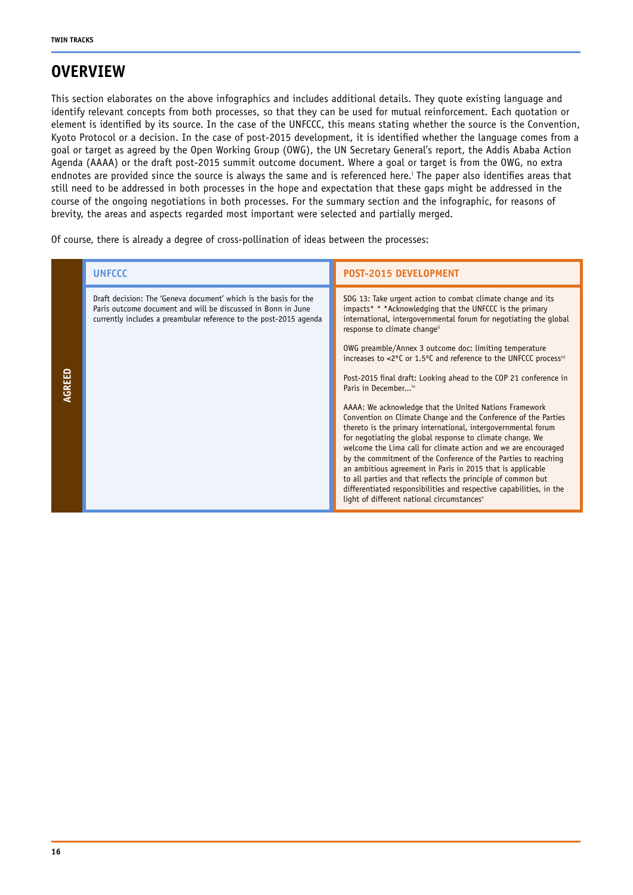## OVERVIEW

This section elaborates on the above infographics and includes additional details. They quote existing language and identify relevant concepts from both processes, so that they can be used for mutual reinforcement. Each quotation or element is identified by its source. In the case of the UNFCCC, this means stating whether the source is the Convention, Kyoto Protocol or a decision. In the case of post-2015 development, it is identified whether the language comes from a goal or target as agreed by the Open Working Group (OWG), the UN Secretary General's report, the Addis Ababa Action Agenda (AAAA) or the draft post-2015 summit outcome document. Where a goal or target is from the OWG, no extra endnotes are provided since the source is always the same and is referenced here.[i] The paper also identifies areas that still need to be addressed in both processes in the hope and expectation that these gaps might be addressed in the course of the ongoing negotiations in both processes. For the summary section and the infographic, for reasons of brevity, the areas and aspects regarded most important were selected and partially merged.

Of course, there is already a degree of cross-pollination of ideas between the processes:

| | UNFCCC | POST-2015 DEVELOPMENT |
|---|---|---|
| AGREED | Draft decision: The 'Geneva document' which is the basis for the Paris outcome document and will be discussed in Bonn in June currently includes a preambular reference to the post-2015 agenda | SDG 13: Take urgent action to combat climate change and its impacts* * *Acknowledging that the UNFCCC is the primary international, intergovernmental forum for negotiating the global response to climate change[ii]<br><br>OWG preamble/Annex 3 outcome doc: limiting temperature increases to <2°C or 1.5°C and reference to the UNFCCC process[iii]<br><br>Post-2015 final draft: Looking ahead to the COP 21 conference in Paris in December...[iv]<br><br>AAAA: We acknowledge that the United Nations Framework Convention on Climate Change and the Conference of the Parties thereto is the primary international, intergovernmental forum for negotiating the global response to climate change. We welcome the Lima call for climate action and we are encouraged by the commitment of the Conference of the Parties to reaching an ambitious agreement in Paris in 2015 that is applicable to all parties and that reflects the principle of common but differentiated responsibilities and respective capabilities, in the light of different national circumstances[v] |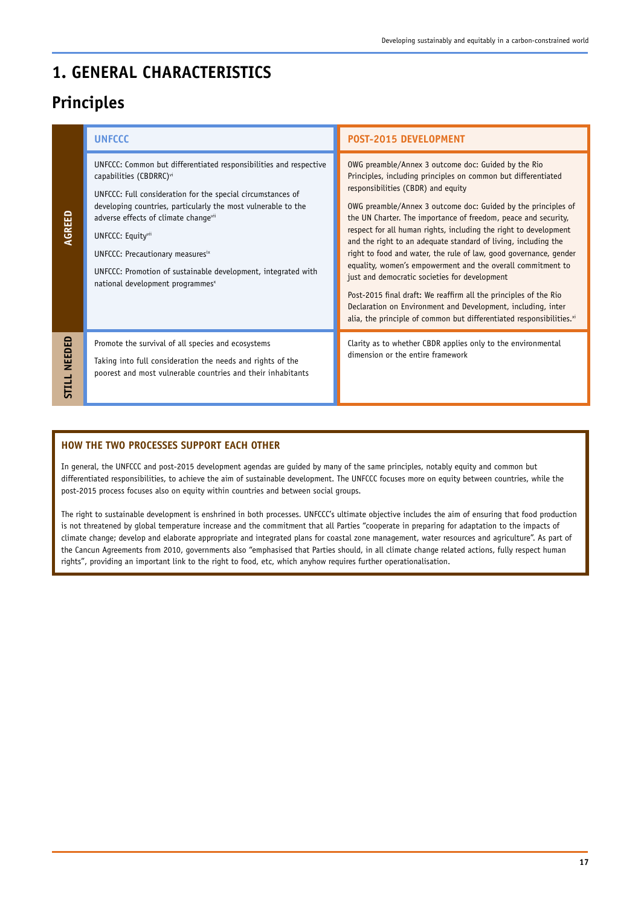# 1. GENERAL CHARACTERISTICS

## Principles

| | UNFCCC | POST-2015 DEVELOPMENT |
|---|---|---|
| AGREED | UNFCCC: Common but differentiated responsibilities and respective capabilities (CBDRRC)[vi]<br><br>UNFCCC: Full consideration for the special circumstances of developing countries, particularly the most vulnerable to the adverse effects of climate change[vii]<br><br>UNFCCC: Equity[viii]<br><br>UNFCCC: Precautionary measures[ix]<br><br>UNFCCC: Promotion of sustainable development, integrated with national development programmes[x] | OWG preamble/Annex 3 outcome doc: Guided by the Rio Principles, including principles on common but differentiated responsibilities (CBDR) and equity<br><br>OWG preamble/Annex 3 outcome doc: Guided by the principles of the UN Charter. The importance of freedom, peace and security, respect for all human rights, including the right to development and the right to an adequate standard of living, including the right to food and water, the rule of law, good governance, gender equality, women's empowerment and the overall commitment to just and democratic societies for development<br><br>Post-2015 final draft: We reaffirm all the principles of the Rio Declaration on Environment and Development, including, inter alia, the principle of common but differentiated responsibilities.[xi] |
| STILL NEEDED | Promote the survival of all species and ecosystems<br><br>Taking into full consideration the needs and rights of the poorest and most vulnerable countries and their inhabitants | Clarity as to whether CBDR applies only to the environmental dimension or the entire framework |

### HOW THE TWO PROCESSES SUPPORT EACH OTHER

In general, the UNFCCC and post-2015 development agendas are guided by many of the same principles, notably equity and common but differentiated responsibilities, to achieve the aim of sustainable development. The UNFCCC focuses more on equity between countries, while the post-2015 process focuses also on equity within countries and between social groups.

The right to sustainable development is enshrined in both processes. UNFCCC's ultimate objective includes the aim of ensuring that food production is not threatened by global temperature increase and the commitment that all Parties "cooperate in preparing for adaptation to the impacts of climate change; develop and elaborate appropriate and integrated plans for coastal zone management, water resources and agriculture". As part of the Cancun Agreements from 2010, governments also "emphasised that Parties should, in all climate change related actions, fully respect human rights", providing an important link to the right to food, etc, which anyhow requires further operationalisation.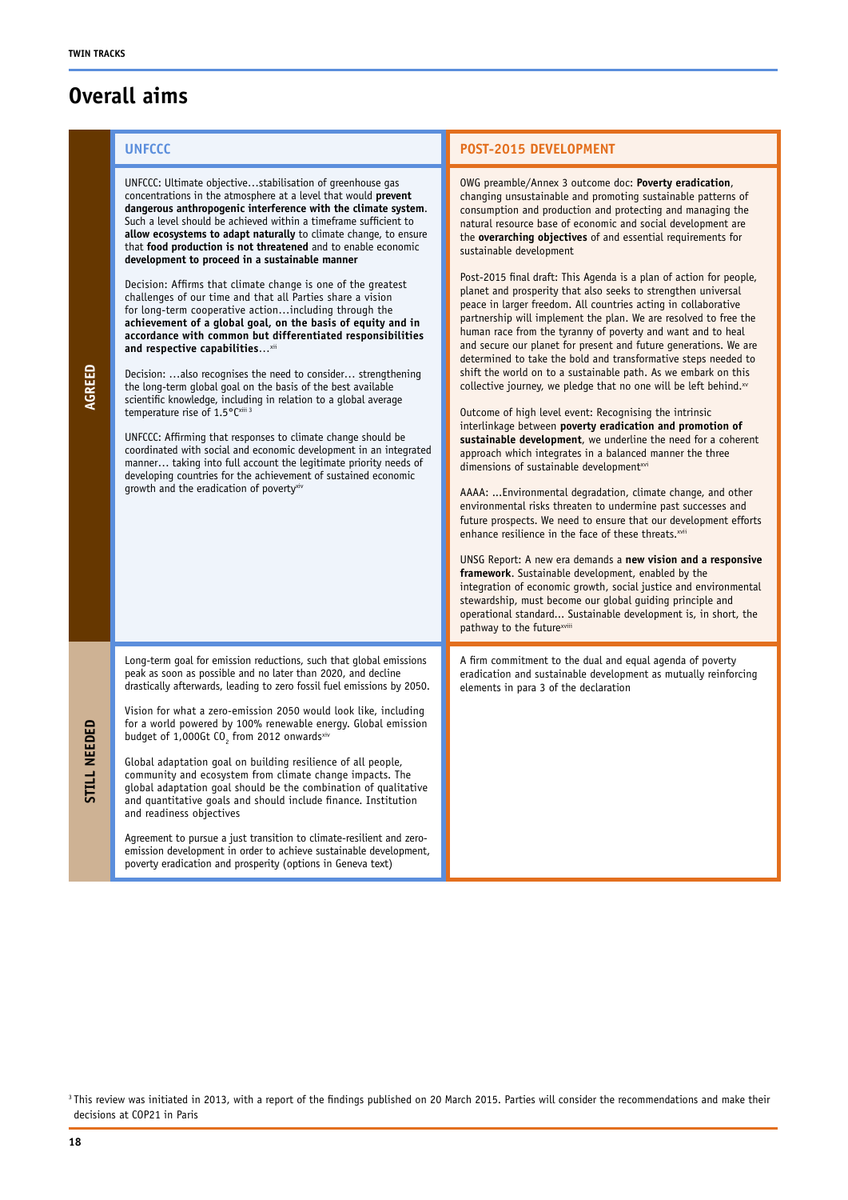# Overall aims

| | UNFCCC | POST-2015 DEVELOPMENT |
|---|---|---|
| **AGREED** | UNFCCC: Ultimate objective…stabilisation of greenhouse gas concentrations in the atmosphere at a level that would **prevent dangerous anthropogenic interference with the climate system**. Such a level should be achieved within a timeframe sufficient to **allow ecosystems to adapt naturally** to climate change, to ensure that **food production is not threatened** and to enable economic **development to proceed in a sustainable manner**<br><br>Decision: Affirms that climate change is one of the greatest challenges of our time and that all Parties share a vision for long-term cooperative action…including through the **achievement of a global goal, on the basis of equity and in accordance with common but differentiated responsibilities and respective capabilities**…[xii]<br><br>Decision: …also recognises the need to consider… strengthening the long-term global goal on the basis of the best available scientific knowledge, including in relation to a global average temperature rise of 1.5°C[xiii 3]<br><br>UNFCCC: Affirming that responses to climate change should be coordinated with social and economic development in an integrated manner… taking into full account the legitimate priority needs of developing countries for the achievement of sustained economic growth and the eradication of poverty[xiv] | OWG preamble/Annex 3 outcome doc: **Poverty eradication**, changing unsustainable and promoting sustainable patterns of consumption and production and protecting and managing the natural resource base of economic and social development are the **overarching objectives** of and essential requirements for sustainable development<br><br>Post-2015 final draft: This Agenda is a plan of action for people, planet and prosperity that also seeks to strengthen universal peace in larger freedom. All countries acting in collaborative partnership will implement the plan. We are resolved to free the human race from the tyranny of poverty and want and to heal and secure our planet for present and future generations. We are determined to take the bold and transformative steps needed to shift the world on to a sustainable path. As we embark on this collective journey, we pledge that no one will be left behind.[xv]<br><br>Outcome of high level event: Recognising the intrinsic interlinkage between **poverty eradication and promotion of sustainable development**, we underline the need for a coherent approach which integrates in a balanced manner the three dimensions of sustainable development[xvi]<br><br>AAAA: …Environmental degradation, climate change, and other environmental risks threaten to undermine past successes and future prospects. We need to ensure that our development efforts enhance resilience in the face of these threats.[xvii]<br><br>UNSG Report: A new era demands a **new vision and a responsive framework**. Sustainable development, enabled by the integration of economic growth, social justice and environmental stewardship, must become our global guiding principle and operational standard… Sustainable development is, in short, the pathway to the future[xviii] |
| **STILL NEEDED** | Long-term goal for emission reductions, such that global emissions peak as soon as possible and no later than 2020, and decline drastically afterwards, leading to zero fossil fuel emissions by 2050.<br><br>Vision for what a zero-emission 2050 would look like, including for a world powered by 100% renewable energy. Global emission budget of 1,000Gt $CO_2$ from 2012 onwards[xiv]<br><br>Global adaptation goal on building resilience of all people, community and ecosystem from climate change impacts. The global adaptation goal should be the combination of qualitative and quantitative goals and should include finance. Institution and readiness objectives<br><br>Agreement to pursue a just transition to climate-resilient and zero-emission development in order to achieve sustainable development, poverty eradication and prosperity (options in Geneva text) | A firm commitment to the dual and equal agenda of poverty eradication and sustainable development as mutually reinforcing elements in para 3 of the declaration |

[3] This review was initiated in 2013, with a report of the findings published on 20 March 2015. Parties will consider the recommendations and make their decisions at COP21 in Paris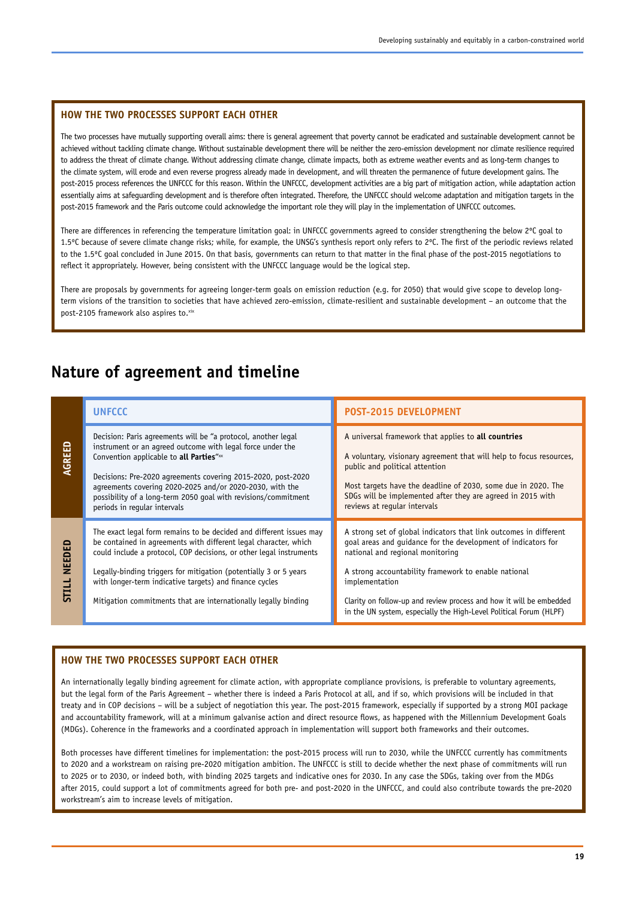### HOW THE TWO PROCESSES SUPPORT EACH OTHER

The two processes have mutually supporting overall aims: there is general agreement that poverty cannot be eradicated and sustainable development cannot be achieved without tackling climate change. Without sustainable development there will be neither the zero-emission development nor climate resilience required to address the threat of climate change. Without addressing climate change, climate impacts, both as extreme weather events and as long-term changes to the climate system, will erode and even reverse progress already made in development, and will threaten the permanence of future development gains. The post-2015 process references the UNFCCC for this reason. Within the UNFCCC, development activities are a big part of mitigation action, while adaptation action essentially aims at safeguarding development and is therefore often integrated. Therefore, the UNFCCC should welcome adaptation and mitigation targets in the post-2015 framework and the Paris outcome could acknowledge the important role they will play in the implementation of UNFCCC outcomes.

There are differences in referencing the temperature limitation goal: in UNFCCC governments agreed to consider strengthening the below 2°C goal to 1.5°C because of severe climate change risks; while, for example, the UNSG's synthesis report only refers to 2°C. The first of the periodic reviews related to the 1.5°C goal concluded in June 2015. On that basis, governments can return to that matter in the final phase of the post-2015 negotiations to reflect it appropriately. However, being consistent with the UNFCCC language would be the logical step.

There are proposals by governments for agreeing longer-term goals on emission reduction (e.g. for 2050) that would give scope to develop long-term visions of the transition to societies that have achieved zero-emission, climate-resilient and sustainable development – an outcome that the post-2105 framework also aspires to.[xix]

## Nature of agreement and timeline

| | UNFCCC | POST-2015 DEVELOPMENT |
|---|---|---|
| **AGREED** | Decision: Paris agreements will be "a protocol, another legal instrument or an agreed outcome with legal force under the Convention applicable to **all Parties**"[xx]<br><br>Decisions: Pre-2020 agreements covering 2015-2020, post-2020 agreements covering 2020-2025 and/or 2020-2030, with the possibility of a long-term 2050 goal with revisions/commitment periods in regular intervals | A universal framework that applies to **all countries**<br><br>A voluntary, visionary agreement that will help to focus resources, public and political attention<br><br>Most targets have the deadline of 2030, some due in 2020. The SDGs will be implemented after they are agreed in 2015 with reviews at regular intervals |
| **STILL NEEDED** | The exact legal form remains to be decided and different issues may be contained in agreements with different legal character, which could include a protocol, COP decisions, or other legal instruments<br><br>Legally-binding triggers for mitigation (potentially 3 or 5 years with longer-term indicative targets) and finance cycles<br><br>Mitigation commitments that are internationally legally binding | A strong set of global indicators that link outcomes in different goal areas and guidance for the development of indicators for national and regional monitoring<br><br>A strong accountability framework to enable national implementation<br><br>Clarity on follow-up and review process and how it will be embedded in the UN system, especially the High-Level Political Forum (HLPF) |

### HOW THE TWO PROCESSES SUPPORT EACH OTHER

An internationally legally binding agreement for climate action, with appropriate compliance provisions, is preferable to voluntary agreements, but the legal form of the Paris Agreement – whether there is indeed a Paris Protocol at all, and if so, which provisions will be included in that treaty and in COP decisions – will be a subject of negotiation this year. The post-2015 framework, especially if supported by a strong MOI package and accountability framework, will at a minimum galvanise action and direct resource flows, as happened with the Millennium Development Goals (MDGs). Coherence in the frameworks and a coordinated approach in implementation will support both frameworks and their outcomes.

Both processes have different timelines for implementation: the post-2015 process will run to 2030, while the UNFCCC currently has commitments to 2020 and a workstream on raising pre-2020 mitigation ambition. The UNFCCC is still to decide whether the next phase of commitments will run to 2025 or to 2030, or indeed both, with binding 2025 targets and indicative ones for 2030. In any case the SDGs, taking over from the MDGs after 2015, could support a lot of commitments agreed for both pre- and post-2020 in the UNFCCC, and could also contribute towards the pre-2020 workstream's aim to increase levels of mitigation.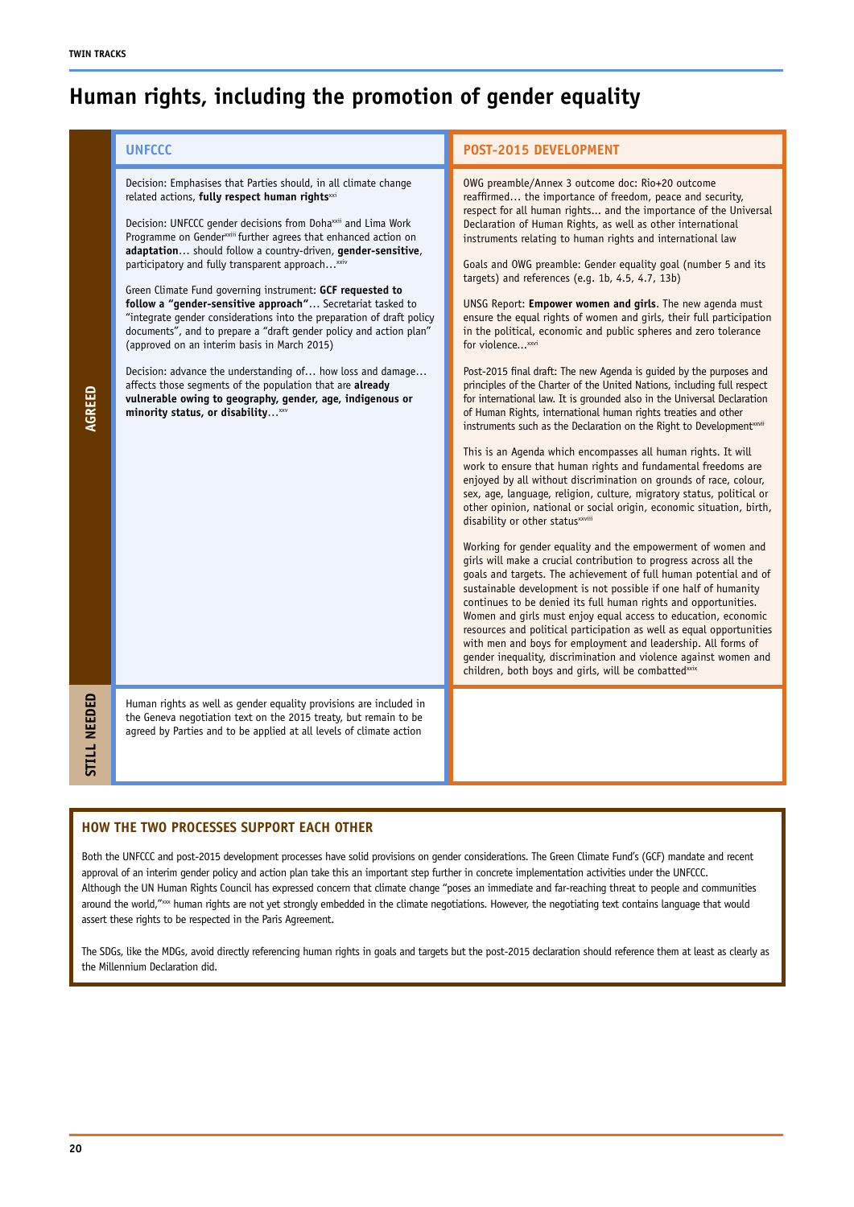# Human rights, including the promotion of gender equality

| | UNFCCC | POST-2015 DEVELOPMENT |
|---|---|---|
| **AGREED** | Decision: Emphasises that Parties should, in all climate change related actions, **fully respect human rights**[xxi]<br><br>Decision: UNFCCC gender decisions from Doha[xxii] and Lima Work Programme on Gender[xxiii] further agrees that enhanced action on **adaptation**… should follow a country-driven, **gender-sensitive**, participatory and fully transparent approach…[xxiv]<br><br>Green Climate Fund governing instrument: **GCF requested to follow a "gender-sensitive approach"**… Secretariat tasked to "integrate gender considerations into the preparation of draft policy documents", and to prepare a "draft gender policy and action plan" (approved on an interim basis in March 2015)<br><br>Decision: advance the understanding of… how loss and damage… affects those segments of the population that are **already vulnerable owing to geography, gender, age, indigenous or minority status, or disability**…[xxv] | OWG preamble/Annex 3 outcome doc: Rio+20 outcome reaffirmed… the importance of freedom, peace and security, respect for all human rights… and the importance of the Universal Declaration of Human Rights, as well as other international instruments relating to human rights and international law<br><br>Goals and OWG preamble: Gender equality goal (number 5 and its targets) and references (e.g. 1b, 4.5, 4.7, 13b)<br><br>UNSG Report: **Empower women and girls**. The new agenda must ensure the equal rights of women and girls, their full participation in the political, economic and public spheres and zero tolerance for violence…[xxvi]<br><br>Post-2015 final draft: The new Agenda is guided by the purposes and principles of the Charter of the United Nations, including full respect for international law. It is grounded also in the Universal Declaration of Human Rights, international human rights treaties and other instruments such as the Declaration on the Right to Development[xxvii]<br><br>This is an Agenda which encompasses all human rights. It will work to ensure that human rights and fundamental freedoms are enjoyed by all without discrimination on grounds of race, colour, sex, age, language, religion, culture, migratory status, political or other opinion, national or social origin, economic situation, birth, disability or other status[xxviii]<br><br>Working for gender equality and the empowerment of women and girls will make a crucial contribution to progress across all the goals and targets. The achievement of full human potential and of sustainable development is not possible if one half of humanity continues to be denied its full human rights and opportunities. Women and girls must enjoy equal access to education, economic resources and political participation as well as equal opportunities with men and boys for employment and leadership. All forms of gender inequality, discrimination and violence against women and children, both boys and girls, will be combatted[xxix] |
| **STILL NEEDED** | Human rights as well as gender equality provisions are included in the Geneva negotiation text on the 2015 treaty, but remain to be agreed by Parties and to be applied at all levels of climate action | |

## HOW THE TWO PROCESSES SUPPORT EACH OTHER

Both the UNFCCC and post-2015 development processes have solid provisions on gender considerations. The Green Climate Fund's (GCF) mandate and recent approval of an interim gender policy and action plan take this an important step further in concrete implementation activities under the UNFCCC. Although the UN Human Rights Council has expressed concern that climate change "poses an immediate and far-reaching threat to people and communities around the world,"[xxx] human rights are not yet strongly embedded in the climate negotiations. However, the negotiating text contains language that would assert these rights to be respected in the Paris Agreement.

The SDGs, like the MDGs, avoid directly referencing human rights in goals and targets but the post-2015 declaration should reference them at least as clearly as the Millennium Declaration did.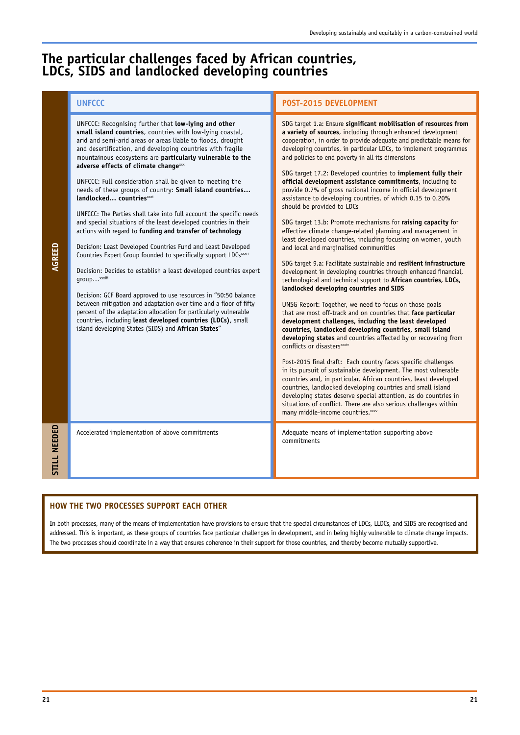# The particular challenges faced by African countries, LDCs, SIDS and landlocked developing countries

| | UNFCCC | POST-2015 DEVELOPMENT |
|---|---|---|
| **AGREED** | UNFCCC: Recognising further that **low-lying and other small island countries**, countries with low-lying coastal, arid and semi-arid areas or areas liable to floods, drought and desertification, and developing countries with fragile mountainous ecosystems are **particularly vulnerable to the adverse effects of climate change**[xxx]<br><br>UNFCCC: Full consideration shall be given to meeting the needs of these groups of country: **Small island countries… landlocked… countries**[xxxi]<br><br>UNFCCC: The Parties shall take into full account the specific needs and special situations of the least developed countries in their actions with regard to **funding and transfer of technology**<br><br>Decision: Least Developed Countries Fund and Least Developed Countries Expert Group founded to specifically support LDCs[xxxii]<br><br>Decision: Decides to establish a least developed countries expert group…[xxxiii]<br><br>Decision: GCF Board approved to use resources in "50:50 balance between mitigation and adaptation over time and a floor of fifty percent of the adaptation allocation for particularly vulnerable countries, including **least developed countries (LDCs)**, small island developing States (SIDS) and **African States**" | SDG target 1.a: Ensure **significant mobilisation of resources from a variety of sources**, including through enhanced development cooperation, in order to provide adequate and predictable means for developing countries, in particular LDCs, to implement programmes and policies to end poverty in all its dimensions<br><br>SDG target 17.2: Developed countries to **implement fully their official development assistance commitments**, including to provide 0.7% of gross national income in official development assistance to developing countries, of which 0.15 to 0.20% should be provided to LDCs<br><br>SDG target 13.b: Promote mechanisms for **raising capacity** for effective climate change-related planning and management in least developed countries, including focusing on women, youth and local and marginalised communities<br><br>SDG target 9.a: Facilitate sustainable and **resilient infrastructure** development in developing countries through enhanced financial, technological and technical support to **African countries, LDCs, landlocked developing countries and SIDS**<br><br>UNSG Report: Together, we need to focus on those goals that are most off-track and on countries that **face particular development challenges, including the least developed countries, landlocked developing countries, small island developing states** and countries affected by or recovering from conflicts or disasters[xxxiv]<br><br>Post-2015 final draft: Each country faces specific challenges in its pursuit of sustainable development. The most vulnerable countries and, in particular, African countries, least developed countries, landlocked developing countries and small island developing states deserve special attention, as do countries in situations of conflict. There are also serious challenges within many middle-income countries.[xxxv] |
| **STILL NEEDED** | Accelerated implementation of above commitments | Adequate means of implementation supporting above commitments |

## HOW THE TWO PROCESSES SUPPORT EACH OTHER

In both processes, many of the means of implementation have provisions to ensure that the special circumstances of LDCs, LLDCs, and SIDS are recognised and addressed. This is important, as these groups of countries face particular challenges in development, and in being highly vulnerable to climate change impacts. The two processes should coordinate in a way that ensures coherence in their support for those countries, and thereby become mutually supportive.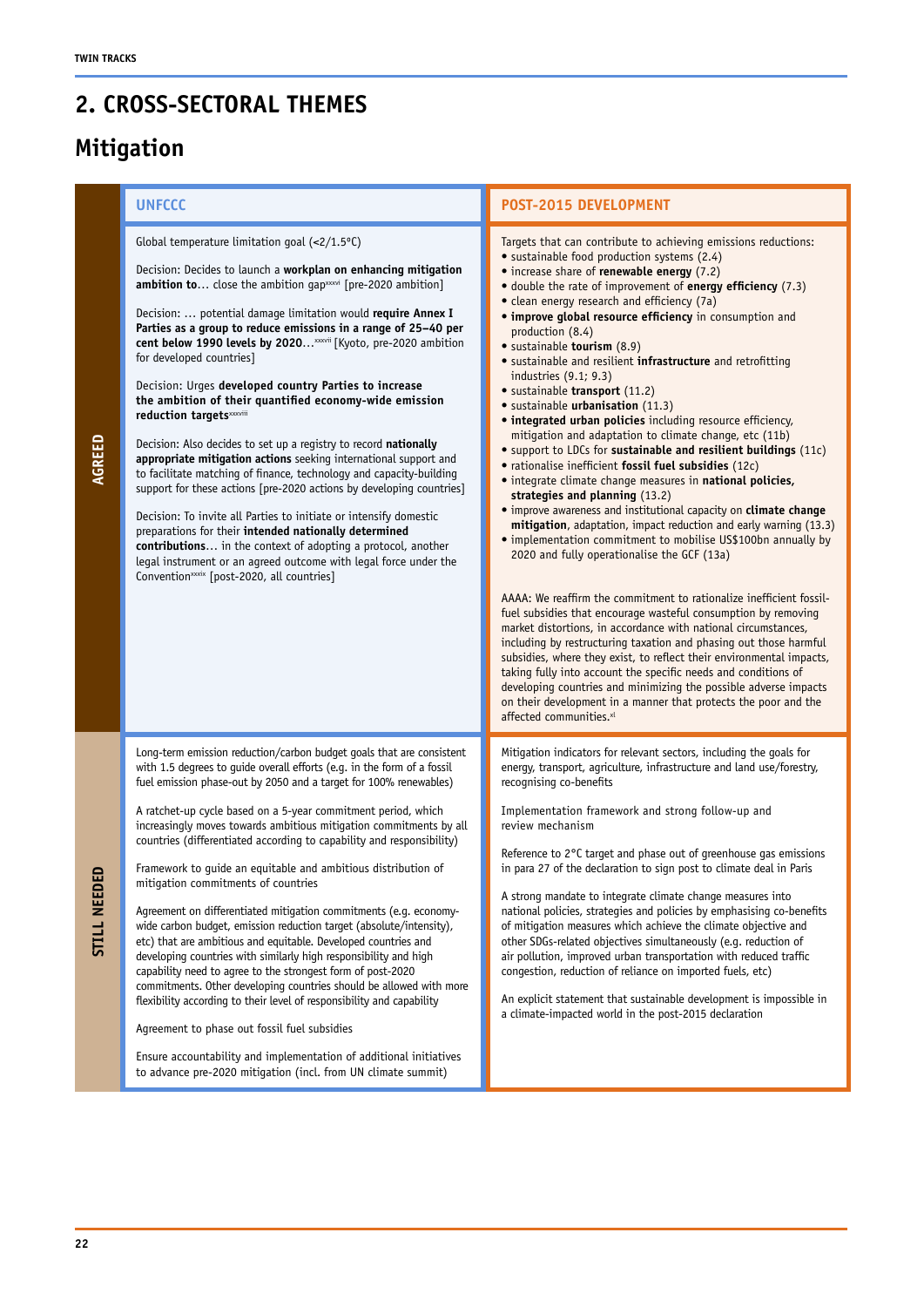## 2. CROSS-SECTORAL THEMES

## Mitigation

| | UNFCCC | POST-2015 DEVELOPMENT |
|---|---|---|
| **AGREED** | Global temperature limitation goal (<2/1.5°C)<br><br>Decision: Decides to launch a **workplan on enhancing mitigation ambition to**… close the ambition gap[xxxvi] [pre-2020 ambition]<br><br>Decision: … potential damage limitation would **require Annex I Parties as a group to reduce emissions in a range of 25–40 per cent below 1990 levels by 2020**…[xxxvii] [Kyoto, pre-2020 ambition for developed countries]<br><br>Decision: Urges **developed country Parties to increase the ambition of their quantified economy-wide emission reduction targets**[xxxviii]<br><br>Decision: Also decides to set up a registry to record **nationally appropriate mitigation actions** seeking international support and to facilitate matching of finance, technology and capacity-building support for these actions [pre-2020 actions by developing countries]<br><br>Decision: To invite all Parties to initiate or intensify domestic preparations for their **intended nationally determined contributions**… in the context of adopting a protocol, another legal instrument or an agreed outcome with legal force under the Convention[xxxix] [post-2020, all countries] | Targets that can contribute to achieving emissions reductions:<br>• sustainable food production systems (2.4)<br>• increase share of **renewable energy** (7.2)<br>• double the rate of improvement of **energy efficiency** (7.3)<br>• clean energy research and efficiency (7a)<br>• **improve global resource efficiency** in consumption and production (8.4)<br>• sustainable **tourism** (8.9)<br>• sustainable and resilient **infrastructure** and retrofitting industries (9.1; 9.3)<br>• sustainable **transport** (11.2)<br>• sustainable **urbanisation** (11.3)<br>• **integrated urban policies** including resource efficiency, mitigation and adaptation to climate change, etc (11b)<br>• support to LDCs for **sustainable and resilient buildings** (11c)<br>• rationalise inefficient **fossil fuel subsidies** (12c)<br>• integrate climate change measures in **national policies, strategies and planning** (13.2)<br>• improve awareness and institutional capacity on **climate change mitigation**, adaptation, impact reduction and early warning (13.3)<br>• implementation commitment to mobilise US$100bn annually by 2020 and fully operationalise the GCF (13a)<br><br>AAAA: We reaffirm the commitment to rationalize inefficient fossil-fuel subsidies that encourage wasteful consumption by removing market distortions, in accordance with national circumstances, including by restructuring taxation and phasing out those harmful subsidies, where they exist, to reflect their environmental impacts, taking fully into account the specific needs and conditions of developing countries and minimizing the possible adverse impacts on their development in a manner that protects the poor and the affected communities.[xl] |
| **STILL NEEDED** | Long-term emission reduction/carbon budget goals that are consistent with 1.5 degrees to guide overall efforts (e.g. in the form of a fossil fuel emission phase-out by 2050 and a target for 100% renewables)<br><br>A ratchet-up cycle based on a 5-year commitment period, which increasingly moves towards ambitious mitigation commitments by all countries (differentiated according to capability and responsibility)<br><br>Framework to guide an equitable and ambitious distribution of mitigation commitments of countries<br><br>Agreement on differentiated mitigation commitments (e.g. economy-wide carbon budget, emission reduction target (absolute/intensity), etc) that are ambitious and equitable. Developed countries and developing countries with similarly high responsibility and high capability need to agree to the strongest form of post-2020 commitments. Other developing countries should be allowed with more flexibility according to their level of responsibility and capability<br><br>Agreement to phase out fossil fuel subsidies<br><br>Ensure accountability and implementation of additional initiatives to advance pre-2020 mitigation (incl. from UN climate summit) | Mitigation indicators for relevant sectors, including the goals for energy, transport, agriculture, infrastructure and land use/forestry, recognising co-benefits<br><br>Implementation framework and strong follow-up and review mechanism<br><br>Reference to 2°C target and phase out of greenhouse gas emissions in para 27 of the declaration to sign post to climate deal in Paris<br><br>A strong mandate to integrate climate change measures into national policies, strategies and policies by emphasising co-benefits of mitigation measures which achieve the climate objective and other SDGs-related objectives simultaneously (e.g. reduction of air pollution, improved urban transportation with reduced traffic congestion, reduction of reliance on imported fuels, etc)<br><br>An explicit statement that sustainable development is impossible in a climate-impacted world in the post-2015 declaration |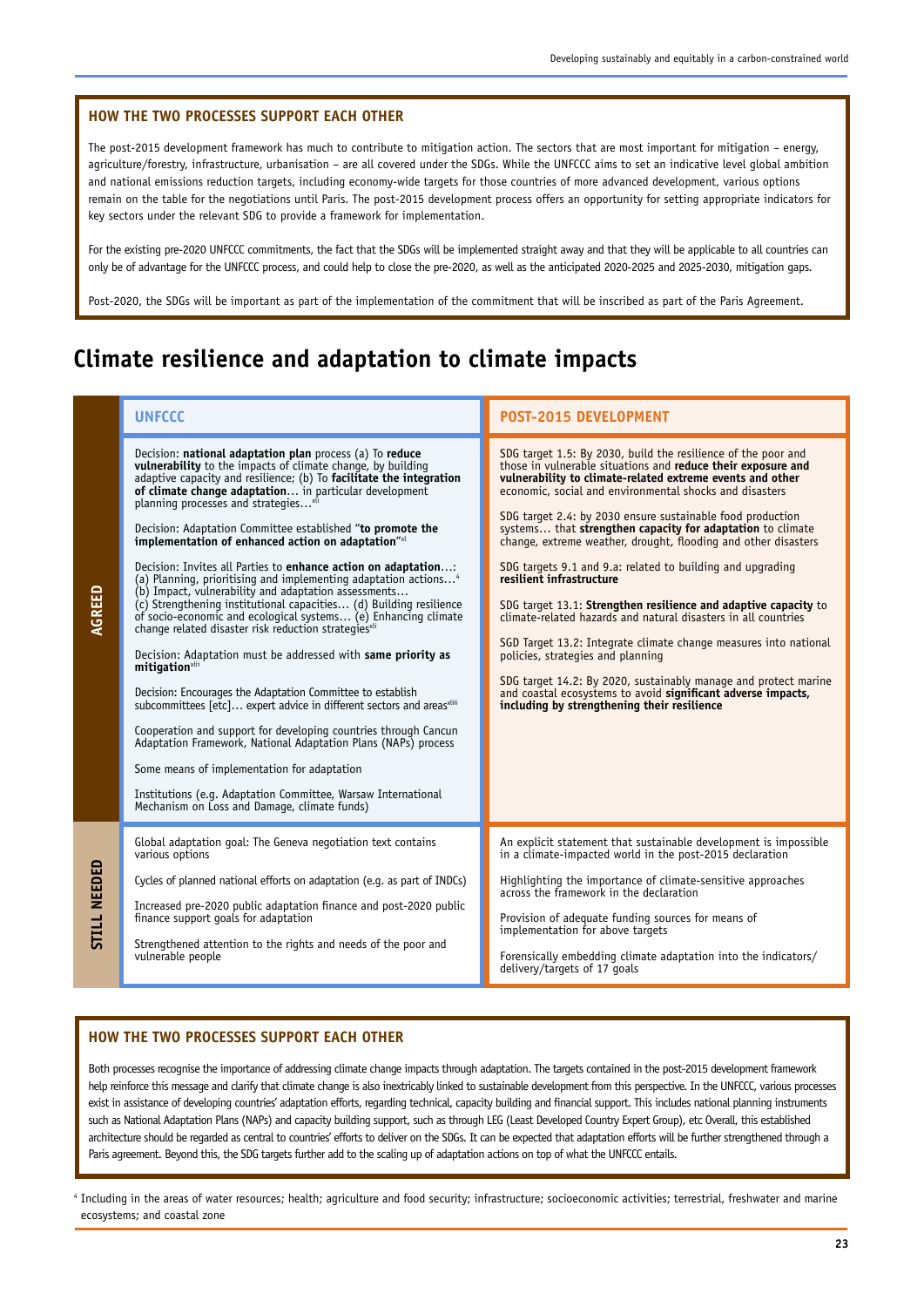### HOW THE TWO PROCESSES SUPPORT EACH OTHER

The post-2015 development framework has much to contribute to mitigation action. The sectors that are most important for mitigation – energy, agriculture/forestry, infrastructure, urbanisation – are all covered under the SDGs. While the UNFCCC aims to set an indicative level global ambition and national emissions reduction targets, including economy-wide targets for those countries of more advanced development, various options remain on the table for the negotiations until Paris. The post-2015 development process offers an opportunity for setting appropriate indicators for key sectors under the relevant SDG to provide a framework for implementation.

For the existing pre-2020 UNFCCC commitments, the fact that the SDGs will be implemented straight away and that they will be applicable to all countries can only be of advantage for the UNFCCC process, and could help to close the pre-2020, as well as the anticipated 2020-2025 and 2025-2030, mitigation gaps.

Post-2020, the SDGs will be important as part of the implementation of the commitment that will be inscribed as part of the Paris Agreement.

## Climate resilience and adaptation to climate impacts

| | UNFCCC | POST-2015 DEVELOPMENT |
|---|---|---|
| **AGREED** | Decision: **national adaptation plan** process (a) To **reduce vulnerability** to the impacts of climate change, by building adaptive capacity and resilience; (b) To **facilitate the integration of climate change adaptation**… in particular development planning processes and strategies…[xli]<br><br>Decision: Adaptation Committee established "**to promote the implementation of enhanced action on adaptation**"[xl]<br><br>Decision: Invites all Parties to **enhance action on adaptation**…: (a) Planning, prioritising and implementing adaptation actions…[4] (b) Impact, vulnerability and adaptation assessments… (c) Strengthening institutional capacities… (d) Building resilience of socio-economic and ecological systems… (e) Enhancing climate change related disaster risk reduction strategies[xli]<br><br>Decision: Adaptation must be addressed with **same priority as mitigation**[xlii]<br><br>Decision: Encourages the Adaptation Committee to establish subcommittees [etc]… expert advice in different sectors and areas[xliii]<br><br>Cooperation and support for developing countries through Cancun Adaptation Framework, National Adaptation Plans (NAPs) process<br><br>Some means of implementation for adaptation<br><br>Institutions (e.g. Adaptation Committee, Warsaw International Mechanism on Loss and Damage, climate funds) | SDG target 1.5: By 2030, build the resilience of the poor and those in vulnerable situations and **reduce their exposure and vulnerability to climate-related extreme events and other** economic, social and environmental shocks and disasters<br><br>SDG target 2.4: by 2030 ensure sustainable food production systems… that **strengthen capacity for adaptation** to climate change, extreme weather, drought, flooding and other disasters<br><br>SDG targets 9.1 and 9.a: related to building and upgrading **resilient infrastructure**<br><br>SDG target 13.1: **Strengthen resilience and adaptive capacity** to climate-related hazards and natural disasters in all countries<br><br>SGD Target 13.2: Integrate climate change measures into national policies, strategies and planning<br><br>SDG target 14.2: By 2020, sustainably manage and protect marine and coastal ecosystems to avoid **significant adverse impacts, including by strengthening their resilience** |
| **STILL NEEDED** | Global adaptation goal: The Geneva negotiation text contains various options<br><br>Cycles of planned national efforts on adaptation (e.g. as part of INDCs)<br><br>Increased pre-2020 public adaptation finance and post-2020 public finance support goals for adaptation<br><br>Strengthened attention to the rights and needs of the poor and vulnerable people | An explicit statement that sustainable development is impossible in a climate-impacted world in the post-2015 declaration<br><br>Highlighting the importance of climate-sensitive approaches across the framework in the declaration<br><br>Provision of adequate funding sources for means of implementation for above targets<br><br>Forensically embedding climate adaptation into the indicators/ delivery/targets of 17 goals |

### HOW THE TWO PROCESSES SUPPORT EACH OTHER

Both processes recognise the importance of addressing climate change impacts through adaptation. The targets contained in the post-2015 development framework help reinforce this message and clarify that climate change is also inextricably linked to sustainable development from this perspective. In the UNFCCC, various processes exist in assistance of developing countries' adaptation efforts, regarding technical, capacity building and financial support. This includes national planning instruments such as National Adaptation Plans (NAPs) and capacity building support, such as through LEG (Least Developed Country Expert Group), etc Overall, this established architecture should be regarded as central to countries' efforts to deliver on the SDGs. It can be expected that adaptation efforts will be further strengthened through a Paris agreement. Beyond this, the SDG targets further add to the scaling up of adaptation actions on top of what the UNFCCC entails.

[4] Including in the areas of water resources; health; agriculture and food security; infrastructure; socioeconomic activities; terrestrial, freshwater and marine ecosystems; and coastal zone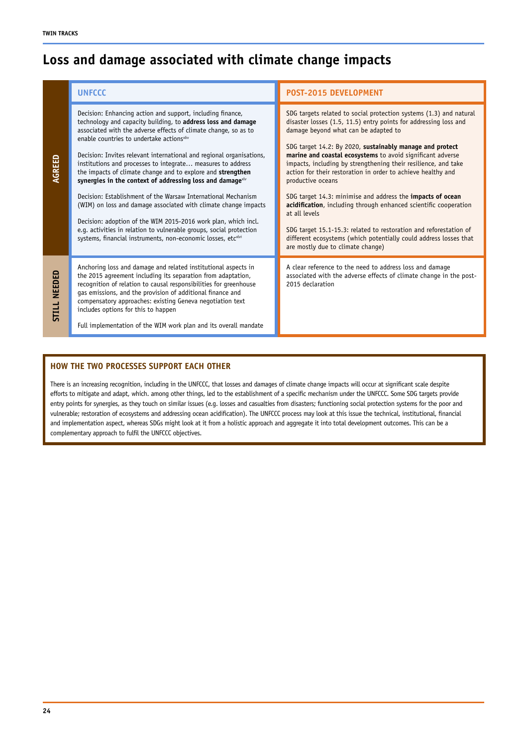# Loss and damage associated with climate change impacts

| | UNFCCC | POST-2015 DEVELOPMENT |
|---|---|---|
| **AGREED** | Decision: Enhancing action and support, including finance, technology and capacity building, to **address loss and damage** associated with the adverse effects of climate change, so as to enable countries to undertake actions[xliv]<br><br>Decision: Invites relevant international and regional organisations, institutions and processes to integrate… measures to address the impacts of climate change and to explore and **strengthen synergies in the context of addressing loss and damage**[xlv]<br><br>Decision: Establishment of the Warsaw International Mechanism (WIM) on loss and damage associated with climate change impacts<br><br>Decision: adoption of the WIM 2015-2016 work plan, which incl. e.g. activities in relation to vulnerable groups, social protection systems, financial instruments, non-economic losses, etc[xlvi] | SDG targets related to social protection systems (1.3) and natural disaster losses (1.5, 11.5) entry points for addressing loss and damage beyond what can be adapted to<br><br>SDG target 14.2: By 2020, **sustainably manage and protect marine and coastal ecosystems** to avoid significant adverse impacts, including by strengthening their resilience, and take action for their restoration in order to achieve healthy and productive oceans<br><br>SDG target 14.3: minimise and address the **impacts of ocean acidification**, including through enhanced scientific cooperation at all levels<br><br>SDG target 15.1-15.3: related to restoration and reforestation of different ecosystems (which potentially could address losses that are mostly due to climate change) |
| **STILL NEEDED** | Anchoring loss and damage and related institutional aspects in the 2015 agreement including its separation from adaptation, recognition of relation to causal responsibilities for greenhouse gas emissions, and the provision of additional finance and compensatory approaches: existing Geneva negotiation text includes options for this to happen<br><br>Full implementation of the WIM work plan and its overall mandate | A clear reference to the need to address loss and damage associated with the adverse effects of climate change in the post-2015 declaration |

## HOW THE TWO PROCESSES SUPPORT EACH OTHER

There is an increasing recognition, including in the UNFCCC, that losses and damages of climate change impacts will occur at significant scale despite efforts to mitigate and adapt, which. among other things, led to the establishment of a specific mechanism under the UNFCCC. Some SDG targets provide entry points for synergies, as they touch on similar issues (e.g. losses and casualties from disasters; functioning social protection systems for the poor and vulnerable; restoration of ecosystems and addressing ocean acidification). The UNFCCC process may look at this issue the technical, institutional, financial and implementation aspect, whereas SDGs might look at it from a holistic approach and aggregate it into total development outcomes. This can be a complementary approach to fulfil the UNFCCC objectives.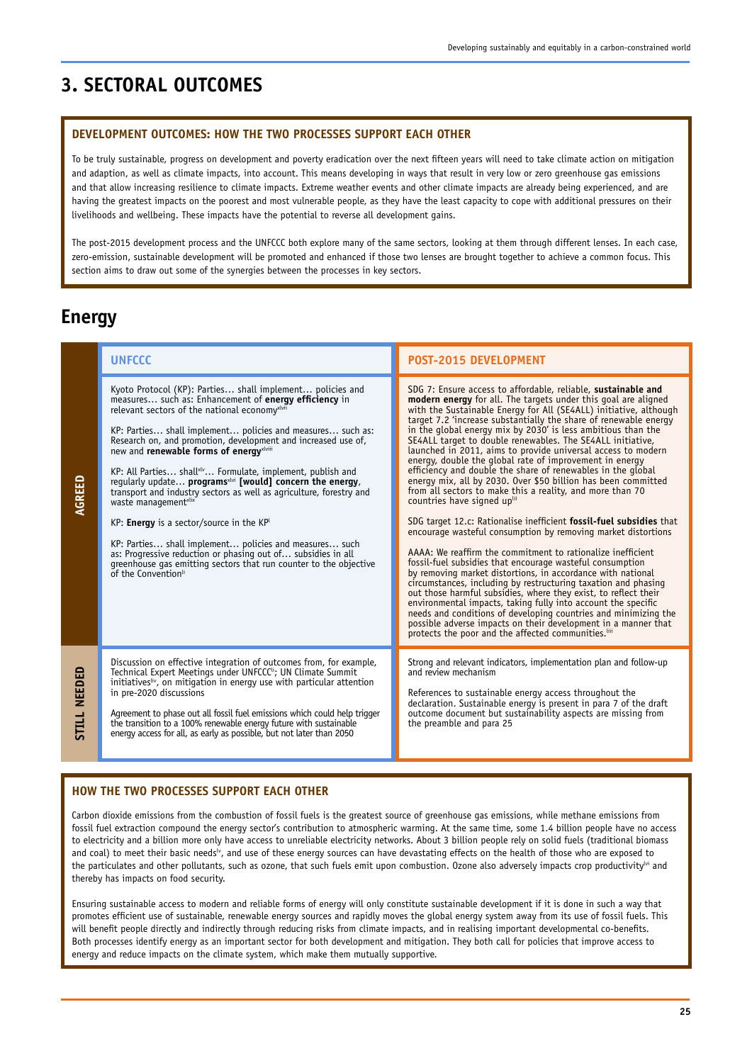# 3. SECTORAL OUTCOMES

### DEVELOPMENT OUTCOMES: HOW THE TWO PROCESSES SUPPORT EACH OTHER

To be truly sustainable, progress on development and poverty eradication over the next fifteen years will need to take climate action on mitigation and adaption, as well as climate impacts, into account. This means developing in ways that result in very low or zero greenhouse gas emissions and that allow increasing resilience to climate impacts. Extreme weather events and other climate impacts are already being experienced, and are having the greatest impacts on the poorest and most vulnerable people, as they have the least capacity to cope with additional pressures on their livelihoods and wellbeing. These impacts have the potential to reverse all development gains.

The post-2015 development process and the UNFCCC both explore many of the same sectors, looking at them through different lenses. In each case, zero-emission, sustainable development will be promoted and enhanced if those two lenses are brought together to achieve a common focus. This section aims to draw out some of the synergies between the processes in key sectors.

## Energy

| | UNFCCC | POST-2015 DEVELOPMENT |
|---|---|---|
| **AGREED** | Kyoto Protocol (KP): Parties… shall implement… policies and measures… such as: Enhancement of **energy efficiency** in relevant sectors of the national economy[xlvii]<br><br>KP: Parties… shall implement… policies and measures… such as: Research on, and promotion, development and increased use of, new and **renewable forms of energy**[xlviii]<br><br>KP: All Parties… shall[xlv]… Formulate, implement, publish and regularly update… **programs**[xlvi] **[would] concern the energy**, transport and industry sectors as well as agriculture, forestry and waste management[xlix]<br><br>KP: **Energy** is a sector/source in the KP[l]<br><br>KP: Parties… shall implement… policies and measures… such as: Progressive reduction or phasing out of… subsidies in all greenhouse gas emitting sectors that run counter to the objective of the Convention[li] | SDG 7: Ensure access to affordable, reliable, **sustainable and modern energy** for all. The targets under this goal are aligned with the Sustainable Energy for All (SE4ALL) initiative, although target 7.2 'increase substantially the share of renewable energy in the global energy mix by 2030' is less ambitious than the SE4ALL target to double renewables. The SE4ALL initiative, launched in 2011, aims to provide universal access to modern energy, double the global rate of improvement in energy efficiency and double the share of renewables in the global energy mix, all by 2030. Over $50 billion has been committed from all sectors to make this a reality, and more than 70 countries have signed up[lii]<br><br>SDG target 12.c: Rationalise inefficient **fossil-fuel subsidies** that encourage wasteful consumption by removing market distortions<br><br>AAAA: We reaffirm the commitment to rationalize inefficient fossil-fuel subsidies that encourage wasteful consumption by removing market distortions, in accordance with national circumstances, including by restructuring taxation and phasing out those harmful subsidies, where they exist, to reflect their environmental impacts, taking fully into account the specific needs and conditions of developing countries and minimizing the possible adverse impacts on their development in a manner that protects the poor and the affected communities.[liii] |
| **STILL NEEDED** | Discussion on effective integration of outcomes from, for example, Technical Expert Meetings under UNFCCC[li]; UN Climate Summit initiatives[liv], on mitigation in energy use with particular attention in pre-2020 discussions<br><br>Agreement to phase out all fossil fuel emissions which could help trigger the transition to a 100% renewable energy future with sustainable energy access for all, as early as possible, but not later than 2050 | Strong and relevant indicators, implementation plan and follow-up and review mechanism<br><br>References to sustainable energy access throughout the declaration. Sustainable energy is present in para 7 of the draft outcome document but sustainability aspects are missing from the preamble and para 25 |

### HOW THE TWO PROCESSES SUPPORT EACH OTHER

Carbon dioxide emissions from the combustion of fossil fuels is the greatest source of greenhouse gas emissions, while methane emissions from fossil fuel extraction compound the energy sector's contribution to atmospheric warming. At the same time, some 1.4 billion people have no access to electricity and a billion more only have access to unreliable electricity networks. About 3 billion people rely on solid fuels (traditional biomass and coal) to meet their basic needs[lv], and use of these energy sources can have devastating effects on the health of those who are exposed to the particulates and other pollutants, such as ozone, that such fuels emit upon combustion. Ozone also adversely impacts crop productivity[lvi] and thereby has impacts on food security.

Ensuring sustainable access to modern and reliable forms of energy will only constitute sustainable development if it is done in such a way that promotes efficient use of sustainable, renewable energy sources and rapidly moves the global energy system away from its use of fossil fuels. This will benefit people directly and indirectly through reducing risks from climate impacts, and in realising important developmental co-benefits. Both processes identify energy as an important sector for both development and mitigation. They both call for policies that improve access to energy and reduce impacts on the climate system, which make them mutually supportive.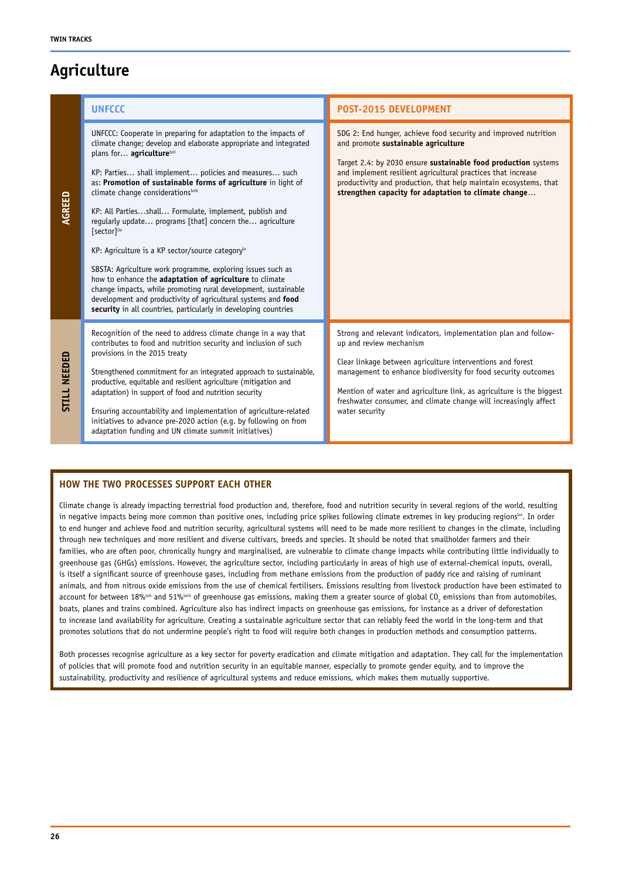# Agriculture

| | UNFCCC | POST-2015 DEVELOPMENT |
|---|---|---|
| **AGREED** | UNFCCC: Cooperate in preparing for adaptation to the impacts of climate change; develop and elaborate appropriate and integrated plans for… **agriculture**[lvii]<br><br>KP: Parties… shall implement… policies and measures… such as: **Promotion of sustainable forms of agriculture** in light of climate change considerations[lviii]<br><br>KP: All Parties…shall… Formulate, implement, publish and regularly update… programs [that] concern the… agriculture [sector][lix]<br><br>KP: Agriculture is a KP sector/source category[lx]<br><br>SBSTA: Agriculture work programme, exploring issues such as how to enhance the **adaptation of agriculture** to climate change impacts, while promoting rural development, sustainable development and productivity of agricultural systems and **food security** in all countries, particularly in developing countries | SDG 2: End hunger, achieve food security and improved nutrition and promote **sustainable agriculture**<br><br>Target 2.4: by 2030 ensure **sustainable food production** systems and implement resilient agricultural practices that increase productivity and production, that help maintain ecosystems, that **strengthen capacity for adaptation to climate change**… |
| **STILL NEEDED** | Recognition of the need to address climate change in a way that contributes to food and nutrition security and inclusion of such provisions in the 2015 treaty<br><br>Strengthened commitment for an integrated approach to sustainable, productive, equitable and resilient agriculture (mitigation and adaptation) in support of food and nutrition security<br><br>Ensuring accountability and implementation of agriculture-related initiatives to advance pre-2020 action (e.g. by following on from adaptation funding and UN climate summit initiatives) | Strong and relevant indicators, implementation plan and follow-up and review mechanism<br><br>Clear linkage between agriculture interventions and forest management to enhance biodiversity for food security outcomes<br><br>Mention of water and agriculture link, as agriculture is the biggest freshwater consumer, and climate change will increasingly affect water security |

## HOW THE TWO PROCESSES SUPPORT EACH OTHER

Climate change is already impacting terrestrial food production and, therefore, food and nutrition security in several regions of the world, resulting in negative impacts being more common than positive ones, including price spikes following climate extremes in key producing regions[lxi]. In order to end hunger and achieve food and nutrition security, agricultural systems will need to be made more resilient to changes in the climate, including through new techniques and more resilient and diverse cultivars, breeds and species. It should be noted that smallholder farmers and their families, who are often poor, chronically hungry and marginalised, are vulnerable to climate change impacts while contributing little individually to greenhouse gas (GHGs) emissions. However, the agriculture sector, including particularly in areas of high use of external-chemical inputs, overall, is itself a significant source of greenhouse gases, including from methane emissions from the production of paddy rice and raising of ruminant animals, and from nitrous oxide emissions from the use of chemical fertilisers. Emissions resulting from livestock production have been estimated to account for between 18%[lxii] and 51%[lxiii] of greenhouse gas emissions, making them a greater source of global $CO_2$ emissions than from automobiles, boats, planes and trains combined. Agriculture also has indirect impacts on greenhouse gas emissions, for instance as a driver of deforestation to increase land availability for agriculture. Creating a sustainable agriculture sector that can reliably feed the world in the long-term and that promotes solutions that do not undermine people's right to food will require both changes in production methods and consumption patterns.

Both processes recognise agriculture as a key sector for poverty eradication and climate mitigation and adaptation. They call for the implementation of policies that will promote food and nutrition security in an equitable manner, especially to promote gender equity, and to improve the sustainability, productivity and resilience of agricultural systems and reduce emissions, which makes them mutually supportive.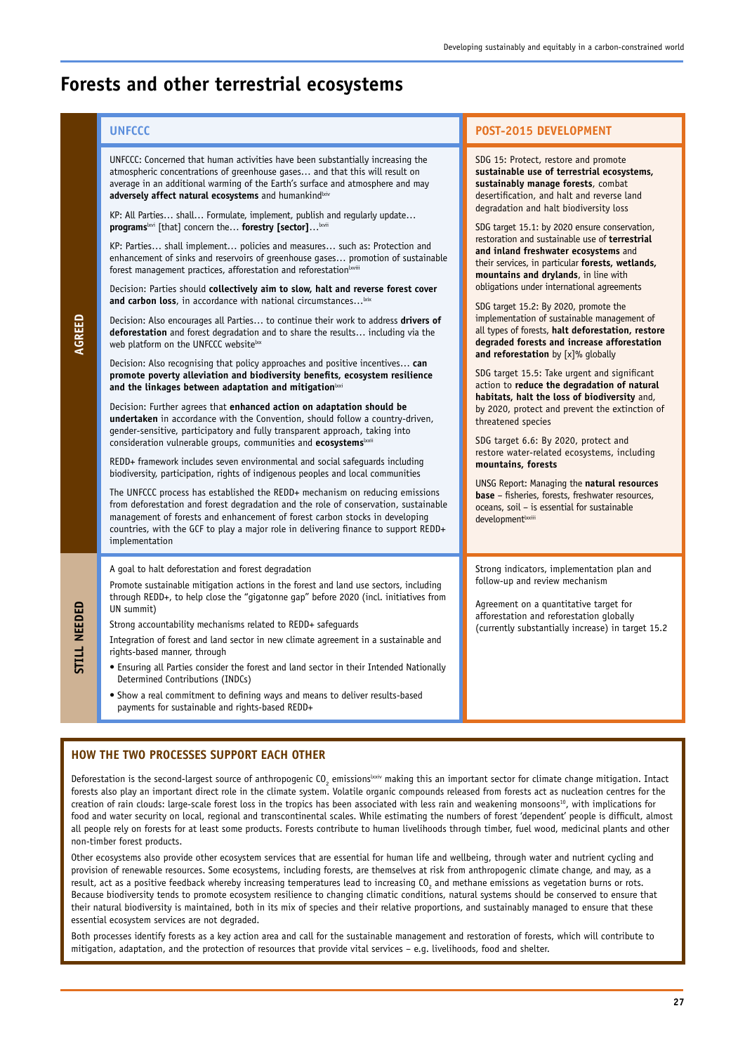// Forests and other terrestrial ecosystems

| | UNFCCC | POST-2015 DEVELOPMENT |
|---|---|---|
| **AGREED** | UNFCCC: Concerned that human activities have been substantially increasing the atmospheric concentrations of greenhouse gases… and that this will result on average in an additional warming of the Earth's surface and atmosphere and may **adversely affect natural ecosystems** and humankind[lxiv]<br><br>KP: All Parties… shall… Formulate, implement, publish and regularly update… **programs**[lxvi] [that] concern the… **forestry [sector]**…[lxvii]<br><br>KP: Parties… shall implement… policies and measures… such as: Protection and enhancement of sinks and reservoirs of greenhouse gases… promotion of sustainable forest management practices, afforestation and reforestation[lxviii]<br><br>Decision: Parties should **collectively aim to slow, halt and reverse forest cover and carbon loss**, in accordance with national circumstances…[lxix]<br><br>Decision: Also encourages all Parties… to continue their work to address **drivers of deforestation** and forest degradation and to share the results… including via the web platform on the UNFCCC website[lxx]<br><br>Decision: Also recognising that policy approaches and positive incentives… **can promote poverty alleviation and biodiversity benefits, ecosystem resilience and the linkages between adaptation and mitigation**[lxxi]<br><br>Decision: Further agrees that **enhanced action on adaptation should be undertaken** in accordance with the Convention, should follow a country-driven, gender-sensitive, participatory and fully transparent approach, taking into consideration vulnerable groups, communities and **ecosystems**[lxxii]<br><br>REDD+ framework includes seven environmental and social safeguards including biodiversity, participation, rights of indigenous peoples and local communities<br><br>The UNFCCC process has established the REDD+ mechanism on reducing emissions from deforestation and forest degradation and the role of conservation, sustainable management of forests and enhancement of forest carbon stocks in developing countries, with the GCF to play a major role in delivering finance to support REDD+ implementation | SDG 15: Protect, restore and promote **sustainable use of terrestrial ecosystems, sustainably manage forests**, combat desertification, and halt and reverse land degradation and halt biodiversity loss<br><br>SDG target 15.1: by 2020 ensure conservation, restoration and sustainable use of **terrestrial and inland freshwater ecosystems** and their services, in particular **forests, wetlands, mountains and drylands**, in line with obligations under international agreements<br><br>SDG target 15.2: By 2020, promote the implementation of sustainable management of all types of forests, **halt deforestation, restore degraded forests and increase afforestation and reforestation** by [x]% globally<br><br>SDG target 15.5: Take urgent and significant action to **reduce the degradation of natural habitats, halt the loss of biodiversity** and, by 2020, protect and prevent the extinction of threatened species<br><br>SDG target 6.6: By 2020, protect and restore water-related ecosystems, including **mountains, forests**<br><br>UNSG Report: Managing the **natural resources base** – fisheries, forests, freshwater resources, oceans, soil – is essential for sustainable development[lxxiii] |
| **STILL NEEDED** | A goal to halt deforestation and forest degradation<br><br>Promote sustainable mitigation actions in the forest and land use sectors, including through REDD+, to help close the "gigatonne gap" before 2020 (incl. initiatives from UN summit)<br><br>Strong accountability mechanisms related to REDD+ safeguards<br><br>Integration of forest and land sector in new climate agreement in a sustainable and rights-based manner, through<br>• Ensuring all Parties consider the forest and land sector in their Intended Nationally Determined Contributions (INDCs)<br>• Show a real commitment to defining ways and means to deliver results-based payments for sustainable and rights-based REDD+ | Strong indicators, implementation plan and follow-up and review mechanism<br><br>Agreement on a quantitative target for afforestation and reforestation globally (currently substantially increase) in target 15.2 |

## HOW THE TWO PROCESSES SUPPORT EACH OTHER

Deforestation is the second-largest source of anthropogenic $CO_2$ emissions[lxxiv] making this an important sector for climate change mitigation. Intact forests also play an important direct role in the climate system. Volatile organic compounds released from forests act as nucleation centres for the creation of rain clouds: large-scale forest loss in the tropics has been associated with less rain and weakening monsoons[10], with implications for food and water security on local, regional and transcontinental scales. While estimating the numbers of forest 'dependent' people is difficult, almost all people rely on forests for at least some products. Forests contribute to human livelihoods through timber, fuel wood, medicinal plants and other non-timber forest products.

Other ecosystems also provide other ecosystem services that are essential for human life and wellbeing, through water and nutrient cycling and provision of renewable resources. Some ecosystems, including forests, are themselves at risk from anthropogenic climate change, and may, as a result, act as a positive feedback whereby increasing temperatures lead to increasing $CO_2$ and methane emissions as vegetation burns or rots. Because biodiversity tends to promote ecosystem resilience to changing climatic conditions, natural systems should be conserved to ensure that their natural biodiversity is maintained, both in its mix of species and their relative proportions, and sustainably managed to ensure that these essential ecosystem services are not degraded.

Both processes identify forests as a key action area and call for the sustainable management and restoration of forests, which will contribute to mitigation, adaptation, and the protection of resources that provide vital services – e.g. livelihoods, food and shelter.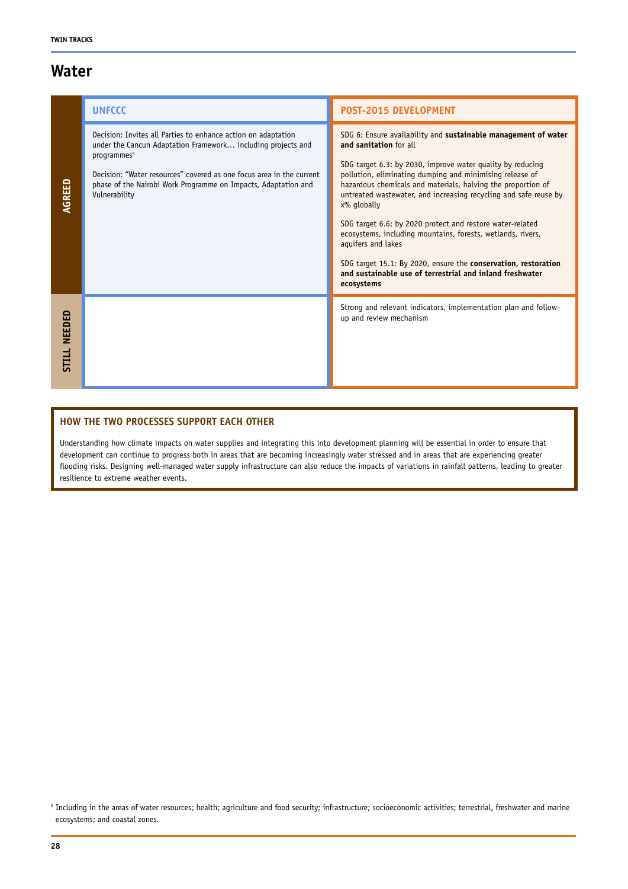# Water

| | UNFCCC | POST-2015 DEVELOPMENT |
|---|---|---|
| **AGREED** | Decision: Invites all Parties to enhance action on adaptation under the Cancun Adaptation Framework… including projects and programmes[5]<br><br>Decision: "Water resources" covered as one focus area in the current phase of the Nairobi Work Programme on Impacts, Adaptation and Vulnerability | SDG 6: Ensure availability and **sustainable management of water and sanitation** for all<br><br>SDG target 6.3: by 2030, improve water quality by reducing pollution, eliminating dumping and minimising release of hazardous chemicals and materials, halving the proportion of untreated wastewater, and increasing recycling and safe reuse by x% globally<br><br>SDG target 6.6: by 2020 protect and restore water-related ecosystems, including mountains, forests, wetlands, rivers, aquifers and lakes<br><br>SDG target 15.1: By 2020, ensure the **conservation, restoration and sustainable use of terrestrial and inland freshwater ecosystems** |
| **STILL NEEDED** | | Strong and relevant indicators, implementation plan and follow-up and review mechanism |

## HOW THE TWO PROCESSES SUPPORT EACH OTHER

Understanding how climate impacts on water supplies and integrating this into development planning will be essential in order to ensure that development can continue to progress both in areas that are becoming increasingly water stressed and in areas that are experiencing greater flooding risks. Designing well-managed water supply infrastructure can also reduce the impacts of variations in rainfall patterns, leading to greater resilience to extreme weather events.

[5] Including in the areas of water resources; health; agriculture and food security; infrastructure; socioeconomic activities; terrestrial, freshwater and marine ecosystems; and coastal zones.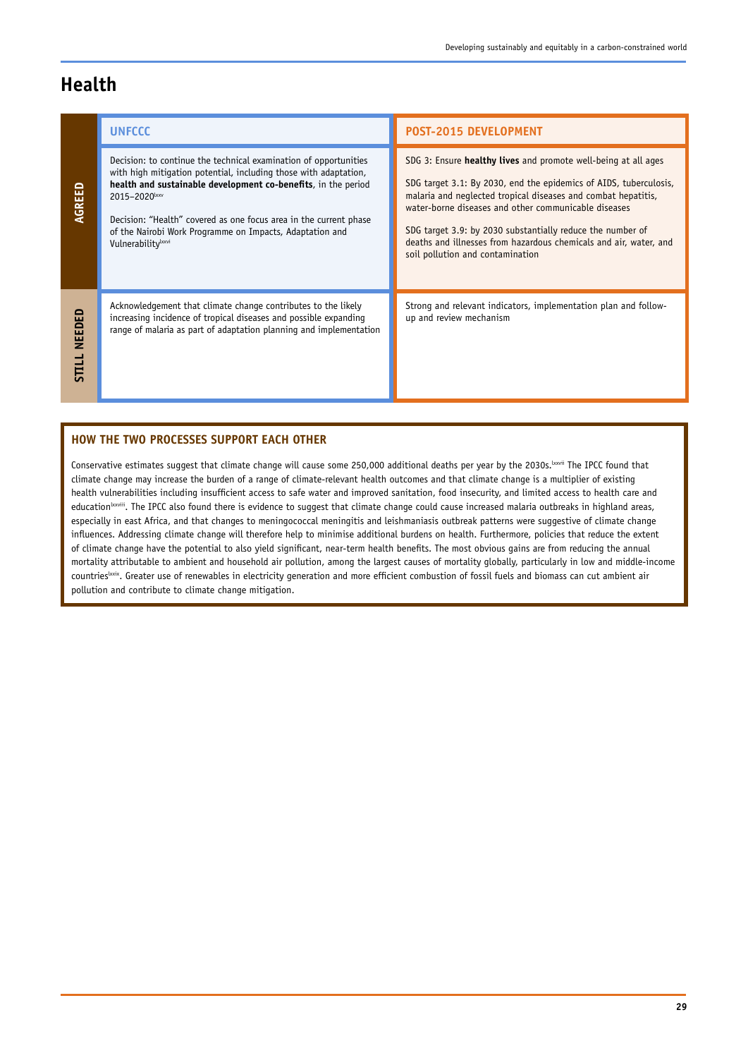# Health

| | UNFCCC | POST-2015 DEVELOPMENT |
|---|---|---|
| **AGREED** | Decision: to continue the technical examination of opportunities with high mitigation potential, including those with adaptation, **health and sustainable development co-benefits**, in the period 2015–2020[lxxv]<br><br>Decision: "Health" covered as one focus area in the current phase of the Nairobi Work Programme on Impacts, Adaptation and Vulnerability[lxxvi] | SDG 3: Ensure **healthy lives** and promote well-being at all ages<br><br>SDG target 3.1: By 2030, end the epidemics of AIDS, tuberculosis, malaria and neglected tropical diseases and combat hepatitis, water-borne diseases and other communicable diseases<br><br>SDG target 3.9: by 2030 substantially reduce the number of deaths and illnesses from hazardous chemicals and air, water, and soil pollution and contamination |
| **STILL NEEDED** | Acknowledgement that climate change contributes to the likely increasing incidence of tropical diseases and possible expanding range of malaria as part of adaptation planning and implementation | Strong and relevant indicators, implementation plan and follow-up and review mechanism |

## HOW THE TWO PROCESSES SUPPORT EACH OTHER

Conservative estimates suggest that climate change will cause some 250,000 additional deaths per year by the 2030s.[lxxvii] The IPCC found that climate change may increase the burden of a range of climate-relevant health outcomes and that climate change is a multiplier of existing health vulnerabilities including insufficient access to safe water and improved sanitation, food insecurity, and limited access to health care and education[lxxviii]. The IPCC also found there is evidence to suggest that climate change could cause increased malaria outbreaks in highland areas, especially in east Africa, and that changes to meningococcal meningitis and leishmaniasis outbreak patterns were suggestive of climate change influences. Addressing climate change will therefore help to minimise additional burdens on health. Furthermore, policies that reduce the extent of climate change have the potential to also yield significant, near-term health benefits. The most obvious gains are from reducing the annual mortality attributable to ambient and household air pollution, among the largest causes of mortality globally, particularly in low and middle-income countries[lxxix]. Greater use of renewables in electricity generation and more efficient combustion of fossil fuels and biomass can cut ambient air pollution and contribute to climate change mitigation.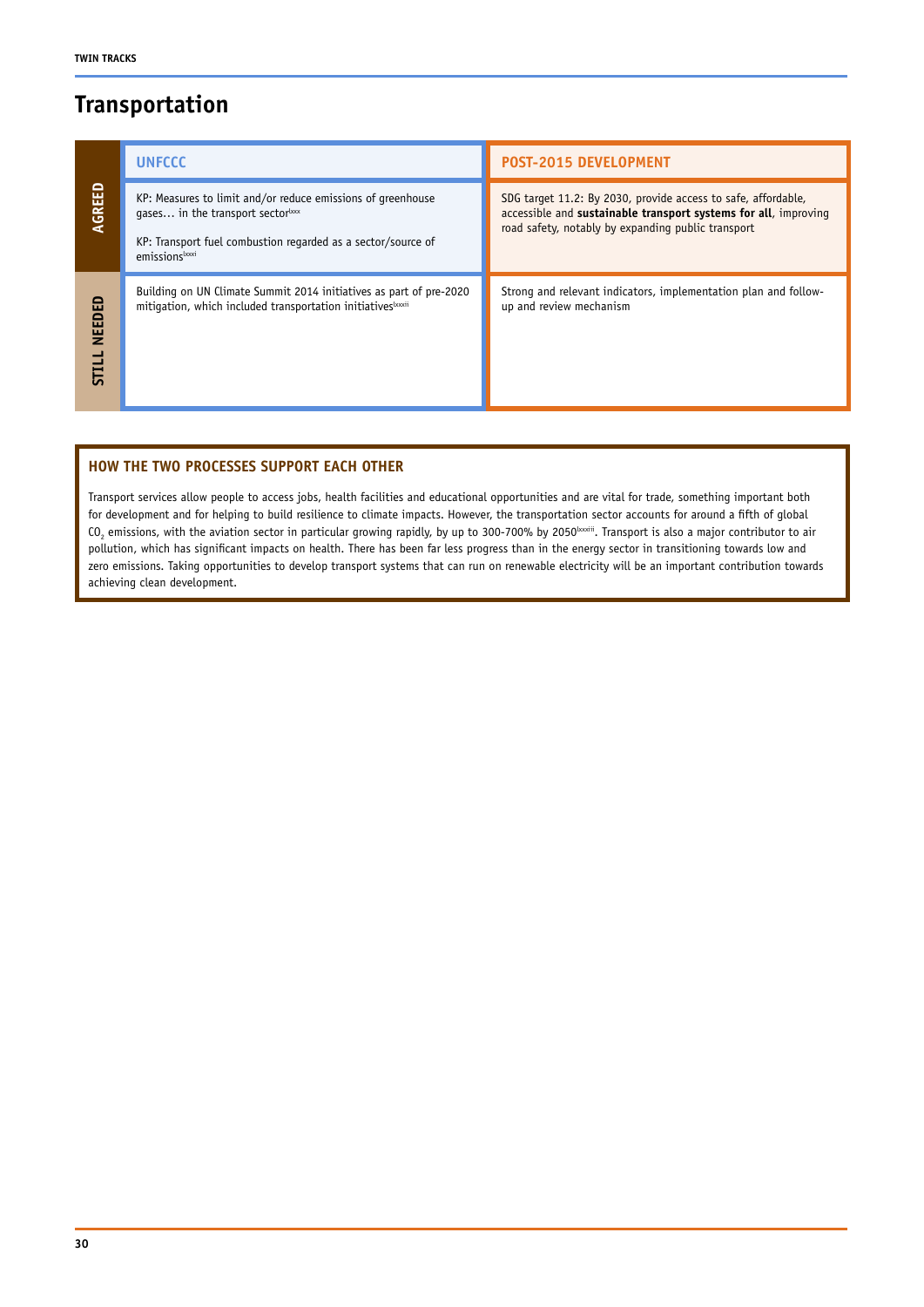# Transportation

| | UNFCCC | POST-2015 DEVELOPMENT |
|---|---|---|
| AGREED | KP: Measures to limit and/or reduce emissions of greenhouse gases… in the transport sector[lxxx]<br><br>KP: Transport fuel combustion regarded as a sector/source of emissions[lxxxi] | SDG target 11.2: By 2030, provide access to safe, affordable, accessible and **sustainable transport systems for all**, improving road safety, notably by expanding public transport |
| STILL NEEDED | Building on UN Climate Summit 2014 initiatives as part of pre-2020 mitigation, which included transportation initiatives[lxxxii] | Strong and relevant indicators, implementation plan and follow-up and review mechanism |

## HOW THE TWO PROCESSES SUPPORT EACH OTHER

Transport services allow people to access jobs, health facilities and educational opportunities and are vital for trade, something important both for development and for helping to build resilience to climate impacts. However, the transportation sector accounts for around a fifth of global $CO_2$ emissions, with the aviation sector in particular growing rapidly, by up to 300-700% by 2050[lxxxiii]. Transport is also a major contributor to air pollution, which has significant impacts on health. There has been far less progress than in the energy sector in transitioning towards low and zero emissions. Taking opportunities to develop transport systems that can run on renewable electricity will be an important contribution towards achieving clean development.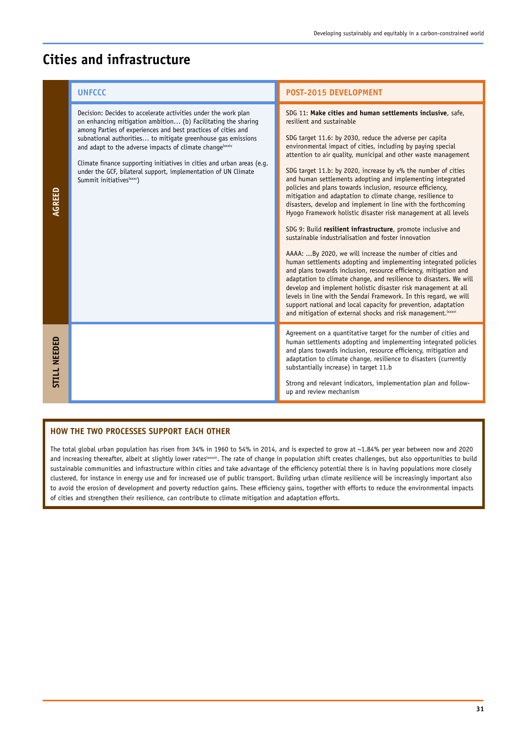# Cities and infrastructure

| | UNFCCC | POST-2015 DEVELOPMENT |
|---|---|---|
| **AGREED** | Decision: Decides to accelerate activities under the work plan on enhancing mitigation ambition… (b) Facilitating the sharing among Parties of experiences and best practices of cities and subnational authorities… to mitigate greenhouse gas emissions and adapt to the adverse impacts of climate change[lxxxiv]<br><br>Climate finance supporting initiatives in cities and urban areas (e.g. under the GCF, bilateral support, implementation of UN Climate Summit initiatives[lxxxv]) | SDG 11: **Make cities and human settlements inclusive**, safe, resilient and sustainable<br><br>SDG target 11.6: by 2030, reduce the adverse per capita environmental impact of cities, including by paying special attention to air quality, municipal and other waste management<br><br>SDG target 11.b: by 2020, increase by x% the number of cities and human settlements adopting and implementing integrated policies and plans towards inclusion, resource efficiency, mitigation and adaptation to climate change, resilience to disasters, develop and implement in line with the forthcoming Hyogo Framework holistic disaster risk management at all levels<br><br>SDG 9: Build **resilient infrastructure**, promote inclusive and sustainable industrialisation and foster innovation<br><br>AAAA: …By 2020, we will increase the number of cities and human settlements adopting and implementing integrated policies and plans towards inclusion, resource efficiency, mitigation and adaptation to climate change, and resilience to disasters. We will develop and implement holistic disaster risk management at all levels in line with the Sendai Framework. In this regard, we will support national and local capacity for prevention, adaptation and mitigation of external shocks and risk management.[lxxxvi] |
| **STILL NEEDED** | | Agreement on a quantitative target for the number of cities and human settlements adopting and implementing integrated policies and plans towards inclusion, resource efficiency, mitigation and adaptation to climate change, resilience to disasters (currently substantially increase) in target 11.b<br><br>Strong and relevant indicators, implementation plan and follow-up and review mechanism |

## HOW THE TWO PROCESSES SUPPORT EACH OTHER

The total global urban population has risen from 34% in 1960 to 54% in 2014, and is expected to grow at ~1.84% per year between now and 2020 and increasing thereafter, albeit at slightly lower rates[lxxxvii]. The rate of change in population shift creates challenges, but also opportunities to build sustainable communities and infrastructure within cities and take advantage of the efficiency potential there is in having populations more closely clustered, for instance in energy use and for increased use of public transport. Building urban climate resilience will be increasingly important also to avoid the erosion of development and poverty reduction gains. These efficiency gains, together with efforts to reduce the environmental impacts of cities and strengthen their resilience, can contribute to climate mitigation and adaptation efforts.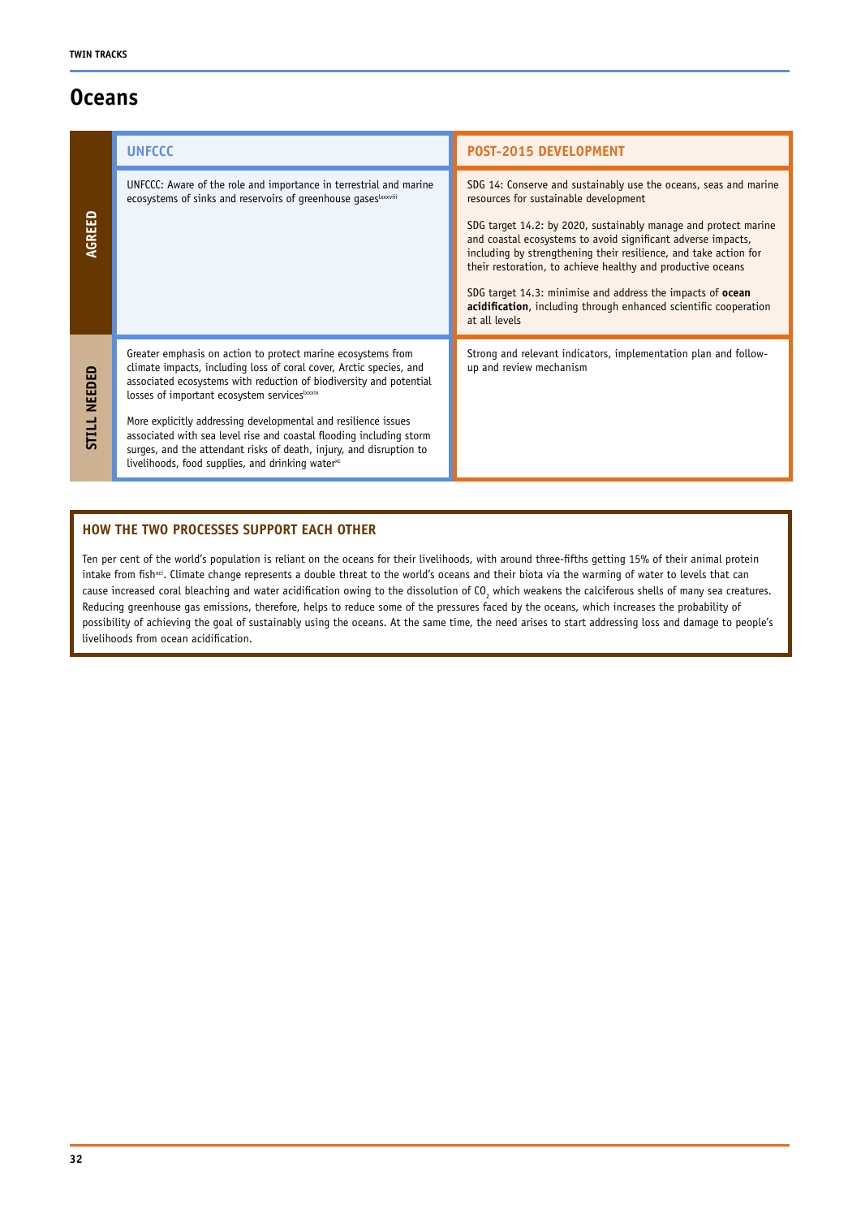# Oceans

| | UNFCCC | POST-2015 DEVELOPMENT |
|---|---|---|
| **AGREED** | UNFCCC: Aware of the role and importance in terrestrial and marine ecosystems of sinks and reservoirs of greenhouse gases[lxxxviii] | SDG 14: Conserve and sustainably use the oceans, seas and marine resources for sustainable development<br><br>SDG target 14.2: by 2020, sustainably manage and protect marine and coastal ecosystems to avoid significant adverse impacts, including by strengthening their resilience, and take action for their restoration, to achieve healthy and productive oceans<br><br>SDG target 14.3: minimise and address the impacts of **ocean acidification**, including through enhanced scientific cooperation at all levels |
| **STILL NEEDED** | Greater emphasis on action to protect marine ecosystems from climate impacts, including loss of coral cover, Arctic species, and associated ecosystems with reduction of biodiversity and potential losses of important ecosystem services[lxxxix]<br><br>More explicitly addressing developmental and resilience issues associated with sea level rise and coastal flooding including storm surges, and the attendant risks of death, injury, and disruption to livelihoods, food supplies, and drinking water[xc] | Strong and relevant indicators, implementation plan and follow-up and review mechanism |

## HOW THE TWO PROCESSES SUPPORT EACH OTHER

Ten per cent of the world's population is reliant on the oceans for their livelihoods, with around three-fifths getting 15% of their animal protein intake from fish[xci]. Climate change represents a double threat to the world's oceans and their biota via the warming of water to levels that can cause increased coral bleaching and water acidification owing to the dissolution of $CO_2$ which weakens the calciferous shells of many sea creatures. Reducing greenhouse gas emissions, therefore, helps to reduce some of the pressures faced by the oceans, which increases the probability of possibility of achieving the goal of sustainably using the oceans. At the same time, the need arises to start addressing loss and damage to people's livelihoods from ocean acidification.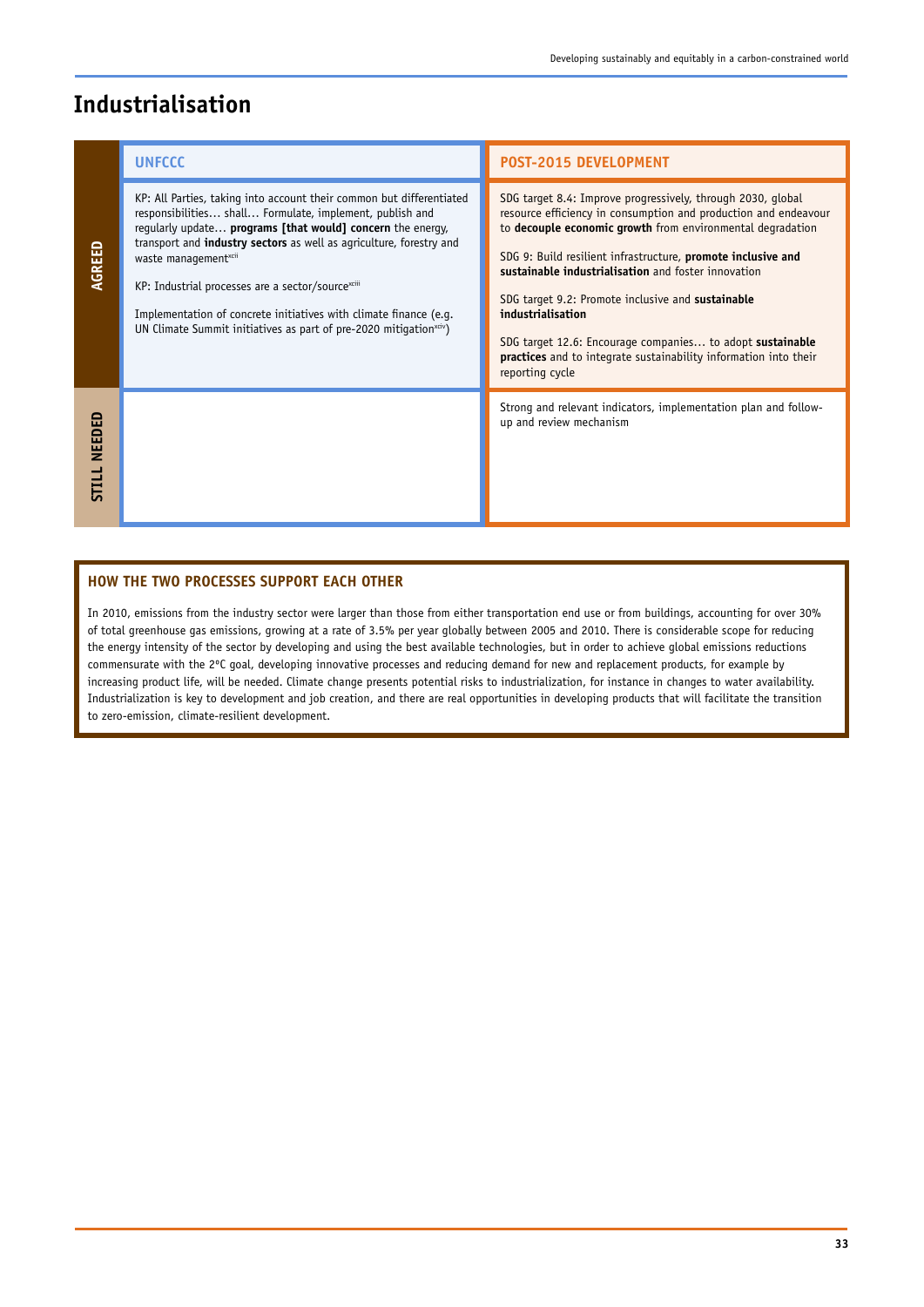# Industrialisation

| | UNFCCC | POST-2015 DEVELOPMENT |
|---|---|---|
| **AGREED** | KP: All Parties, taking into account their common but differentiated responsibilities… shall… Formulate, implement, publish and regularly update… **programs [that would] concern** the energy, transport and **industry sectors** as well as agriculture, forestry and waste management[xcii]<br><br>KP: Industrial processes are a sector/source[xciii]<br><br>Implementation of concrete initiatives with climate finance (e.g. UN Climate Summit initiatives as part of pre-2020 mitigation[xciv]) | SDG target 8.4: Improve progressively, through 2030, global resource efficiency in consumption and production and endeavour to **decouple economic growth** from environmental degradation<br><br>SDG 9: Build resilient infrastructure, **promote inclusive and sustainable industrialisation** and foster innovation<br><br>SDG target 9.2: Promote inclusive and **sustainable industrialisation**<br><br>SDG target 12.6: Encourage companies… to adopt **sustainable practices** and to integrate sustainability information into their reporting cycle |
| **STILL NEEDED** | | Strong and relevant indicators, implementation plan and follow-up and review mechanism |

## HOW THE TWO PROCESSES SUPPORT EACH OTHER

In 2010, emissions from the industry sector were larger than those from either transportation end use or from buildings, accounting for over 30% of total greenhouse gas emissions, growing at a rate of 3.5% per year globally between 2005 and 2010. There is considerable scope for reducing the energy intensity of the sector by developing and using the best available technologies, but in order to achieve global emissions reductions commensurate with the 2°C goal, developing innovative processes and reducing demand for new and replacement products, for example by increasing product life, will be needed. Climate change presents potential risks to industrialization, for instance in changes to water availability. Industrialization is key to development and job creation, and there are real opportunities in developing products that will facilitate the transition to zero-emission, climate-resilient development.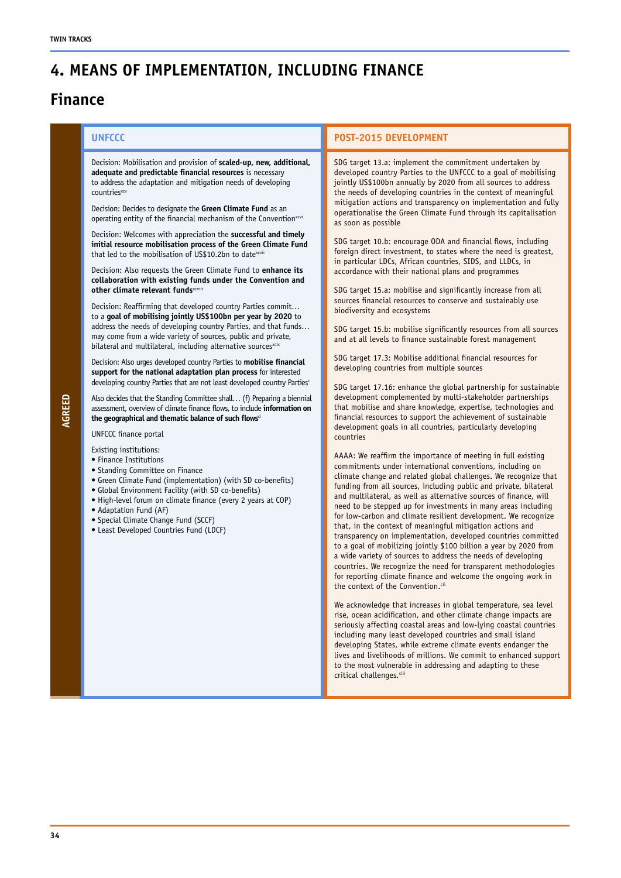# 4. MEANS OF IMPLEMENTATION, INCLUDING FINANCE

## Finance

**AGREED**

| UNFCCC | POST-2015 DEVELOPMENT |
|---|---|
| Decision: Mobilisation and provision of **scaled-up, new, additional, adequate and predictable financial resources** is necessary to address the adaptation and mitigation needs of developing countries[xcv]<br><br>Decision: Decides to designate the **Green Climate Fund** as an operating entity of the financial mechanism of the Convention[xcvi]<br><br>Decision: Welcomes with appreciation the **successful and timely initial resource mobilisation process of the Green Climate Fund** that led to the mobilisation of US$10.2bn to date[xcvii]<br><br>Decision: Also requests the Green Climate Fund to **enhance its collaboration with existing funds under the Convention and other climate relevant funds**[xcviii]<br><br>Decision: Reaffirming that developed country Parties commit… to a **goal of mobilising jointly US$100bn per year by 2020** to address the needs of developing country Parties, and that funds… may come from a wide variety of sources, public and private, bilateral and multilateral, including alternative sources[xcix]<br><br>Decision: Also urges developed country Parties to **mobilise financial support for the national adaptation plan process** for interested developing country Parties that are not least developed country Parties[c]<br><br>Also decides that the Standing Committee shall… (f) Preparing a biennial assessment, overview of climate finance flows, to include **information on the geographical and thematic balance of such flows**[ci]<br><br>UNFCCC finance portal<br><br>Existing institutions:<br>• Finance Institutions<br>• Standing Committee on Finance<br>• Green Climate Fund (implementation) (with SD co-benefits)<br>• Global Environment Facility (with SD co-benefits)<br>• High-level forum on climate finance (every 2 years at COP)<br>• Adaptation Fund (AF)<br>• Special Climate Change Fund (SCCF)<br>• Least Developed Countries Fund (LDCF) | SDG target 13.a: implement the commitment undertaken by developed country Parties to the UNFCCC to a goal of mobilising jointly US$100bn annually by 2020 from all sources to address the needs of developing countries in the context of meaningful mitigation actions and transparency on implementation and fully operationalise the Green Climate Fund through its capitalisation as soon as possible<br><br>SDG target 10.b: encourage ODA and financial flows, including foreign direct investment, to states where the need is greatest, in particular LDCs, African countries, SIDS, and LLDCs, in accordance with their national plans and programmes<br><br>SDG target 15.a: mobilise and significantly increase from all sources financial resources to conserve and sustainably use biodiversity and ecosystems<br><br>SDG target 15.b: mobilise significantly resources from all sources and at all levels to finance sustainable forest management<br><br>SDG target 17.3: Mobilise additional financial resources for developing countries from multiple sources<br><br>SDG target 17.16: enhance the global partnership for sustainable development complemented by multi-stakeholder partnerships that mobilise and share knowledge, expertise, technologies and financial resources to support the achievement of sustainable development goals in all countries, particularly developing countries<br><br>AAAA: We reaffirm the importance of meeting in full existing commitments under international conventions, including on climate change and related global challenges. We recognize that funding from all sources, including public and private, bilateral and multilateral, as well as alternative sources of finance, will need to be stepped up for investments in many areas including for low-carbon and climate resilient development. We recognize that, in the context of meaningful mitigation actions and transparency on implementation, developed countries committed to a goal of mobilizing jointly $100 billion a year by 2020 from a wide variety of sources to address the needs of developing countries. We recognize the need for transparent methodologies for reporting climate finance and welcome the ongoing work in the context of the Convention.[cii]<br><br>We acknowledge that increases in global temperature, sea level rise, ocean acidification, and other climate change impacts are seriously affecting coastal areas and low-lying coastal countries including many least developed countries and small island developing States, while extreme climate events endanger the lives and livelihoods of millions. We commit to enhanced support to the most vulnerable in addressing and adapting to these critical challenges.[ciii] |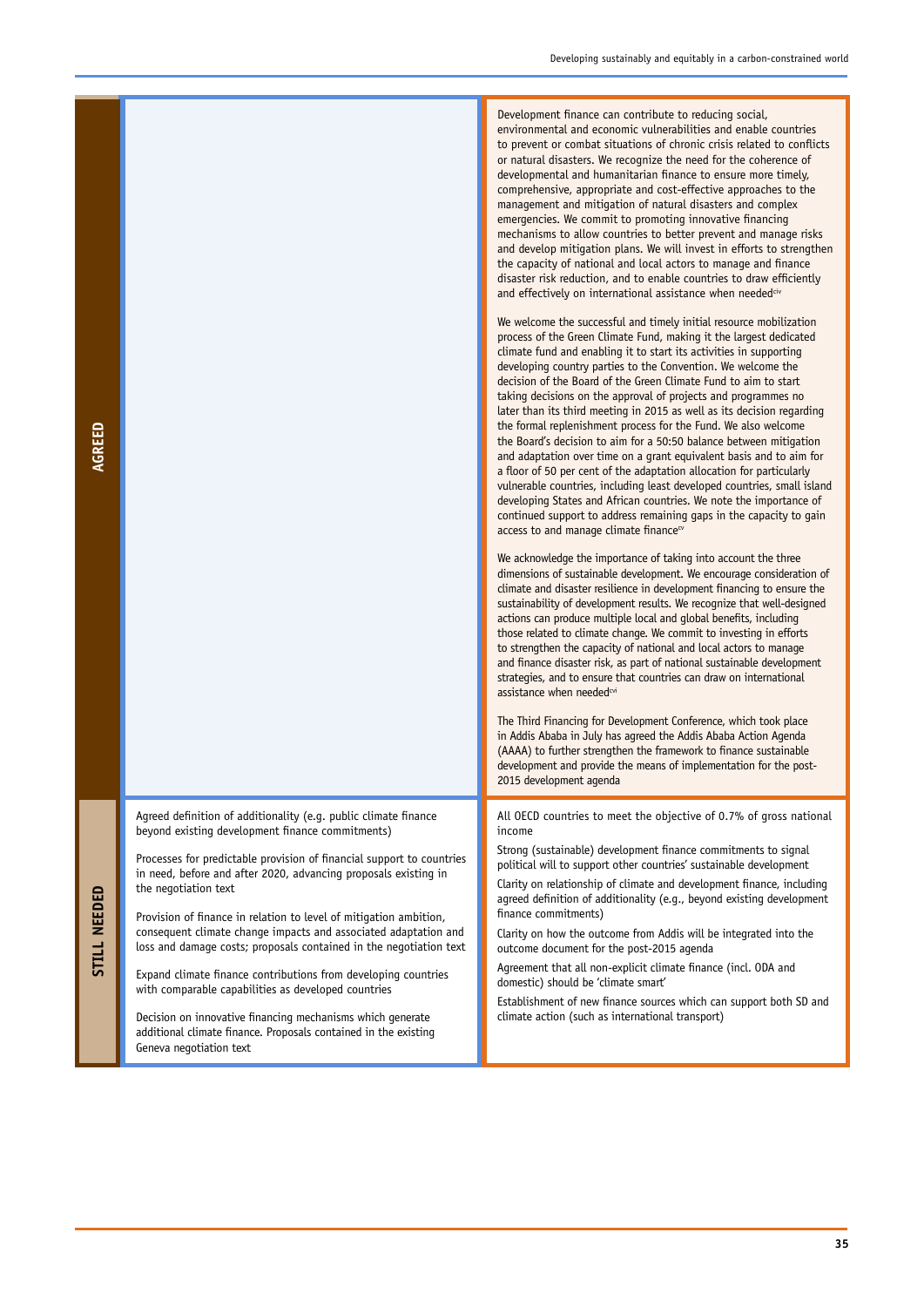| | | |
|---|---|---|
| **AGREED** | | Development finance can contribute to reducing social, environmental and economic vulnerabilities and enable countries to prevent or combat situations of chronic crisis related to conflicts or natural disasters. We recognize the need for the coherence of developmental and humanitarian finance to ensure more timely, comprehensive, appropriate and cost-effective approaches to the management and mitigation of natural disasters and complex emergencies. We commit to promoting innovative financing mechanisms to allow countries to better prevent and manage risks and develop mitigation plans. We will invest in efforts to strengthen the capacity of national and local actors to manage and finance disaster risk reduction, and to enable countries to draw efficiently and effectively on international assistance when needed[civ]<br><br>We welcome the successful and timely initial resource mobilization process of the Green Climate Fund, making it the largest dedicated climate fund and enabling it to start its activities in supporting developing country parties to the Convention. We welcome the decision of the Board of the Green Climate Fund to aim to start taking decisions on the approval of projects and programmes no later than its third meeting in 2015 as well as its decision regarding the formal replenishment process for the Fund. We also welcome the Board's decision to aim for a 50:50 balance between mitigation and adaptation over time on a grant equivalent basis and to aim for a floor of 50 per cent of the adaptation allocation for particularly vulnerable countries, including least developed countries, small island developing States and African countries. We note the importance of continued support to address remaining gaps in the capacity to gain access to and manage climate finance[cv]<br><br>We acknowledge the importance of taking into account the three dimensions of sustainable development. We encourage consideration of climate and disaster resilience in development financing to ensure the sustainability of development results. We recognize that well-designed actions can produce multiple local and global benefits, including those related to climate change. We commit to investing in efforts to strengthen the capacity of national and local actors to manage and finance disaster risk, as part of national sustainable development strategies, and to ensure that countries can draw on international assistance when needed[cvi]<br><br>The Third Financing for Development Conference, which took place in Addis Ababa in July has agreed the Addis Ababa Action Agenda (AAAA) to further strengthen the framework to finance sustainable development and provide the means of implementation for the post-2015 development agenda |
| **STILL NEEDED** | Agreed definition of additionality (e.g. public climate finance beyond existing development finance commitments)<br><br>Processes for predictable provision of financial support to countries in need, before and after 2020, advancing proposals existing in the negotiation text<br><br>Provision of finance in relation to level of mitigation ambition, consequent climate change impacts and associated adaptation and loss and damage costs; proposals contained in the negotiation text<br><br>Expand climate finance contributions from developing countries with comparable capabilities as developed countries<br><br>Decision on innovative financing mechanisms which generate additional climate finance. Proposals contained in the existing Geneva negotiation text | All OECD countries to meet the objective of 0.7% of gross national income<br><br>Strong (sustainable) development finance commitments to signal political will to support other countries' sustainable development<br><br>Clarity on relationship of climate and development finance, including agreed definition of additionality (e.g., beyond existing development finance commitments)<br><br>Clarity on how the outcome from Addis will be integrated into the outcome document for the post-2015 agenda<br><br>Agreement that all non-explicit climate finance (incl. ODA and domestic) should be 'climate smart'<br><br>Establishment of new finance sources which can support both SD and climate action (such as international transport) |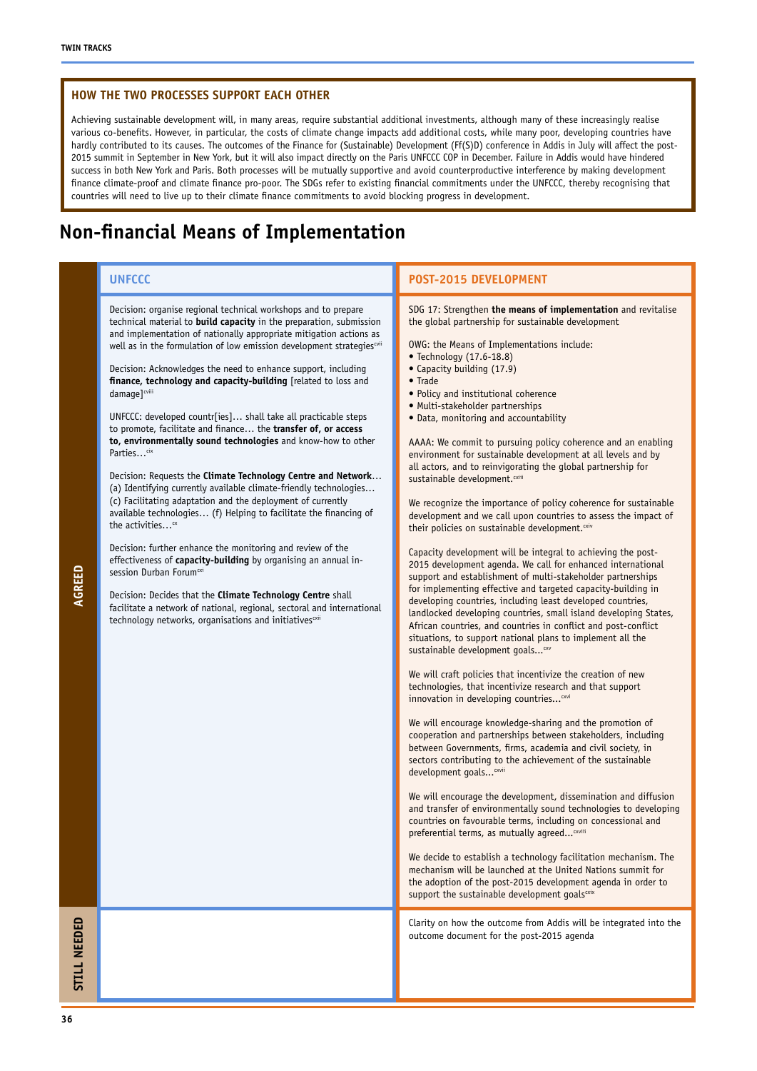### HOW THE TWO PROCESSES SUPPORT EACH OTHER

Achieving sustainable development will, in many areas, require substantial additional investments, although many of these increasingly realise various co-benefits. However, in particular, the costs of climate change impacts add additional costs, while many poor, developing countries have hardly contributed to its causes. The outcomes of the Finance for (Sustainable) Development (Ff(S)D) conference in Addis in July will affect the post-2015 summit in September in New York, but it will also impact directly on the Paris UNFCCC COP in December. Failure in Addis would have hindered success in both New York and Paris. Both processes will be mutually supportive and avoid counterproductive interference by making development finance climate-proof and climate finance pro-poor. The SDGs refer to existing financial commitments under the UNFCCC, thereby recognising that countries will need to live up to their climate finance commitments to avoid blocking progress in development.

## Non-financial Means of Implementation

| | UNFCCC | POST-2015 DEVELOPMENT |
|---|---|---|
| **AGREED** | Decision: organise regional technical workshops and to prepare technical material to **build capacity** in the preparation, submission and implementation of nationally appropriate mitigation actions as well as in the formulation of low emission development strategies[cvii]<br><br>Decision: Acknowledges the need to enhance support, including **finance, technology and capacity-building** [related to loss and damage][cviii]<br><br>UNFCCC: developed countr[ies]… shall take all practicable steps to promote, facilitate and finance… the **transfer of, or access to, environmentally sound technologies** and know-how to other Parties…[cix]<br><br>Decision: Requests the **Climate Technology Centre and Network**… (a) Identifying currently available climate-friendly technologies… (c) Facilitating adaptation and the deployment of currently available technologies… (f) Helping to facilitate the financing of the activities…[cx]<br><br>Decision: further enhance the monitoring and review of the effectiveness of **capacity-building** by organising an annual in-session Durban Forum[cxi]<br><br>Decision: Decides that the **Climate Technology Centre** shall facilitate a network of national, regional, sectoral and international technology networks, organisations and initiatives[cxii] | SDG 17: Strengthen **the means of implementation** and revitalise the global partnership for sustainable development<br><br>OWG: the Means of Implementations include:<br>• Technology (17.6-18.8)<br>• Capacity building (17.9)<br>• Trade<br>• Policy and institutional coherence<br>• Multi-stakeholder partnerships<br>• Data, monitoring and accountability<br><br>AAAA: We commit to pursuing policy coherence and an enabling environment for sustainable development at all levels and by all actors, and to reinvigorating the global partnership for sustainable development.[cxiii]<br><br>We recognize the importance of policy coherence for sustainable development and we call upon countries to assess the impact of their policies on sustainable development.[cxiv]<br><br>Capacity development will be integral to achieving the post-2015 development agenda. We call for enhanced international support and establishment of multi-stakeholder partnerships for implementing effective and targeted capacity-building in developing countries, including least developed countries, landlocked developing countries, small island developing States, African countries, and countries in conflict and post-conflict situations, to support national plans to implement all the sustainable development goals...[cxv]<br><br>We will craft policies that incentivize the creation of new technologies, that incentivize research and that support innovation in developing countries...[cxvi]<br><br>We will encourage knowledge-sharing and the promotion of cooperation and partnerships between stakeholders, including between Governments, firms, academia and civil society, in sectors contributing to the achievement of the sustainable development goals...[cxvii]<br><br>We will encourage the development, dissemination and diffusion and transfer of environmentally sound technologies to developing countries on favourable terms, including on concessional and preferential terms, as mutually agreed...[cxviii]<br><br>We decide to establish a technology facilitation mechanism. The mechanism will be launched at the United Nations summit for the adoption of the post-2015 development agenda in order to support the sustainable development goals[cxix] |
| **STILL NEEDED** | | Clarity on how the outcome from Addis will be integrated into the outcome document for the post-2015 agenda |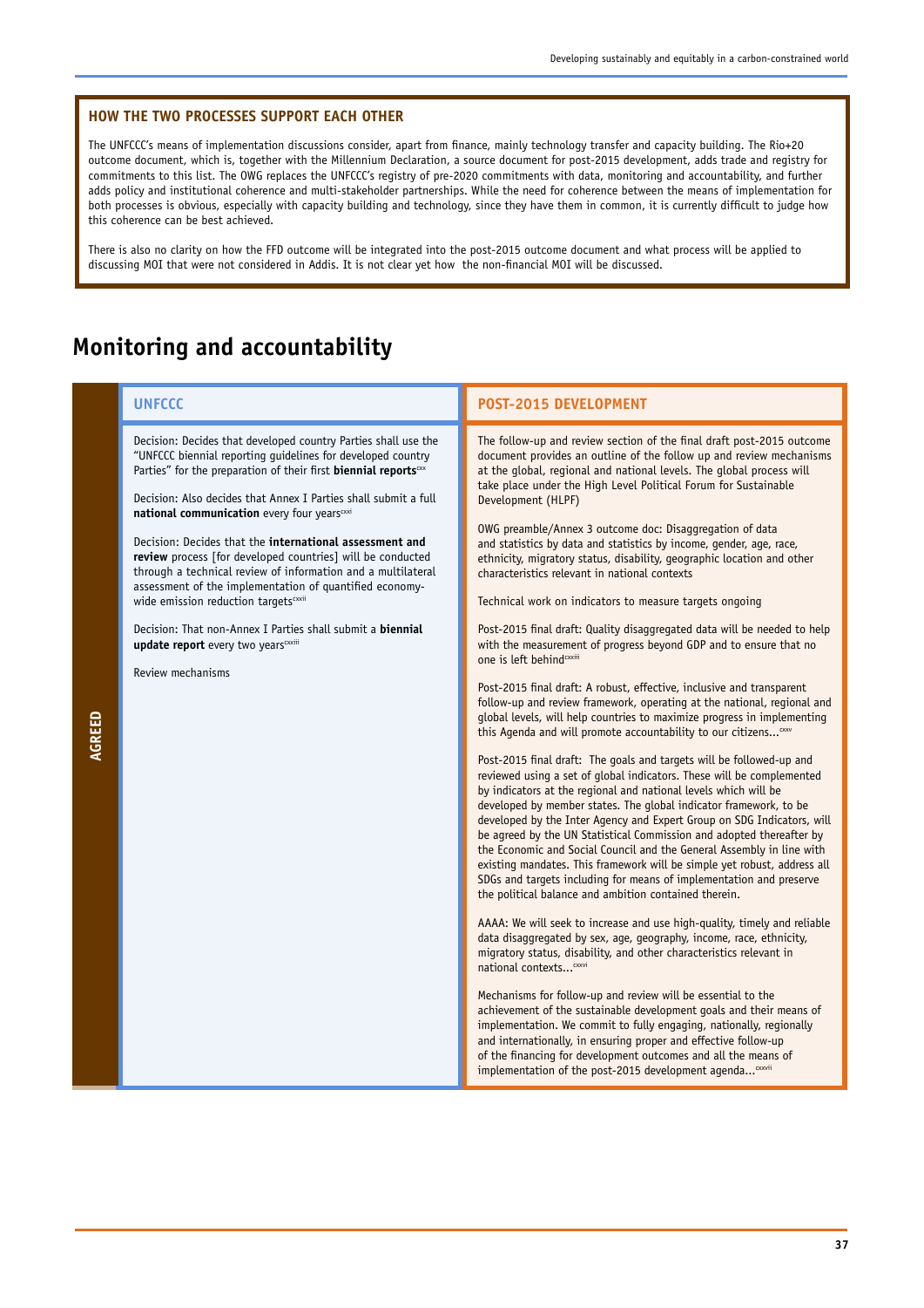### HOW THE TWO PROCESSES SUPPORT EACH OTHER

The UNFCCC's means of implementation discussions consider, apart from finance, mainly technology transfer and capacity building. The Rio+20 outcome document, which is, together with the Millennium Declaration, a source document for post-2015 development, adds trade and registry for commitments to this list. The OWG replaces the UNFCCC's registry of pre-2020 commitments with data, monitoring and accountability, and further adds policy and institutional coherence and multi-stakeholder partnerships. While the need for coherence between the means of implementation for both processes is obvious, especially with capacity building and technology, since they have them in common, it is currently difficult to judge how this coherence can be best achieved.

There is also no clarity on how the FFD outcome will be integrated into the post-2015 outcome document and what process will be applied to discussing MOI that were not considered in Addis. It is not clear yet how the non-financial MOI will be discussed.

## Monitoring and accountability

| | UNFCCC | POST-2015 DEVELOPMENT |
|---|---|---|
| AGREED | Decision: Decides that developed country Parties shall use the "UNFCCC biennial reporting guidelines for developed country Parties" for the preparation of their first **biennial reports**[cxx]<br><br>Decision: Also decides that Annex I Parties shall submit a full **national communication** every four years[cxxi]<br><br>Decision: Decides that the **international assessment and review** process [for developed countries] will be conducted through a technical review of information and a multilateral assessment of the implementation of quantified economy-wide emission reduction targets[cxxii]<br><br>Decision: That non-Annex I Parties shall submit a **biennial update report** every two years[cxxiii]<br><br>Review mechanisms | The follow-up and review section of the final draft post-2015 outcome document provides an outline of the follow up and review mechanisms at the global, regional and national levels. The global process will take place under the High Level Political Forum for Sustainable Development (HLPF)<br><br>OWG preamble/Annex 3 outcome doc: Disaggregation of data and statistics by data and statistics by income, gender, age, race, ethnicity, migratory status, disability, geographic location and other characteristics relevant in national contexts<br><br>Technical work on indicators to measure targets ongoing<br><br>Post-2015 final draft: Quality disaggregated data will be needed to help with the measurement of progress beyond GDP and to ensure that no one is left behind[cxxiii]<br><br>Post-2015 final draft: A robust, effective, inclusive and transparent follow-up and review framework, operating at the national, regional and global levels, will help countries to maximize progress in implementing this Agenda and will promote accountability to our citizens...[cxxv]<br><br>Post-2015 final draft: The goals and targets will be followed-up and reviewed using a set of global indicators. These will be complemented by indicators at the regional and national levels which will be developed by member states. The global indicator framework, to be developed by the Inter Agency and Expert Group on SDG Indicators, will be agreed by the UN Statistical Commission and adopted thereafter by the Economic and Social Council and the General Assembly in line with existing mandates. This framework will be simple yet robust, address all SDGs and targets including for means of implementation and preserve the political balance and ambition contained therein.<br><br>AAAA: We will seek to increase and use high-quality, timely and reliable data disaggregated by sex, age, geography, income, race, ethnicity, migratory status, disability, and other characteristics relevant in national contexts...[cxxvi]<br><br>Mechanisms for follow-up and review will be essential to the achievement of the sustainable development goals and their means of implementation. We commit to fully engaging, nationally, regionally and internationally, in ensuring proper and effective follow-up of the financing for development outcomes and all the means of implementation of the post-2015 development agenda...[cxxvii] |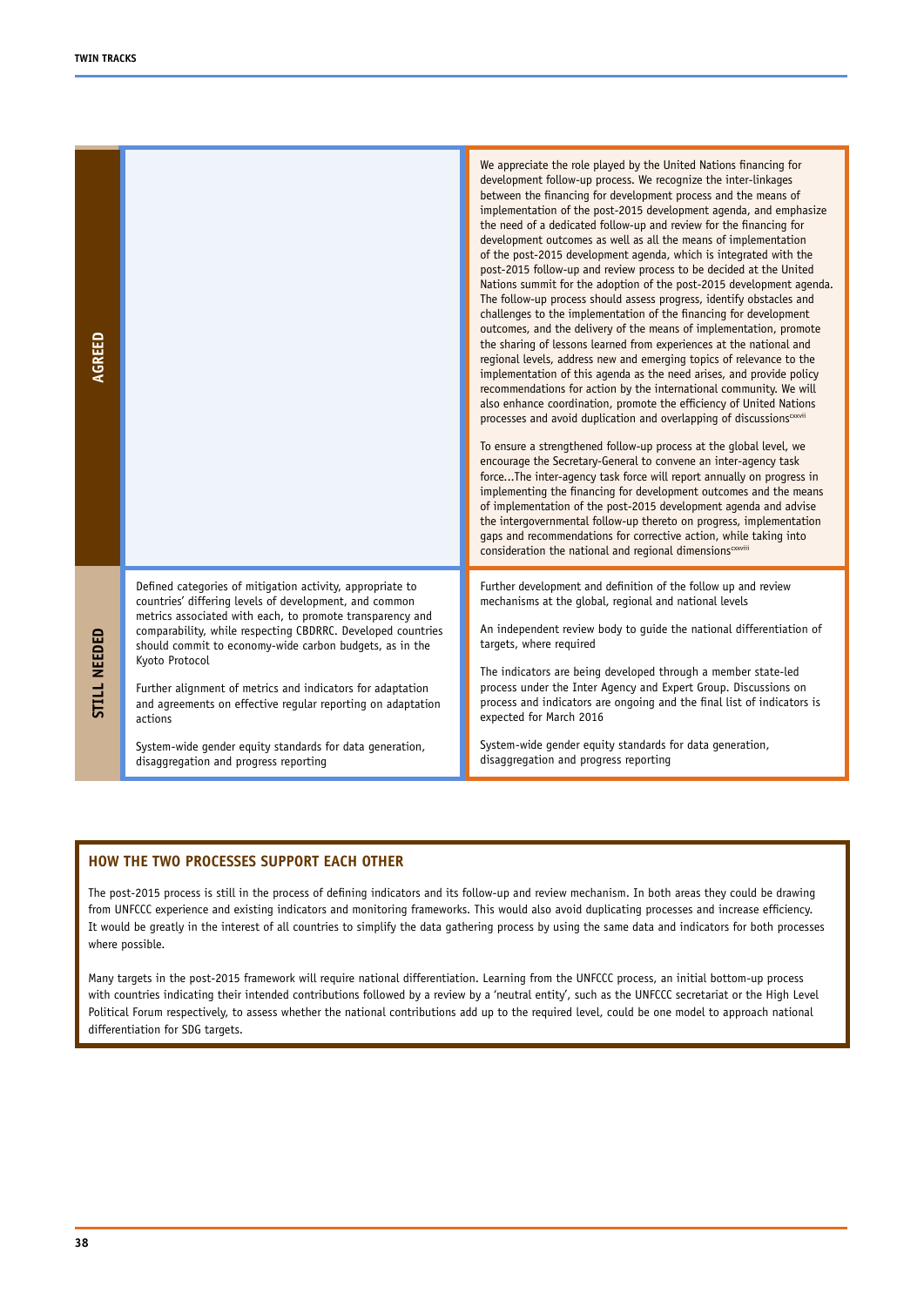| | | |
|---|---|---|
| **AGREED** | | We appreciate the role played by the United Nations financing for development follow-up process. We recognize the inter-linkages between the financing for development process and the means of implementation of the post-2015 development agenda, and emphasize the need of a dedicated follow-up and review for the financing for development outcomes as well as all the means of implementation of the post-2015 development agenda, which is integrated with the post-2015 follow-up and review process to be decided at the United Nations summit for the adoption of the post-2015 development agenda. The follow-up process should assess progress, identify obstacles and challenges to the implementation of the financing for development outcomes, and the delivery of the means of implementation, promote the sharing of lessons learned from experiences at the national and regional levels, address new and emerging topics of relevance to the implementation of this agenda as the need arises, and provide policy recommendations for action by the international community. We will also enhance coordination, promote the efficiency of United Nations processes and avoid duplication and overlapping of discussions[cxxvii]<br><br>To ensure a strengthened follow-up process at the global level, we encourage the Secretary-General to convene an inter-agency task force...The inter-agency task force will report annually on progress in implementing the financing for development outcomes and the means of implementation of the post-2015 development agenda and advise the intergovernmental follow-up thereto on progress, implementation gaps and recommendations for corrective action, while taking into consideration the national and regional dimensions[cxxviii] |
| **STILL NEEDED** | Defined categories of mitigation activity, appropriate to countries' differing levels of development, and common metrics associated with each, to promote transparency and comparability, while respecting CBDRRC. Developed countries should commit to economy-wide carbon budgets, as in the Kyoto Protocol<br><br>Further alignment of metrics and indicators for adaptation and agreements on effective regular reporting on adaptation actions<br><br>System-wide gender equity standards for data generation, disaggregation and progress reporting | Further development and definition of the follow up and review mechanisms at the global, regional and national levels<br><br>An independent review body to guide the national differentiation of targets, where required<br><br>The indicators are being developed through a member state-led process under the Inter Agency and Expert Group. Discussions on process and indicators are ongoing and the final list of indicators is expected for March 2016<br><br>System-wide gender equity standards for data generation, disaggregation and progress reporting |

## HOW THE TWO PROCESSES SUPPORT EACH OTHER

The post-2015 process is still in the process of defining indicators and its follow-up and review mechanism. In both areas they could be drawing from UNFCCC experience and existing indicators and monitoring frameworks. This would also avoid duplicating processes and increase efficiency. It would be greatly in the interest of all countries to simplify the data gathering process by using the same data and indicators for both processes where possible.

Many targets in the post-2015 framework will require national differentiation. Learning from the UNFCCC process, an initial bottom-up process with countries indicating their intended contributions followed by a review by a 'neutral entity', such as the UNFCCC secretariat or the High Level Political Forum respectively, to assess whether the national contributions add up to the required level, could be one model to approach national differentiation for SDG targets.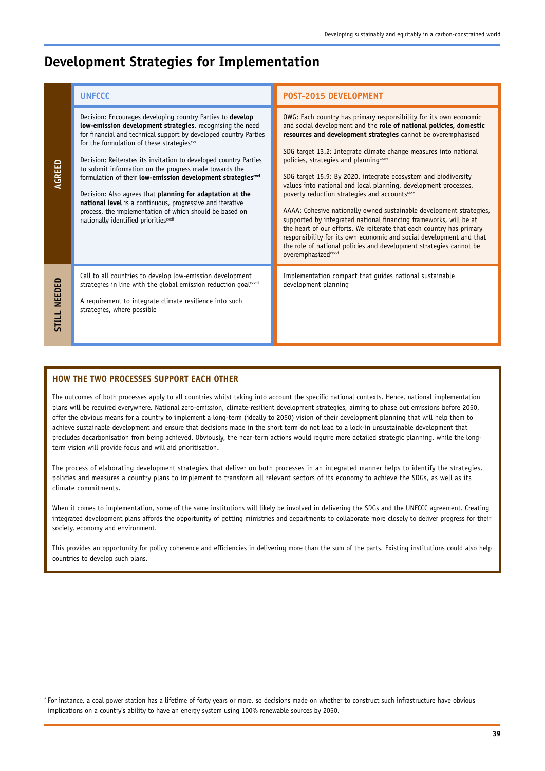## Development Strategies for Implementation

| | UNFCCC | POST-2015 DEVELOPMENT |
|---|---|---|
| **AGREED** | Decision: Encourages developing country Parties to **develop low-emission development strategies**, recognising the need for financial and technical support by developed country Parties for the formulation of these strategies[cxx]<br><br>Decision: Reiterates its invitation to developed country Parties to submit information on the progress made towards the formulation of their **low-emission development strategies**[cxxi]<br><br>Decision: Also agrees that **planning for adaptation at the national level** is a continuous, progressive and iterative process, the implementation of which should be based on nationally identified priorities[cxxii] | OWG: Each country has primary responsibility for its own economic and social development and the **role of national policies, domestic resources and development strategies** cannot be overemphasised<br><br>SDG target 13.2: Integrate climate change measures into national policies, strategies and planning[cxxiv]<br><br>SDG target 15.9: By 2020, integrate ecosystem and biodiversity values into national and local planning, development processes, poverty reduction strategies and accounts[cxxv]<br><br>AAAA: Cohesive nationally owned sustainable development strategies, supported by integrated national financing frameworks, will be at the heart of our efforts. We reiterate that each country has primary responsibility for its own economic and social development and that the role of national policies and development strategies cannot be overemphasized[cxxvi] |
| **STILL NEEDED** | Call to all countries to develop low-emission development strategies in line with the global emission reduction goal[cxxiii]<br><br>A requirement to integrate climate resilience into such strategies, where possible | Implementation compact that guides national sustainable development planning |

### HOW THE TWO PROCESSES SUPPORT EACH OTHER

The outcomes of both processes apply to all countries whilst taking into account the specific national contexts. Hence, national implementation plans will be required everywhere. National zero-emission, climate-resilient development strategies, aiming to phase out emissions before 2050, offer the obvious means for a country to implement a long-term (ideally to 2050) vision of their development planning that will help them to achieve sustainable development and ensure that decisions made in the short term do not lead to a lock-in unsustainable development that precludes decarbonisation from being achieved. Obviously, the near-term actions would require more detailed strategic planning, while the long-term vision will provide focus and will aid prioritisation.

The process of elaborating development strategies that deliver on both processes in an integrated manner helps to identify the strategies, policies and measures a country plans to implement to transform all relevant sectors of its economy to achieve the SDGs, as well as its climate commitments.

When it comes to implementation, some of the same institutions will likely be involved in delivering the SDGs and the UNFCCC agreement. Creating integrated development plans affords the opportunity of getting ministries and departments to collaborate more closely to deliver progress for their society, economy and environment.

This provides an opportunity for policy coherence and efficiencies in delivering more than the sum of the parts. Existing institutions could also help countries to develop such plans.

[6] For instance, a coal power station has a lifetime of forty years or more, so decisions made on whether to construct such infrastructure have obvious implications on a country's ability to have an energy system using 100% renewable sources by 2050.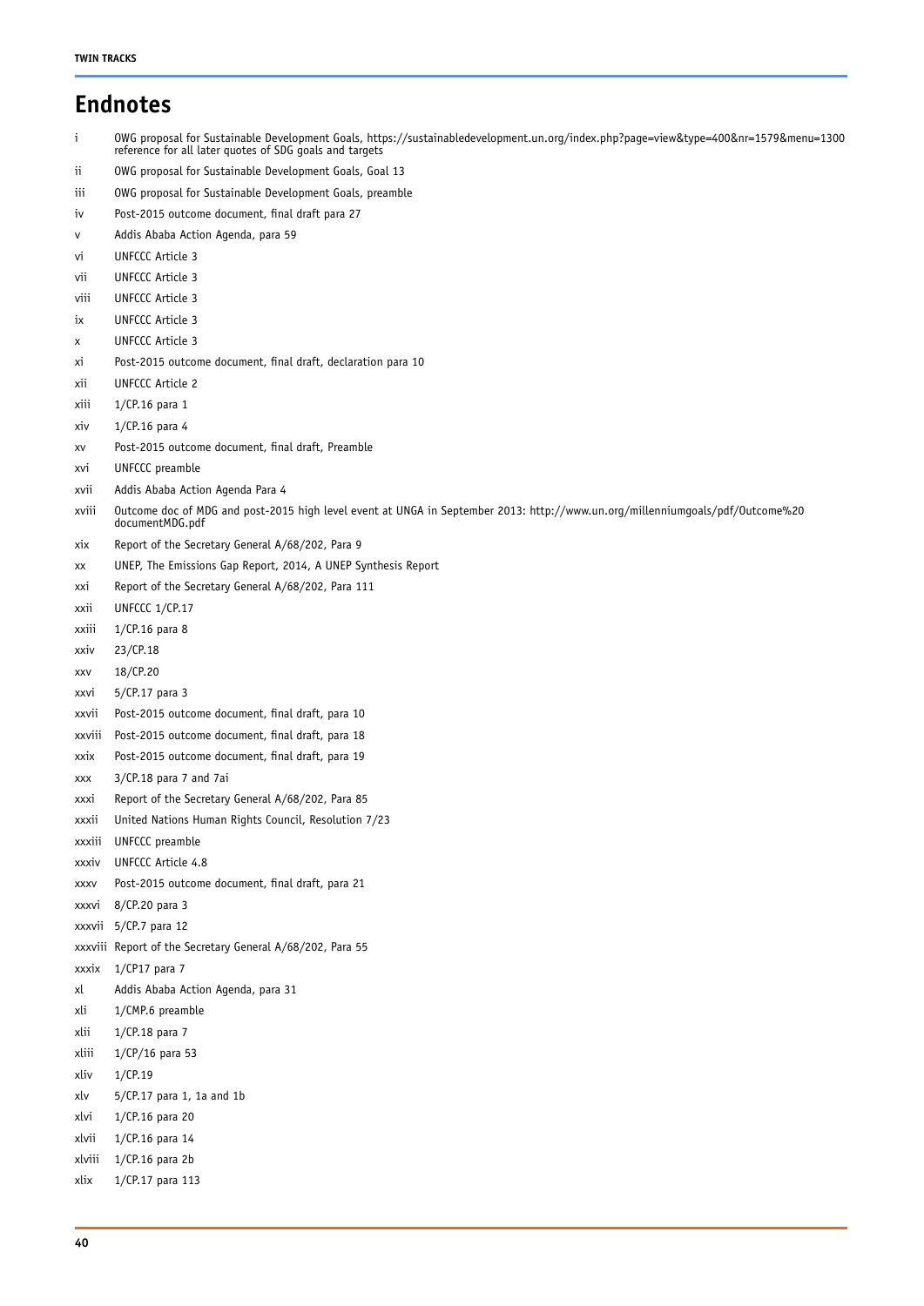# Endnotes

- i OWG proposal for Sustainable Development Goals, https://sustainabledevelopment.un.org/index.php?page=view&type=400&nr=1579&menu=1300 reference for all later quotes of SDG goals and targets
- ii OWG proposal for Sustainable Development Goals, Goal 13
- iii OWG proposal for Sustainable Development Goals, preamble
- iv Post-2015 outcome document, final draft para 27
- v Addis Ababa Action Agenda, para 59
- vi UNFCCC Article 3
- vii UNFCCC Article 3
- viii UNFCCC Article 3
- ix UNFCCC Article 3
- x UNFCCC Article 3
- xi Post-2015 outcome document, final draft, declaration para 10
- xii UNFCCC Article 2
- xiii 1/CP.16 para 1
- xiv 1/CP.16 para 4
- xv Post-2015 outcome document, final draft, Preamble
- xvi UNFCCC preamble
- xvii Addis Ababa Action Agenda Para 4
- xviii Outcome doc of MDG and post-2015 high level event at UNGA in September 2013: http://www.un.org/millenniumgoals/pdf/Outcome%20documentMDG.pdf
- xix Report of the Secretary General A/68/202, Para 9
- xx UNEP, The Emissions Gap Report, 2014, A UNEP Synthesis Report
- xxi Report of the Secretary General A/68/202, Para 111
- xxii UNFCCC 1/CP.17
- xxiii 1/CP.16 para 8
- xxiv 23/CP.18
- xxv 18/CP.20
- xxvi 5/CP.17 para 3
- xxvii Post-2015 outcome document, final draft, para 10
- xxviii Post-2015 outcome document, final draft, para 18
- xxix Post-2015 outcome document, final draft, para 19
- xxx 3/CP.18 para 7 and 7ai
- xxxi Report of the Secretary General A/68/202, Para 85
- xxxii United Nations Human Rights Council, Resolution 7/23
- xxxiii UNFCCC preamble
- xxxiv UNFCCC Article 4.8
- xxxv Post-2015 outcome document, final draft, para 21
- xxxvi 8/CP.20 para 3
- xxxvii 5/CP.7 para 12
- xxxviii Report of the Secretary General A/68/202, Para 55
- xxxix 1/CP17 para 7
- xl Addis Ababa Action Agenda, para 31
- xli 1/CMP.6 preamble
- xlii 1/CP.18 para 7
- xliii 1/CP/16 para 53
- xliv 1/CP.19
- xlv 5/CP.17 para 1, 1a and 1b
- xlvi 1/CP.16 para 20
- xlvii 1/CP.16 para 14
- xlviii 1/CP.16 para 2b
- xlix 1/CP.17 para 113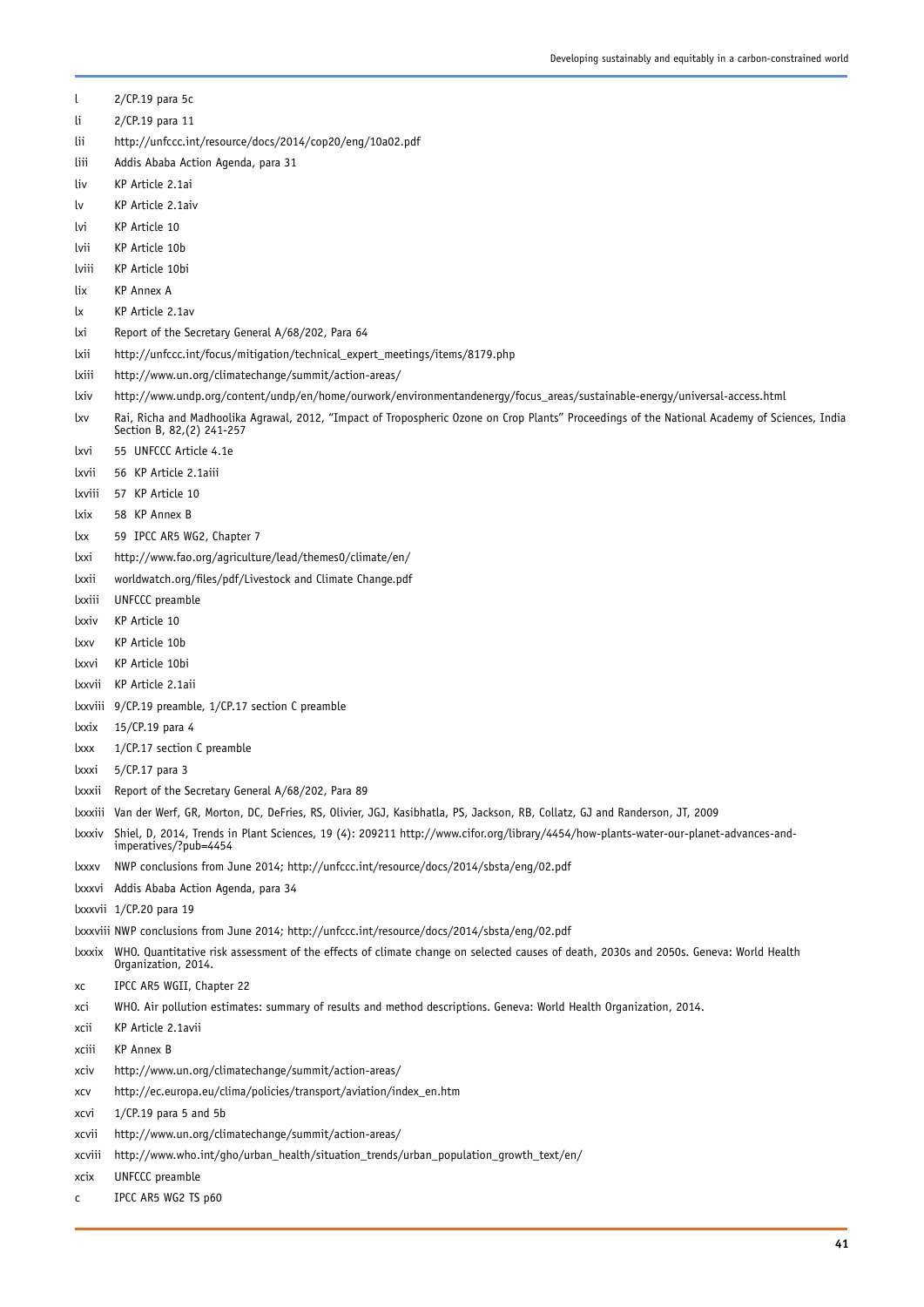l 2/CP.19 para 5c

li 2/CP.19 para 11

lii http://unfccc.int/resource/docs/2014/cop20/eng/10a02.pdf

liii Addis Ababa Action Agenda, para 31

liv KP Article 2.1ai

lv KP Article 2.1aiv

lvi KP Article 10

lvii KP Article 10b

lviii KP Article 10bi

lix KP Annex A

lx KP Article 2.1av

lxi Report of the Secretary General A/68/202, Para 64

lxii http://unfccc.int/focus/mitigation/technical_expert_meetings/items/8179.php

lxiii http://www.un.org/climatechange/summit/action-areas/

lxiv http://www.undp.org/content/undp/en/home/ourwork/environmentandenergy/focus_areas/sustainable-energy/universal-access.html

lxv Rai, Richa and Madhoolika Agrawal, 2012, "Impact of Tropospheric Ozone on Crop Plants" Proceedings of the National Academy of Sciences, India Section B, 82,(2) 241-257

lxvi 55 UNFCCC Article 4.1e

lxvii 56 KP Article 2.1aiii

lxviii 57 KP Article 10

lxix 58 KP Annex B

lxx 59 IPCC AR5 WG2, Chapter 7

lxxi http://www.fao.org/agriculture/lead/themes0/climate/en/

lxxii worldwatch.org/files/pdf/Livestock and Climate Change.pdf

lxxiii UNFCCC preamble

lxxiv KP Article 10

lxxv KP Article 10b

lxxvi KP Article 10bi

lxxvii KP Article 2.1aii

lxxviii 9/CP.19 preamble, 1/CP.17 section C preamble

lxxix 15/CP.19 para 4

lxxx 1/CP.17 section C preamble

lxxxi 5/CP.17 para 3

lxxxii Report of the Secretary General A/68/202, Para 89

lxxxiii Van der Werf, GR, Morton, DC, DeFries, RS, Olivier, JGJ, Kasibhatla, PS, Jackson, RB, Collatz, GJ and Randerson, JT, 2009

lxxxiv Shiel, D, 2014, Trends in Plant Sciences, 19 (4): 209211 http://www.cifor.org/library/4454/how-plants-water-our-planet-advances-and-imperatives/?pub=4454

lxxxv NWP conclusions from June 2014; http://unfccc.int/resource/docs/2014/sbsta/eng/02.pdf

lxxxvi Addis Ababa Action Agenda, para 34

lxxxvii 1/CP.20 para 19

lxxxviii NWP conclusions from June 2014; http://unfccc.int/resource/docs/2014/sbsta/eng/02.pdf

lxxxix WHO. Quantitative risk assessment of the effects of climate change on selected causes of death, 2030s and 2050s. Geneva: World Health Organization, 2014.

xc IPCC AR5 WGII, Chapter 22

xci WHO. Air pollution estimates: summary of results and method descriptions. Geneva: World Health Organization, 2014.

xcii KP Article 2.1avii

xciii KP Annex B

xciv http://www.un.org/climatechange/summit/action-areas/

xcv http://ec.europa.eu/clima/policies/transport/aviation/index_en.htm

xcvi 1/CP.19 para 5 and 5b

xcvii http://www.un.org/climatechange/summit/action-areas/

xcviii http://www.who.int/gho/urban_health/situation_trends/urban_population_growth_text/en/

xcix UNFCCC preamble

c IPCC AR5 WG2 TS p60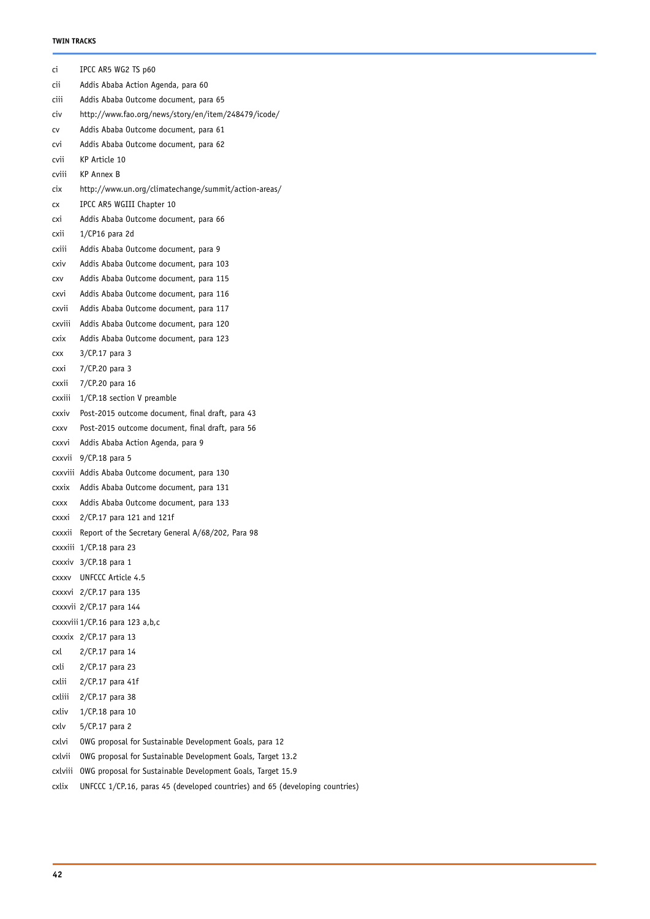ci IPCC AR5 WG2 TS p60

cii Addis Ababa Action Agenda, para 60

ciii Addis Ababa Outcome document, para 65

civ http://www.fao.org/news/story/en/item/248479/icode/

cv Addis Ababa Outcome document, para 61

cvi Addis Ababa Outcome document, para 62

cvii KP Article 10

cviii KP Annex B

cix http://www.un.org/climatechange/summit/action-areas/

cx IPCC AR5 WGIII Chapter 10

cxi Addis Ababa Outcome document, para 66

cxii 1/CP16 para 2d

cxiii Addis Ababa Outcome document, para 9

cxiv Addis Ababa Outcome document, para 103

cxv Addis Ababa Outcome document, para 115

cxvi Addis Ababa Outcome document, para 116

cxvii Addis Ababa Outcome document, para 117

cxviii Addis Ababa Outcome document, para 120

cxix Addis Ababa Outcome document, para 123

cxx 3/CP.17 para 3

cxxi 7/CP.20 para 3

cxxii 7/CP.20 para 16

cxxiii 1/CP.18 section V preamble

cxxiv Post-2015 outcome document, final draft, para 43

cxxv Post-2015 outcome document, final draft, para 56

cxxvi Addis Ababa Action Agenda, para 9

cxxvii 9/CP.18 para 5

cxxviii Addis Ababa Outcome document, para 130

cxxix Addis Ababa Outcome document, para 131

cxxx Addis Ababa Outcome document, para 133

cxxxi 2/CP.17 para 121 and 121f

cxxxii Report of the Secretary General A/68/202, Para 98

cxxxiii 1/CP.18 para 23

cxxxiv 3/CP.18 para 1

cxxxv UNFCCC Article 4.5

cxxxvi 2/CP.17 para 135

cxxxvii 2/CP.17 para 144

cxxxviii 1/CP.16 para 123 a,b,c

cxxxix 2/CP.17 para 13

cxl 2/CP.17 para 14

cxli 2/CP.17 para 23

cxlii 2/CP.17 para 41f

cxliii 2/CP.17 para 38

cxliv 1/CP.18 para 10

cxlv 5/CP.17 para 2

cxlvi OWG proposal for Sustainable Development Goals, para 12

cxlvii OWG proposal for Sustainable Development Goals, Target 13.2

cxlviii OWG proposal for Sustainable Development Goals, Target 15.9

cxlix UNFCCC 1/CP.16, paras 45 (developed countries) and 65 (developing countries)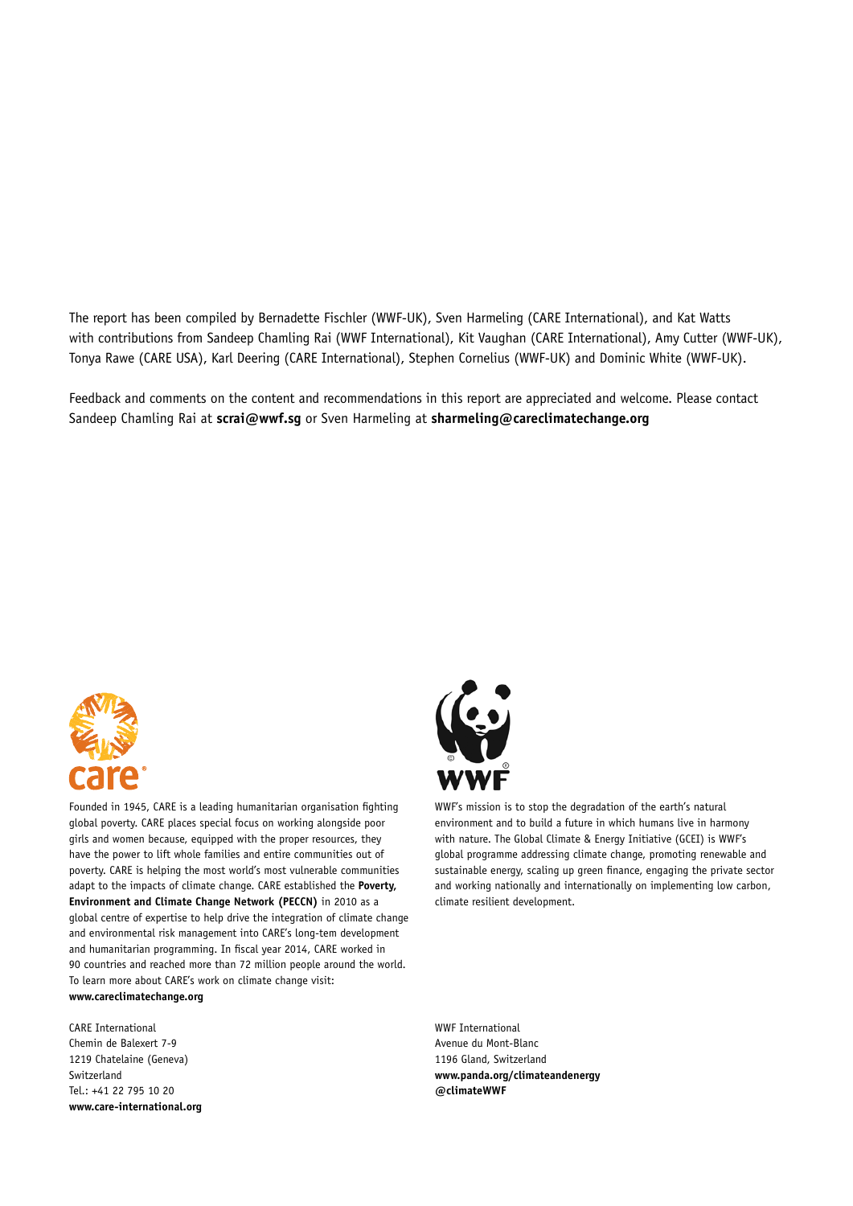The report has been compiled by Bernadette Fischler (WWF-UK), Sven Harmeling (CARE International), and Kat Watts with contributions from Sandeep Chamling Rai (WWF International), Kit Vaughan (CARE International), Amy Cutter (WWF-UK), Tonya Rawe (CARE USA), Karl Deering (CARE International), Stephen Cornelius (WWF-UK) and Dominic White (WWF-UK).

Feedback and comments on the content and recommendations in this report are appreciated and welcome. Please contact Sandeep Chamling Rai at **scrai@wwf.sg** or Sven Harmeling at **sharmeling@careclimatechange.org**

Founded in 1945, CARE is a leading humanitarian organisation fighting global poverty. CARE places special focus on working alongside poor girls and women because, equipped with the proper resources, they have the power to lift whole families and entire communities out of poverty. CARE is helping the most world's most vulnerable communities adapt to the impacts of climate change. CARE established the **Poverty, Environment and Climate Change Network (PECCN)** in 2010 as a global centre of expertise to help drive the integration of climate change and environmental risk management into CARE's long-tem development and humanitarian programming. In fiscal year 2014, CARE worked in 90 countries and reached more than 72 million people around the world. To learn more about CARE's work on climate change visit: **www.careclimatechange.org**

CARE International
Chemin de Balexert 7-9
1219 Chatelaine (Geneva)
Switzerland
Tel.: +41 22 795 10 20
**www.care-international.org**

WWF's mission is to stop the degradation of the earth's natural environment and to build a future in which humans live in harmony with nature. The Global Climate & Energy Initiative (GCEI) is WWF's global programme addressing climate change, promoting renewable and sustainable energy, scaling up green finance, engaging the private sector and working nationally and internationally on implementing low carbon, climate resilient development.

WWF International
Avenue du Mont-Blanc
1196 Gland, Switzerland
**www.panda.org/climateandenergy**
**@climateWWF**